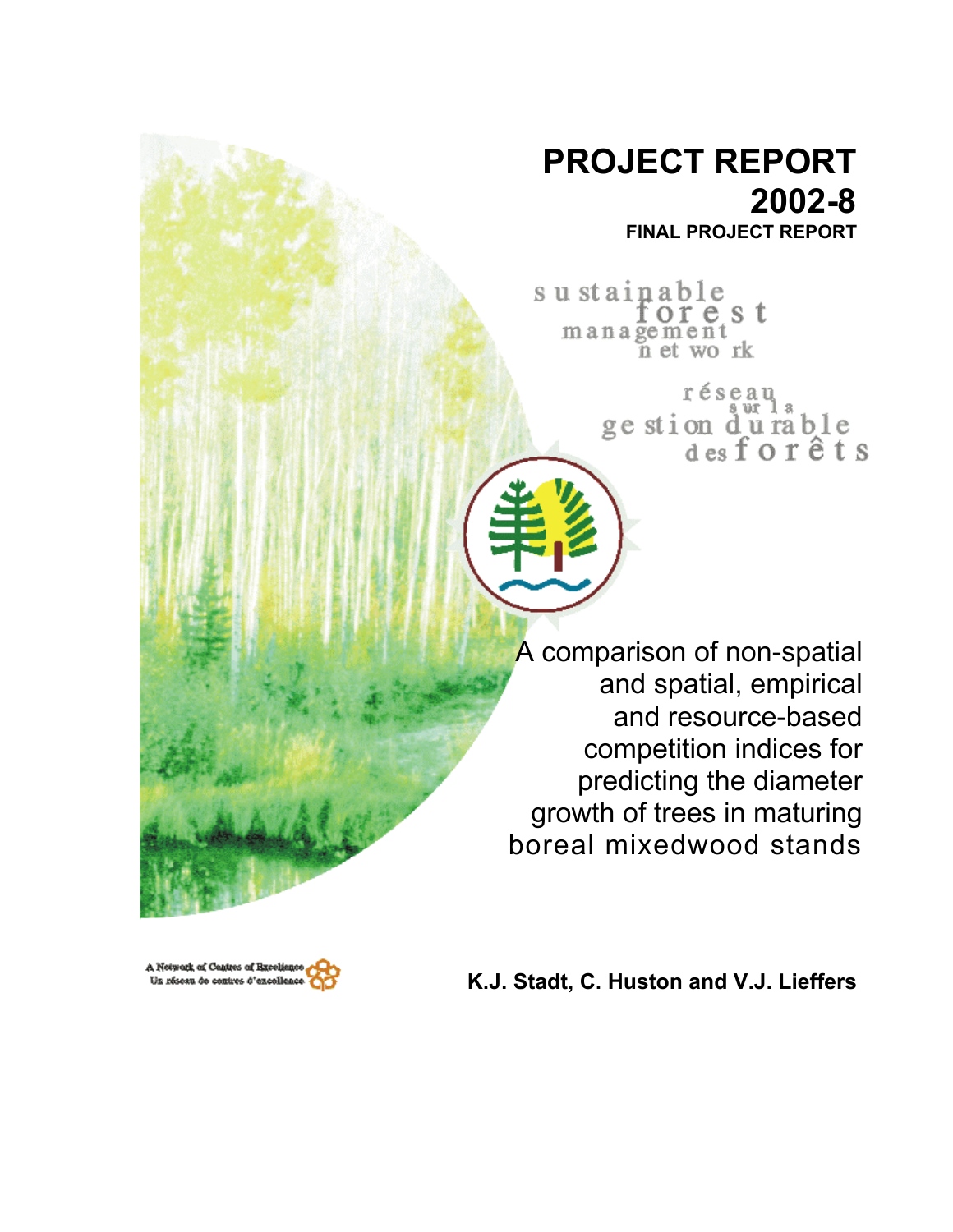# PROJECT REPORT 2002-8

**FINAL PROJECT REPORT**

sustainable forest management network

réseau sur la gestion durable des forêts

## A comparison of non-spatial and spatial, empirical and resource-based competition indices for predicting the diameter growth of trees in maturing boreal mixedwood stands

A Network of Centres of Excellence
Un réseau de centres d'excellence

**K.J. Stadt, C. Huston and V.J. Lieffers**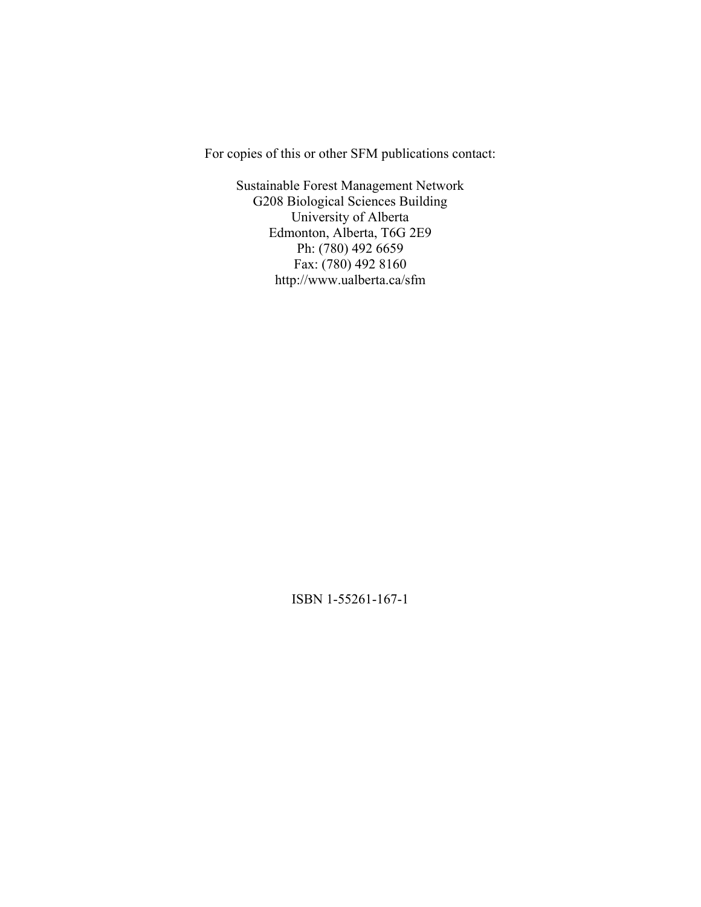For copies of this or other SFM publications contact:

Sustainable Forest Management Network  
G208 Biological Sciences Building  
University of Alberta  
Edmonton, Alberta, T6G 2E9  
Ph: (780) 492 6659  
Fax: (780) 492 8160  
http://www.ualberta.ca/sfm

ISBN 1-55261-167-1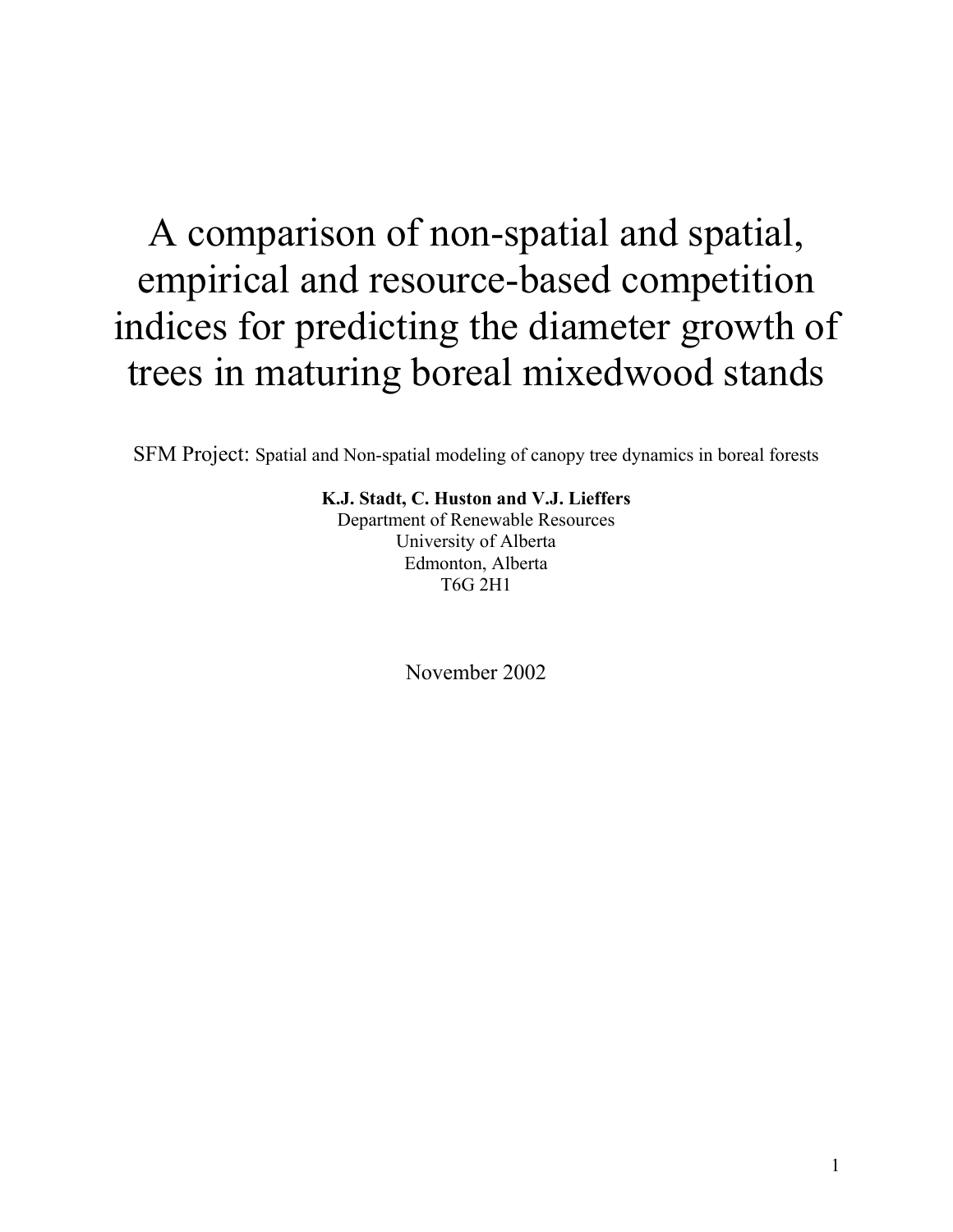# A comparison of non-spatial and spatial, empirical and resource-based competition indices for predicting the diameter growth of trees in maturing boreal mixedwood stands

SFM Project: Spatial and Non-spatial modeling of canopy tree dynamics in boreal forests

**K.J. Stadt, C. Huston and V.J. Lieffers**
Department of Renewable Resources
University of Alberta
Edmonton, Alberta
T6G 2H1

November 2002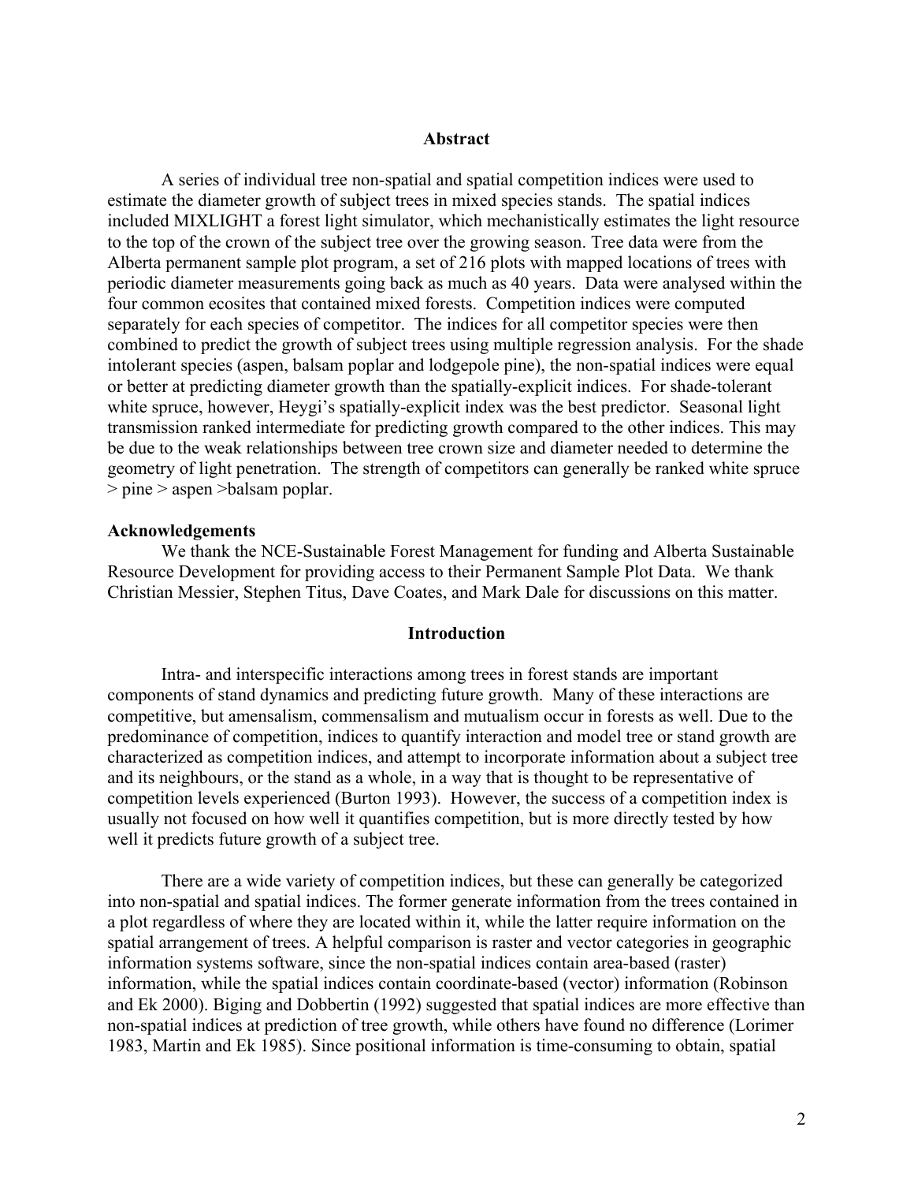## Abstract

A series of individual tree non-spatial and spatial competition indices were used to estimate the diameter growth of subject trees in mixed species stands. The spatial indices included MIXLIGHT a forest light simulator, which mechanistically estimates the light resource to the top of the crown of the subject tree over the growing season. Tree data were from the Alberta permanent sample plot program, a set of 216 plots with mapped locations of trees with periodic diameter measurements going back as much as 40 years. Data were analysed within the four common ecosites that contained mixed forests. Competition indices were computed separately for each species of competitor. The indices for all competitor species were then combined to predict the growth of subject trees using multiple regression analysis. For the shade intolerant species (aspen, balsam poplar and lodgepole pine), the non-spatial indices were equal or better at predicting diameter growth than the spatially-explicit indices. For shade-tolerant white spruce, however, Heygi's spatially-explicit index was the best predictor. Seasonal light transmission ranked intermediate for predicting growth compared to the other indices. This may be due to the weak relationships between tree crown size and diameter needed to determine the geometry of light penetration. The strength of competitors can generally be ranked white spruce > pine > aspen >balsam poplar.

**Acknowledgements**

We thank the NCE-Sustainable Forest Management for funding and Alberta Sustainable Resource Development for providing access to their Permanent Sample Plot Data. We thank Christian Messier, Stephen Titus, Dave Coates, and Mark Dale for discussions on this matter.

## Introduction

Intra- and interspecific interactions among trees in forest stands are important components of stand dynamics and predicting future growth. Many of these interactions are competitive, but amensalism, commensalism and mutualism occur in forests as well. Due to the predominance of competition, indices to quantify interaction and model tree or stand growth are characterized as competition indices, and attempt to incorporate information about a subject tree and its neighbours, or the stand as a whole, in a way that is thought to be representative of competition levels experienced (Burton 1993). However, the success of a competition index is usually not focused on how well it quantifies competition, but is more directly tested by how well it predicts future growth of a subject tree.

There are a wide variety of competition indices, but these can generally be categorized into non-spatial and spatial indices. The former generate information from the trees contained in a plot regardless of where they are located within it, while the latter require information on the spatial arrangement of trees. A helpful comparison is raster and vector categories in geographic information systems software, since the non-spatial indices contain area-based (raster) information, while the spatial indices contain coordinate-based (vector) information (Robinson and Ek 2000). Biging and Dobbertin (1992) suggested that spatial indices are more effective than non-spatial indices at prediction of tree growth, while others have found no difference (Lorimer 1983, Martin and Ek 1985). Since positional information is time-consuming to obtain, spatial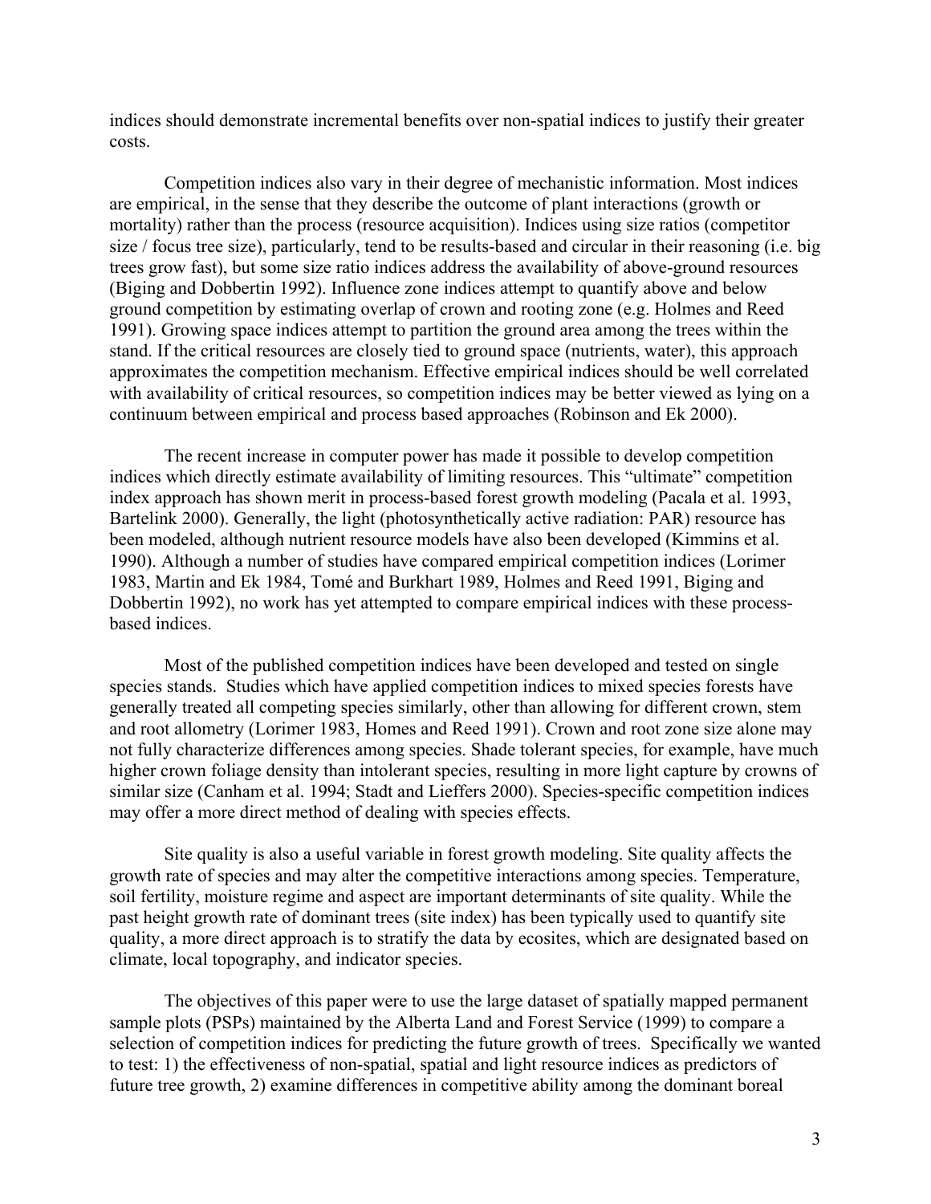indices should demonstrate incremental benefits over non-spatial indices to justify their greater costs.

Competition indices also vary in their degree of mechanistic information. Most indices are empirical, in the sense that they describe the outcome of plant interactions (growth or mortality) rather than the process (resource acquisition). Indices using size ratios (competitor size / focus tree size), particularly, tend to be results-based and circular in their reasoning (i.e. big trees grow fast), but some size ratio indices address the availability of above-ground resources (Biging and Dobbertin 1992). Influence zone indices attempt to quantify above and below ground competition by estimating overlap of crown and rooting zone (e.g. Holmes and Reed 1991). Growing space indices attempt to partition the ground area among the trees within the stand. If the critical resources are closely tied to ground space (nutrients, water), this approach approximates the competition mechanism. Effective empirical indices should be well correlated with availability of critical resources, so competition indices may be better viewed as lying on a continuum between empirical and process based approaches (Robinson and Ek 2000).

The recent increase in computer power has made it possible to develop competition indices which directly estimate availability of limiting resources. This "ultimate" competition index approach has shown merit in process-based forest growth modeling (Pacala et al. 1993, Bartelink 2000). Generally, the light (photosynthetically active radiation: PAR) resource has been modeled, although nutrient resource models have also been developed (Kimmins et al. 1990). Although a number of studies have compared empirical competition indices (Lorimer 1983, Martin and Ek 1984, Tomé and Burkhart 1989, Holmes and Reed 1991, Biging and Dobbertin 1992), no work has yet attempted to compare empirical indices with these process-based indices.

Most of the published competition indices have been developed and tested on single species stands. Studies which have applied competition indices to mixed species forests have generally treated all competing species similarly, other than allowing for different crown, stem and root allometry (Lorimer 1983, Homes and Reed 1991). Crown and root zone size alone may not fully characterize differences among species. Shade tolerant species, for example, have much higher crown foliage density than intolerant species, resulting in more light capture by crowns of similar size (Canham et al. 1994; Stadt and Lieffers 2000). Species-specific competition indices may offer a more direct method of dealing with species effects.

Site quality is also a useful variable in forest growth modeling. Site quality affects the growth rate of species and may alter the competitive interactions among species. Temperature, soil fertility, moisture regime and aspect are important determinants of site quality. While the past height growth rate of dominant trees (site index) has been typically used to quantify site quality, a more direct approach is to stratify the data by ecosites, which are designated based on climate, local topography, and indicator species.

The objectives of this paper were to use the large dataset of spatially mapped permanent sample plots (PSPs) maintained by the Alberta Land and Forest Service (1999) to compare a selection of competition indices for predicting the future growth of trees. Specifically we wanted to test: 1) the effectiveness of non-spatial, spatial and light resource indices as predictors of future tree growth, 2) examine differences in competitive ability among the dominant boreal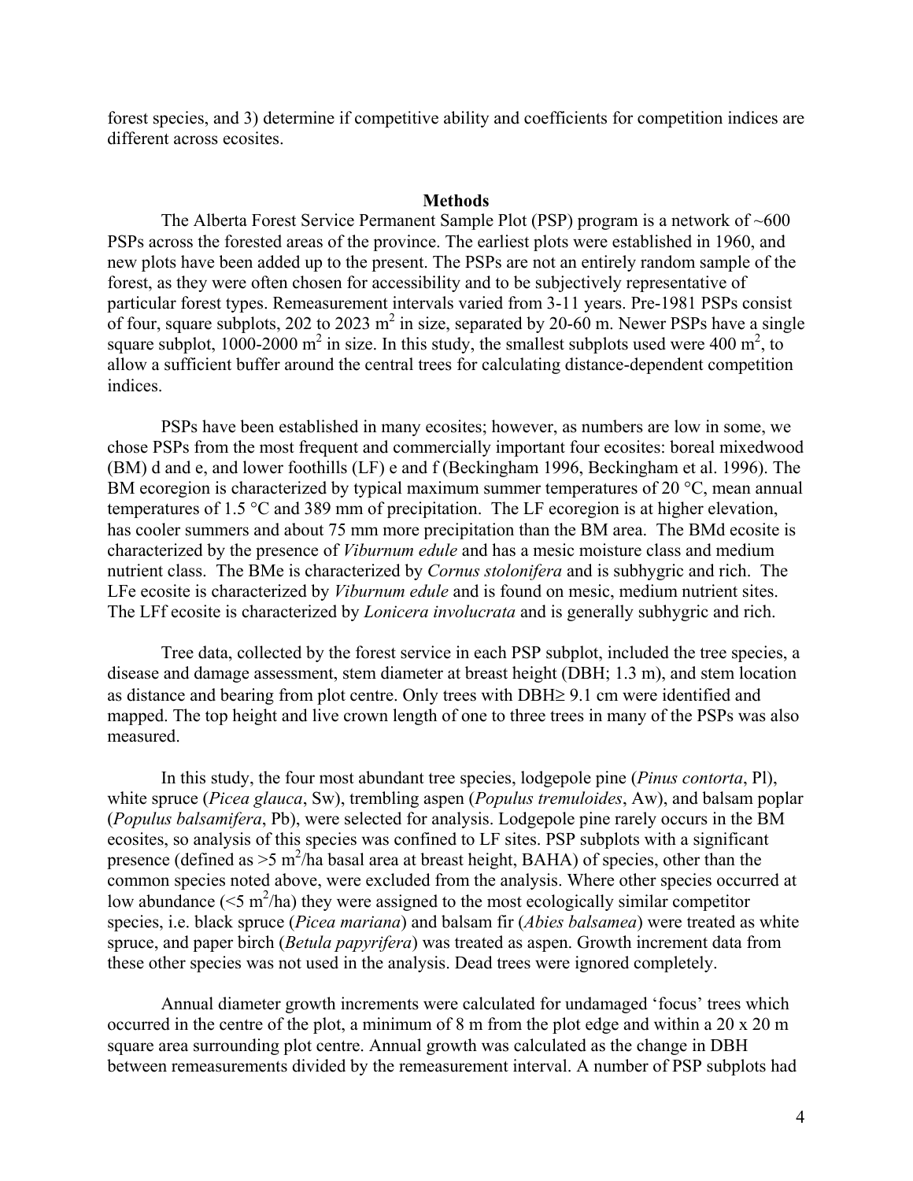forest species, and 3) determine if competitive ability and coefficients for competition indices are different across ecosites.

## Methods

The Alberta Forest Service Permanent Sample Plot (PSP) program is a network of ~600 PSPs across the forested areas of the province. The earliest plots were established in 1960, and new plots have been added up to the present. The PSPs are not an entirely random sample of the forest, as they were often chosen for accessibility and to be subjectively representative of particular forest types. Remeasurement intervals varied from 3-11 years. Pre-1981 PSPs consist of four, square subplots, 202 to 2023 $m^2$ in size, separated by 20-60 m. Newer PSPs have a single square subplot, 1000-2000 $m^2$ in size. In this study, the smallest subplots used were 400 $m^2$, to allow a sufficient buffer around the central trees for calculating distance-dependent competition indices.

PSPs have been established in many ecosites; however, as numbers are low in some, we chose PSPs from the most frequent and commercially important four ecosites: boreal mixedwood (BM) d and e, and lower foothills (LF) e and f (Beckingham 1996, Beckingham et al. 1996). The BM ecoregion is characterized by typical maximum summer temperatures of 20 °C, mean annual temperatures of 1.5 °C and 389 mm of precipitation. The LF ecoregion is at higher elevation, has cooler summers and about 75 mm more precipitation than the BM area. The BMd ecosite is characterized by the presence of *Viburnum edule* and has a mesic moisture class and medium nutrient class. The BMe is characterized by *Cornus stolonifera* and is subhygric and rich. The LFe ecosite is characterized by *Viburnum edule* and is found on mesic, medium nutrient sites. The LFf ecosite is characterized by *Lonicera involucrata* and is generally subhygric and rich.

Tree data, collected by the forest service in each PSP subplot, included the tree species, a disease and damage assessment, stem diameter at breast height (DBH; 1.3 m), and stem location as distance and bearing from plot centre. Only trees with DBH$\geq$ 9.1 cm were identified and mapped. The top height and live crown length of one to three trees in many of the PSPs was also measured.

In this study, the four most abundant tree species, lodgepole pine (*Pinus contorta*, Pl), white spruce (*Picea glauca*, Sw), trembling aspen (*Populus tremuloides*, Aw), and balsam poplar (*Populus balsamifera*, Pb), were selected for analysis. Lodgepole pine rarely occurs in the BM ecosites, so analysis of this species was confined to LF sites. PSP subplots with a significant presence (defined as >5 $m^2$/ha basal area at breast height, BAHA) of species, other than the common species noted above, were excluded from the analysis. Where other species occurred at low abundance (<5 $m^2$/ha) they were assigned to the most ecologically similar competitor species, i.e. black spruce (*Picea mariana*) and balsam fir (*Abies balsamea*) were treated as white spruce, and paper birch (*Betula papyrifera*) was treated as aspen. Growth increment data from these other species was not used in the analysis. Dead trees were ignored completely.

Annual diameter growth increments were calculated for undamaged 'focus' trees which occurred in the centre of the plot, a minimum of 8 m from the plot edge and within a 20 x 20 m square area surrounding plot centre. Annual growth was calculated as the change in DBH between remeasurements divided by the remeasurement interval. A number of PSP subplots had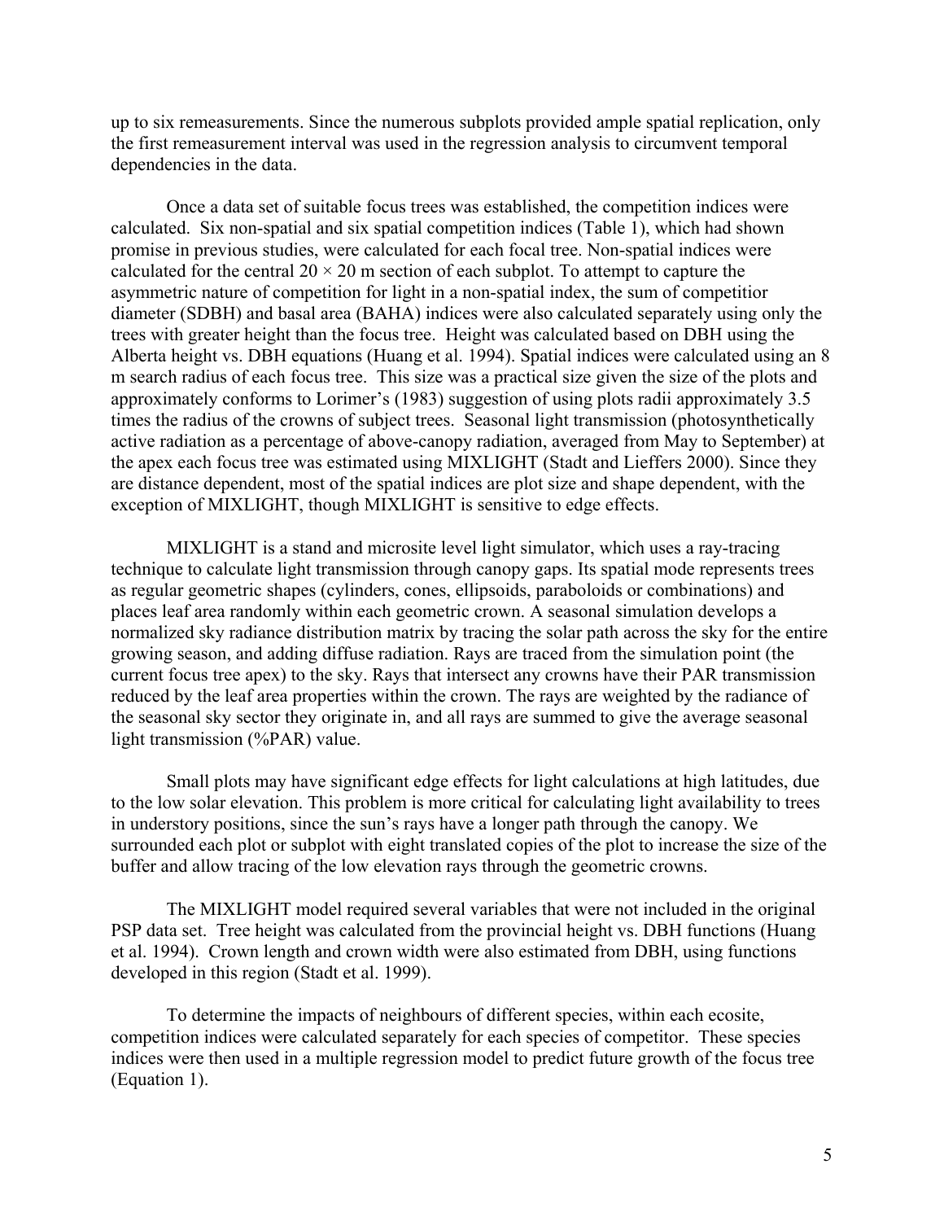up to six remeasurements. Since the numerous subplots provided ample spatial replication, only the first remeasurement interval was used in the regression analysis to circumvent temporal dependencies in the data.

Once a data set of suitable focus trees was established, the competition indices were calculated. Six non-spatial and six spatial competition indices (Table 1), which had shown promise in previous studies, were calculated for each focal tree. Non-spatial indices were calculated for the central $20 \times 20$ m section of each subplot. To attempt to capture the asymmetric nature of competition for light in a non-spatial index, the sum of competitior diameter (SDBH) and basal area (BAHA) indices were also calculated separately using only the trees with greater height than the focus tree. Height was calculated based on DBH using the Alberta height vs. DBH equations (Huang et al. 1994). Spatial indices were calculated using an 8 m search radius of each focus tree. This size was a practical size given the size of the plots and approximately conforms to Lorimer's (1983) suggestion of using plots radii approximately 3.5 times the radius of the crowns of subject trees. Seasonal light transmission (photosynthetically active radiation as a percentage of above-canopy radiation, averaged from May to September) at the apex each focus tree was estimated using MIXLIGHT (Stadt and Lieffers 2000). Since they are distance dependent, most of the spatial indices are plot size and shape dependent, with the exception of MIXLIGHT, though MIXLIGHT is sensitive to edge effects.

MIXLIGHT is a stand and microsite level light simulator, which uses a ray-tracing technique to calculate light transmission through canopy gaps. Its spatial mode represents trees as regular geometric shapes (cylinders, cones, ellipsoids, paraboloids or combinations) and places leaf area randomly within each geometric crown. A seasonal simulation develops a normalized sky radiance distribution matrix by tracing the solar path across the sky for the entire growing season, and adding diffuse radiation. Rays are traced from the simulation point (the current focus tree apex) to the sky. Rays that intersect any crowns have their PAR transmission reduced by the leaf area properties within the crown. The rays are weighted by the radiance of the seasonal sky sector they originate in, and all rays are summed to give the average seasonal light transmission (%PAR) value.

Small plots may have significant edge effects for light calculations at high latitudes, due to the low solar elevation. This problem is more critical for calculating light availability to trees in understory positions, since the sun's rays have a longer path through the canopy. We surrounded each plot or subplot with eight translated copies of the plot to increase the size of the buffer and allow tracing of the low elevation rays through the geometric crowns.

The MIXLIGHT model required several variables that were not included in the original PSP data set. Tree height was calculated from the provincial height vs. DBH functions (Huang et al. 1994). Crown length and crown width were also estimated from DBH, using functions developed in this region (Stadt et al. 1999).

To determine the impacts of neighbours of different species, within each ecosite, competition indices were calculated separately for each species of competitor. These species indices were then used in a multiple regression model to predict future growth of the focus tree (Equation 1).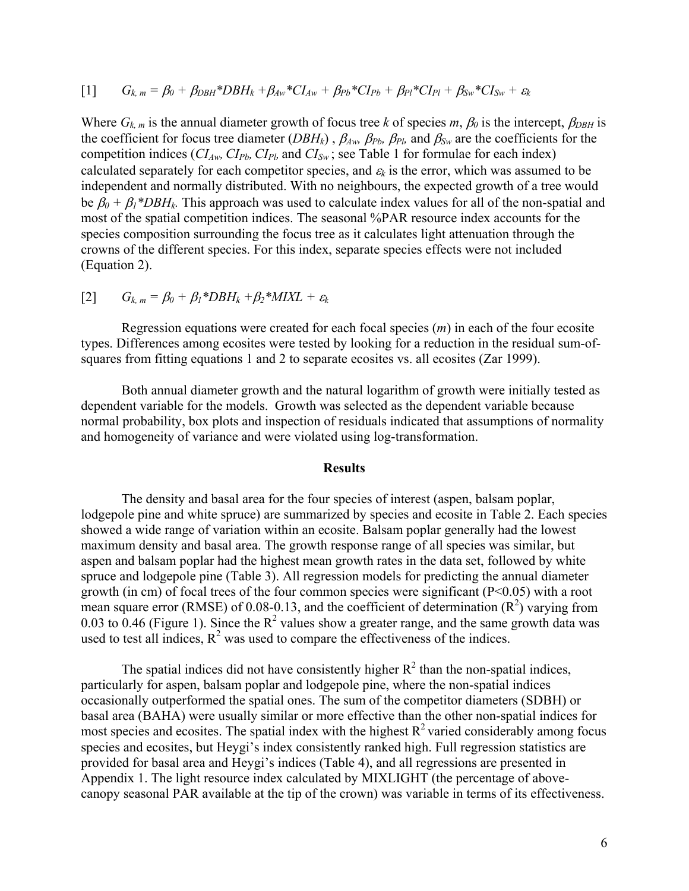$$[1] \quad G_{k,\,m} = \beta_0 + \beta_{DBH}{*}DBH_k + \beta_{Aw}{*}CI_{Aw} + \beta_{Pb}{*}CI_{Pb} + \beta_{Pl}{*}CI_{Pl} + \beta_{Sw}{*}CI_{Sw} + \varepsilon_k$$

Where $G_{k,\,m}$ is the annual diameter growth of focus tree $k$ of species $m$, $\beta_0$ is the intercept, $\beta_{DBH}$ is the coefficient for focus tree diameter ($DBH_k$) , $\beta_{Aw}$, $\beta_{Pb}$, $\beta_{Pl}$, and $\beta_{Sw}$ are the coefficients for the competition indices ($CI_{Aw}$, $CI_{Pb}$, $CI_{Pl}$, and $CI_{Sw}$ ; see Table 1 for formulae for each index) calculated separately for each competitor species, and $\varepsilon_k$ is the error, which was assumed to be independent and normally distributed. With no neighbours, the expected growth of a tree would be $\beta_0 + \beta_1{*}DBH_k$. This approach was used to calculate index values for all of the non-spatial and most of the spatial competition indices. The seasonal %PAR resource index accounts for the species composition surrounding the focus tree as it calculates light attenuation through the crowns of the different species. For this index, separate species effects were not included (Equation 2).

$$[2] \quad G_{k,\,m} = \beta_0 + \beta_1{*}DBH_k + \beta_2{*}MIXL + \varepsilon_k$$

Regression equations were created for each focal species ($m$) in each of the four ecosite types. Differences among ecosites were tested by looking for a reduction in the residual sum-of-squares from fitting equations 1 and 2 to separate ecosites vs. all ecosites (Zar 1999).

Both annual diameter growth and the natural logarithm of growth were initially tested as dependent variable for the models. Growth was selected as the dependent variable because normal probability, box plots and inspection of residuals indicated that assumptions of normality and homogeneity of variance and were violated using log-transformation.

## Results

The density and basal area for the four species of interest (aspen, balsam poplar, lodgepole pine and white spruce) are summarized by species and ecosite in Table 2. Each species showed a wide range of variation within an ecosite. Balsam poplar generally had the lowest maximum density and basal area. The growth response range of all species was similar, but aspen and balsam poplar had the highest mean growth rates in the data set, followed by white spruce and lodgepole pine (Table 3). All regression models for predicting the annual diameter growth (in cm) of focal trees of the four common species were significant ($P<0.05$) with a root mean square error (RMSE) of 0.08-0.13, and the coefficient of determination ($R^2$) varying from 0.03 to 0.46 (Figure 1). Since the $R^2$ values show a greater range, and the same growth data was used to test all indices, $R^2$ was used to compare the effectiveness of the indices.

The spatial indices did not have consistently higher $R^2$ than the non-spatial indices, particularly for aspen, balsam poplar and lodgepole pine, where the non-spatial indices occasionally outperformed the spatial ones. The sum of the competitor diameters (SDBH) or basal area (BAHA) were usually similar or more effective than the other non-spatial indices for most species and ecosites. The spatial index with the highest $R^2$ varied considerably among focus species and ecosites, but Heygi's index consistently ranked high. Full regression statistics are provided for basal area and Heygi's indices (Table 4), and all regressions are presented in Appendix 1. The light resource index calculated by MIXLIGHT (the percentage of above-canopy seasonal PAR available at the tip of the crown) was variable in terms of its effectiveness.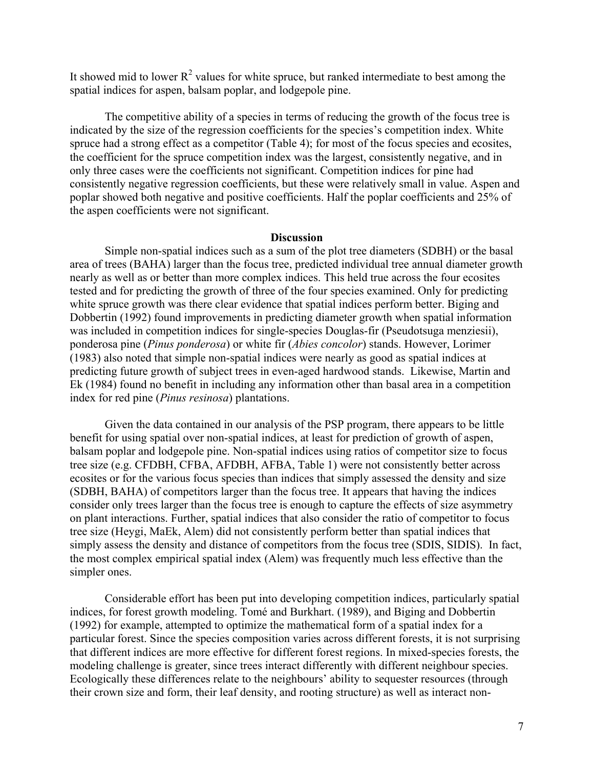It showed mid to lower $R^2$ values for white spruce, but ranked intermediate to best among the spatial indices for aspen, balsam poplar, and lodgepole pine.

The competitive ability of a species in terms of reducing the growth of the focus tree is indicated by the size of the regression coefficients for the species's competition index. White spruce had a strong effect as a competitor (Table 4); for most of the focus species and ecosites, the coefficient for the spruce competition index was the largest, consistently negative, and in only three cases were the coefficients not significant. Competition indices for pine had consistently negative regression coefficients, but these were relatively small in value. Aspen and poplar showed both negative and positive coefficients. Half the poplar coefficients and 25% of the aspen coefficients were not significant.

## Discussion

Simple non-spatial indices such as a sum of the plot tree diameters (SDBH) or the basal area of trees (BAHA) larger than the focus tree, predicted individual tree annual diameter growth nearly as well as or better than more complex indices. This held true across the four ecosites tested and for predicting the growth of three of the four species examined. Only for predicting white spruce growth was there clear evidence that spatial indices perform better. Biging and Dobbertin (1992) found improvements in predicting diameter growth when spatial information was included in competition indices for single-species Douglas-fir (Pseudotsuga menziesii), ponderosa pine (*Pinus ponderosa*) or white fir (*Abies concolor*) stands. However, Lorimer (1983) also noted that simple non-spatial indices were nearly as good as spatial indices at predicting future growth of subject trees in even-aged hardwood stands. Likewise, Martin and Ek (1984) found no benefit in including any information other than basal area in a competition index for red pine (*Pinus resinosa*) plantations.

Given the data contained in our analysis of the PSP program, there appears to be little benefit for using spatial over non-spatial indices, at least for prediction of growth of aspen, balsam poplar and lodgepole pine. Non-spatial indices using ratios of competitor size to focus tree size (e.g. CFDBH, CFBA, AFDBH, AFBA, Table 1) were not consistently better across ecosites or for the various focus species than indices that simply assessed the density and size (SDBH, BAHA) of competitors larger than the focus tree. It appears that having the indices consider only trees larger than the focus tree is enough to capture the effects of size asymmetry on plant interactions. Further, spatial indices that also consider the ratio of competitor to focus tree size (Heygi, MaEk, Alem) did not consistently perform better than spatial indices that simply assess the density and distance of competitors from the focus tree (SDIS, SIDIS). In fact, the most complex empirical spatial index (Alem) was frequently much less effective than the simpler ones.

Considerable effort has been put into developing competition indices, particularly spatial indices, for forest growth modeling. Tomé and Burkhart. (1989), and Biging and Dobbertin (1992) for example, attempted to optimize the mathematical form of a spatial index for a particular forest. Since the species composition varies across different forests, it is not surprising that different indices are more effective for different forest regions. In mixed-species forests, the modeling challenge is greater, since trees interact differently with different neighbour species. Ecologically these differences relate to the neighbours' ability to sequester resources (through their crown size and form, their leaf density, and rooting structure) as well as interact non-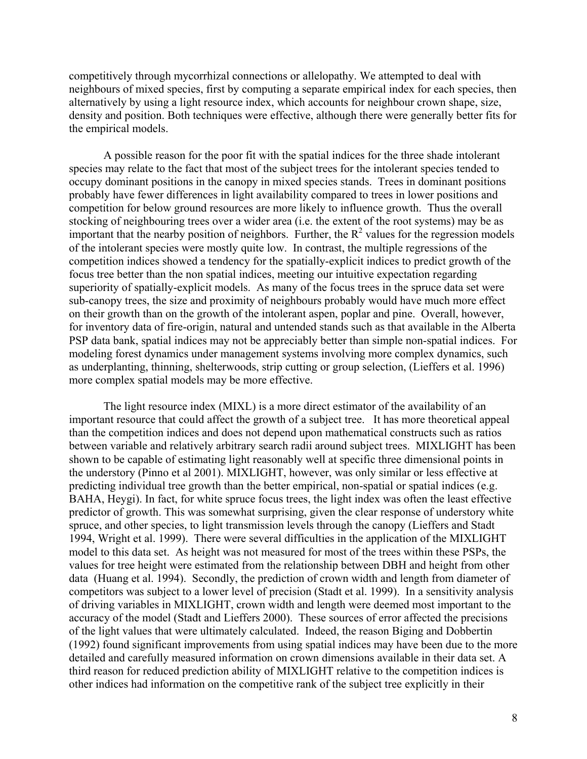competitively through mycorrhizal connections or allelopathy. We attempted to deal with neighbours of mixed species, first by computing a separate empirical index for each species, then alternatively by using a light resource index, which accounts for neighbour crown shape, size, density and position. Both techniques were effective, although there were generally better fits for the empirical models.

A possible reason for the poor fit with the spatial indices for the three shade intolerant species may relate to the fact that most of the subject trees for the intolerant species tended to occupy dominant positions in the canopy in mixed species stands. Trees in dominant positions probably have fewer differences in light availability compared to trees in lower positions and competition for below ground resources are more likely to influence growth. Thus the overall stocking of neighbouring trees over a wider area (i.e. the extent of the root systems) may be as important that the nearby position of neighbors. Further, the $R^2$ values for the regression models of the intolerant species were mostly quite low. In contrast, the multiple regressions of the competition indices showed a tendency for the spatially-explicit indices to predict growth of the focus tree better than the non spatial indices, meeting our intuitive expectation regarding superiority of spatially-explicit models. As many of the focus trees in the spruce data set were sub-canopy trees, the size and proximity of neighbours probably would have much more effect on their growth than on the growth of the intolerant aspen, poplar and pine. Overall, however, for inventory data of fire-origin, natural and untended stands such as that available in the Alberta PSP data bank, spatial indices may not be appreciably better than simple non-spatial indices. For modeling forest dynamics under management systems involving more complex dynamics, such as underplanting, thinning, shelterwoods, strip cutting or group selection, (Lieffers et al. 1996) more complex spatial models may be more effective.

The light resource index (MIXL) is a more direct estimator of the availability of an important resource that could affect the growth of a subject tree. It has more theoretical appeal than the competition indices and does not depend upon mathematical constructs such as ratios between variable and relatively arbitrary search radii around subject trees. MIXLIGHT has been shown to be capable of estimating light reasonably well at specific three dimensional points in the understory (Pinno et al 2001). MIXLIGHT, however, was only similar or less effective at predicting individual tree growth than the better empirical, non-spatial or spatial indices (e.g. BAHA, Heygi). In fact, for white spruce focus trees, the light index was often the least effective predictor of growth. This was somewhat surprising, given the clear response of understory white spruce, and other species, to light transmission levels through the canopy (Lieffers and Stadt 1994, Wright et al. 1999). There were several difficulties in the application of the MIXLIGHT model to this data set. As height was not measured for most of the trees within these PSPs, the values for tree height were estimated from the relationship between DBH and height from other data (Huang et al. 1994). Secondly, the prediction of crown width and length from diameter of competitors was subject to a lower level of precision (Stadt et al. 1999). In a sensitivity analysis of driving variables in MIXLIGHT, crown width and length were deemed most important to the accuracy of the model (Stadt and Lieffers 2000). These sources of error affected the precisions of the light values that were ultimately calculated. Indeed, the reason Biging and Dobbertin (1992) found significant improvements from using spatial indices may have been due to the more detailed and carefully measured information on crown dimensions available in their data set. A third reason for reduced prediction ability of MIXLIGHT relative to the competition indices is other indices had information on the competitive rank of the subject tree explicitly in their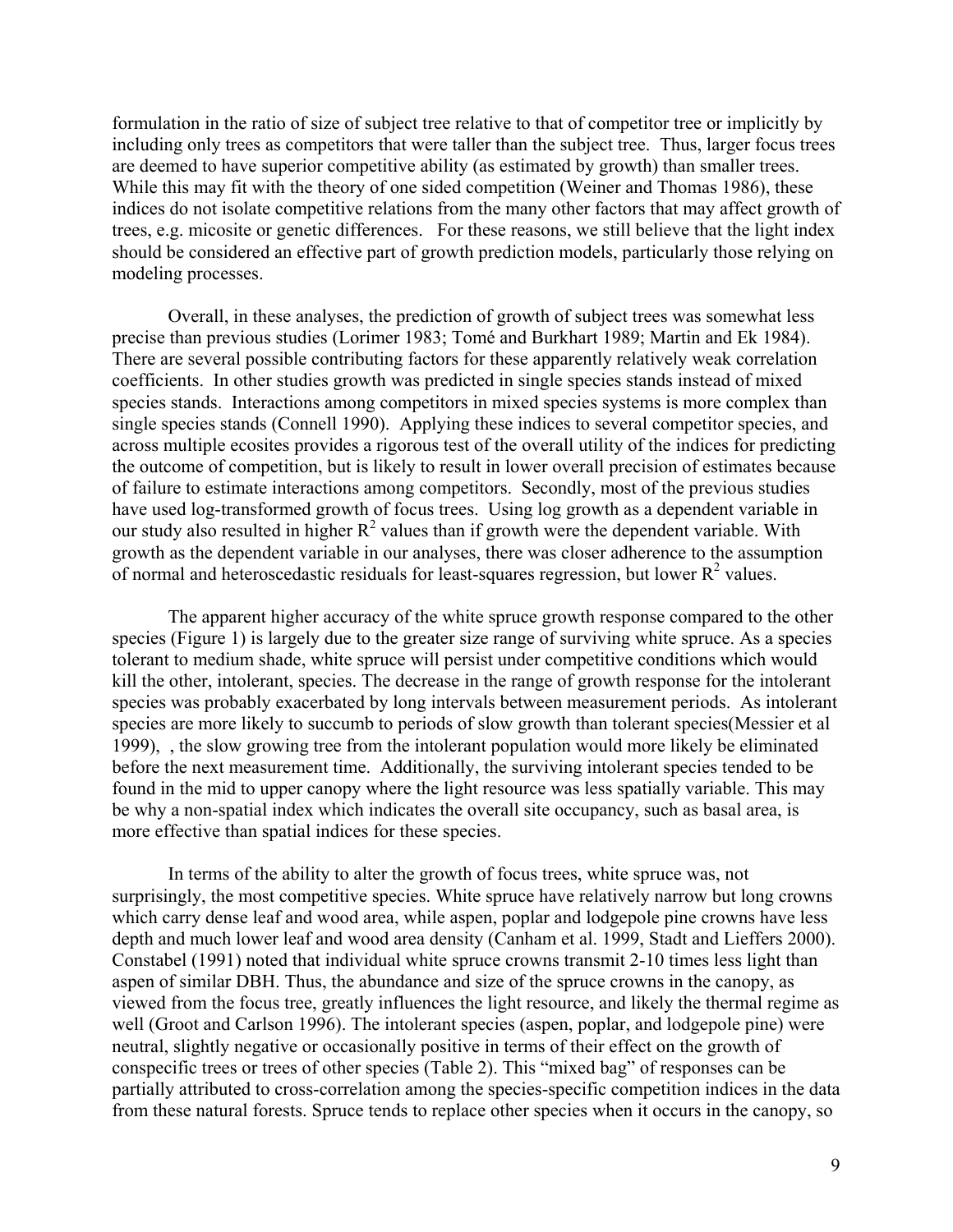formulation in the ratio of size of subject tree relative to that of competitor tree or implicitly by including only trees as competitors that were taller than the subject tree. Thus, larger focus trees are deemed to have superior competitive ability (as estimated by growth) than smaller trees. While this may fit with the theory of one sided competition (Weiner and Thomas 1986), these indices do not isolate competitive relations from the many other factors that may affect growth of trees, e.g. micosite or genetic differences. For these reasons, we still believe that the light index should be considered an effective part of growth prediction models, particularly those relying on modeling processes.

Overall, in these analyses, the prediction of growth of subject trees was somewhat less precise than previous studies (Lorimer 1983; Tomé and Burkhart 1989; Martin and Ek 1984). There are several possible contributing factors for these apparently relatively weak correlation coefficients. In other studies growth was predicted in single species stands instead of mixed species stands. Interactions among competitors in mixed species systems is more complex than single species stands (Connell 1990). Applying these indices to several competitor species, and across multiple ecosites provides a rigorous test of the overall utility of the indices for predicting the outcome of competition, but is likely to result in lower overall precision of estimates because of failure to estimate interactions among competitors. Secondly, most of the previous studies have used log-transformed growth of focus trees. Using log growth as a dependent variable in our study also resulted in higher $R^2$ values than if growth were the dependent variable. With growth as the dependent variable in our analyses, there was closer adherence to the assumption of normal and heteroscedastic residuals for least-squares regression, but lower $R^2$ values.

The apparent higher accuracy of the white spruce growth response compared to the other species (Figure 1) is largely due to the greater size range of surviving white spruce. As a species tolerant to medium shade, white spruce will persist under competitive conditions which would kill the other, intolerant, species. The decrease in the range of growth response for the intolerant species was probably exacerbated by long intervals between measurement periods. As intolerant species are more likely to succumb to periods of slow growth than tolerant species(Messier et al 1999), , the slow growing tree from the intolerant population would more likely be eliminated before the next measurement time. Additionally, the surviving intolerant species tended to be found in the mid to upper canopy where the light resource was less spatially variable. This may be why a non-spatial index which indicates the overall site occupancy, such as basal area, is more effective than spatial indices for these species.

In terms of the ability to alter the growth of focus trees, white spruce was, not surprisingly, the most competitive species. White spruce have relatively narrow but long crowns which carry dense leaf and wood area, while aspen, poplar and lodgepole pine crowns have less depth and much lower leaf and wood area density (Canham et al. 1999, Stadt and Lieffers 2000). Constabel (1991) noted that individual white spruce crowns transmit 2-10 times less light than aspen of similar DBH. Thus, the abundance and size of the spruce crowns in the canopy, as viewed from the focus tree, greatly influences the light resource, and likely the thermal regime as well (Groot and Carlson 1996). The intolerant species (aspen, poplar, and lodgepole pine) were neutral, slightly negative or occasionally positive in terms of their effect on the growth of conspecific trees or trees of other species (Table 2). This "mixed bag" of responses can be partially attributed to cross-correlation among the species-specific competition indices in the data from these natural forests. Spruce tends to replace other species when it occurs in the canopy, so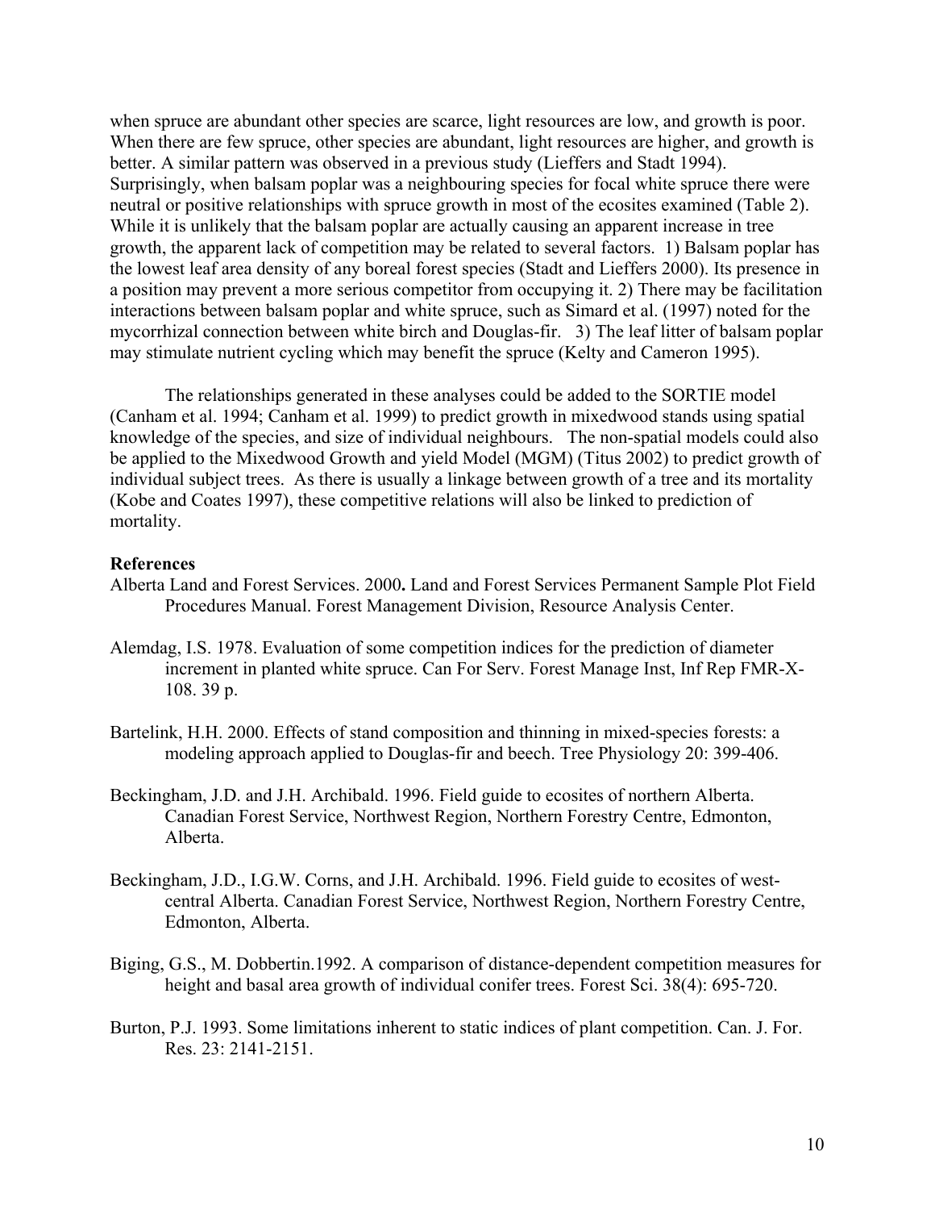when spruce are abundant other species are scarce, light resources are low, and growth is poor. When there are few spruce, other species are abundant, light resources are higher, and growth is better. A similar pattern was observed in a previous study (Lieffers and Stadt 1994). Surprisingly, when balsam poplar was a neighbouring species for focal white spruce there were neutral or positive relationships with spruce growth in most of the ecosites examined (Table 2). While it is unlikely that the balsam poplar are actually causing an apparent increase in tree growth, the apparent lack of competition may be related to several factors. 1) Balsam poplar has the lowest leaf area density of any boreal forest species (Stadt and Lieffers 2000). Its presence in a position may prevent a more serious competitor from occupying it. 2) There may be facilitation interactions between balsam poplar and white spruce, such as Simard et al. (1997) noted for the mycorrhizal connection between white birch and Douglas-fir. 3) The leaf litter of balsam poplar may stimulate nutrient cycling which may benefit the spruce (Kelty and Cameron 1995).

The relationships generated in these analyses could be added to the SORTIE model (Canham et al. 1994; Canham et al. 1999) to predict growth in mixedwood stands using spatial knowledge of the species, and size of individual neighbours. The non-spatial models could also be applied to the Mixedwood Growth and yield Model (MGM) (Titus 2002) to predict growth of individual subject trees. As there is usually a linkage between growth of a tree and its mortality (Kobe and Coates 1997), these competitive relations will also be linked to prediction of mortality.

**References**

Alberta Land and Forest Services. 2000**.** Land and Forest Services Permanent Sample Plot Field Procedures Manual. Forest Management Division, Resource Analysis Center.

Alemdag, I.S. 1978. Evaluation of some competition indices for the prediction of diameter increment in planted white spruce. Can For Serv. Forest Manage Inst, Inf Rep FMR-X-108. 39 p.

Bartelink, H.H. 2000. Effects of stand composition and thinning in mixed-species forests: a modeling approach applied to Douglas-fir and beech. Tree Physiology 20: 399-406.

Beckingham, J.D. and J.H. Archibald. 1996. Field guide to ecosites of northern Alberta. Canadian Forest Service, Northwest Region, Northern Forestry Centre, Edmonton, Alberta.

Beckingham, J.D., I.G.W. Corns, and J.H. Archibald. 1996. Field guide to ecosites of west-central Alberta. Canadian Forest Service, Northwest Region, Northern Forestry Centre, Edmonton, Alberta.

Biging, G.S., M. Dobbertin.1992. A comparison of distance-dependent competition measures for height and basal area growth of individual conifer trees. Forest Sci. 38(4): 695-720.

Burton, P.J. 1993. Some limitations inherent to static indices of plant competition. Can. J. For. Res. 23: 2141-2151.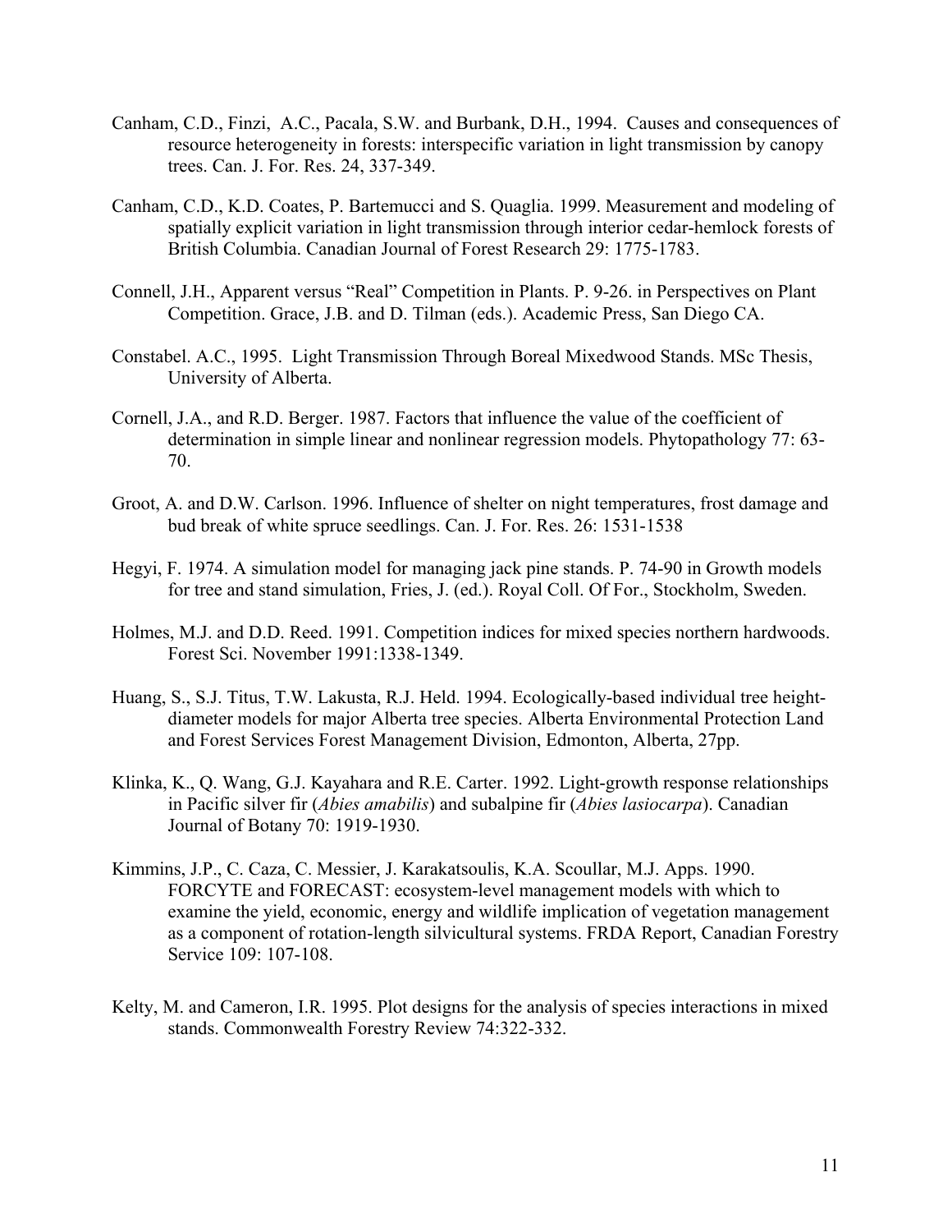Canham, C.D., Finzi, A.C., Pacala, S.W. and Burbank, D.H., 1994. Causes and consequences of resource heterogeneity in forests: interspecific variation in light transmission by canopy trees. Can. J. For. Res. 24, 337-349.

Canham, C.D., K.D. Coates, P. Bartemucci and S. Quaglia. 1999. Measurement and modeling of spatially explicit variation in light transmission through interior cedar-hemlock forests of British Columbia. Canadian Journal of Forest Research 29: 1775-1783.

Connell, J.H., Apparent versus "Real" Competition in Plants. P. 9-26. in Perspectives on Plant Competition. Grace, J.B. and D. Tilman (eds.). Academic Press, San Diego CA.

Constabel. A.C., 1995. Light Transmission Through Boreal Mixedwood Stands. MSc Thesis, University of Alberta.

Cornell, J.A., and R.D. Berger. 1987. Factors that influence the value of the coefficient of determination in simple linear and nonlinear regression models. Phytopathology 77: 63-70.

Groot, A. and D.W. Carlson. 1996. Influence of shelter on night temperatures, frost damage and bud break of white spruce seedlings. Can. J. For. Res. 26: 1531-1538

Hegyi, F. 1974. A simulation model for managing jack pine stands. P. 74-90 in Growth models for tree and stand simulation, Fries, J. (ed.). Royal Coll. Of For., Stockholm, Sweden.

Holmes, M.J. and D.D. Reed. 1991. Competition indices for mixed species northern hardwoods. Forest Sci. November 1991:1338-1349.

Huang, S., S.J. Titus, T.W. Lakusta, R.J. Held. 1994. Ecologically-based individual tree height-diameter models for major Alberta tree species. Alberta Environmental Protection Land and Forest Services Forest Management Division, Edmonton, Alberta, 27pp.

Klinka, K., Q. Wang, G.J. Kayahara and R.E. Carter. 1992. Light-growth response relationships in Pacific silver fir (*Abies amabilis*) and subalpine fir (*Abies lasiocarpa*). Canadian Journal of Botany 70: 1919-1930.

Kimmins, J.P., C. Caza, C. Messier, J. Karakatsoulis, K.A. Scoullar, M.J. Apps. 1990. FORCYTE and FORECAST: ecosystem-level management models with which to examine the yield, economic, energy and wildlife implication of vegetation management as a component of rotation-length silvicultural systems. FRDA Report, Canadian Forestry Service 109: 107-108.

Kelty, M. and Cameron, I.R. 1995. Plot designs for the analysis of species interactions in mixed stands. Commonwealth Forestry Review 74:322-332.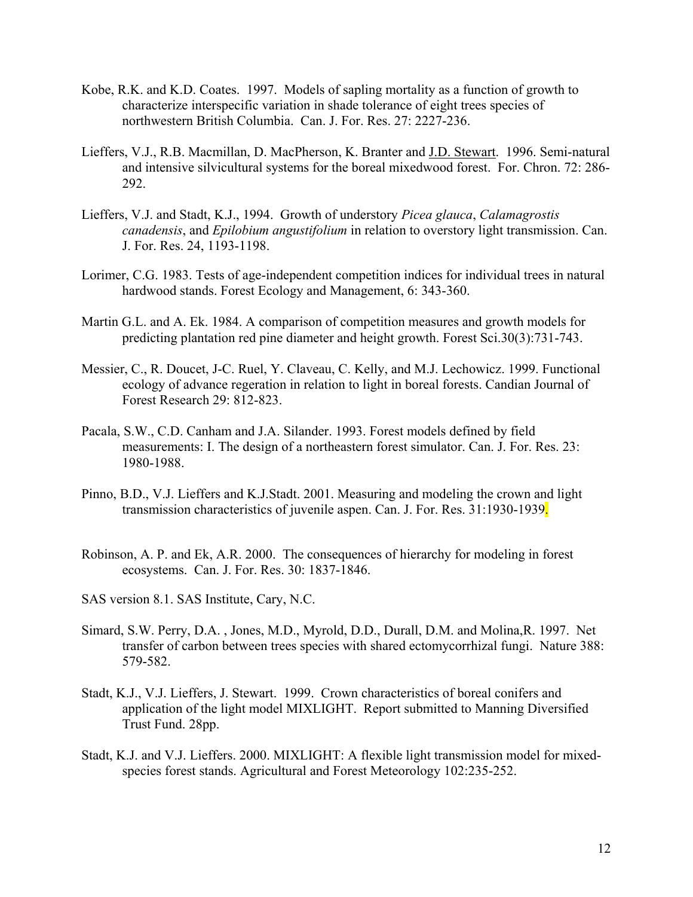Kobe, R.K. and K.D. Coates. 1997. Models of sapling mortality as a function of growth to characterize interspecific variation in shade tolerance of eight trees species of northwestern British Columbia. Can. J. For. Res. 27: 2227-236.

Lieffers, V.J., R.B. Macmillan, D. MacPherson, K. Branter and J.D. Stewart. 1996. Semi-natural and intensive silvicultural systems for the boreal mixedwood forest. For. Chron. 72: 286-292.

Lieffers, V.J. and Stadt, K.J., 1994. Growth of understory *Picea glauca*, *Calamagrostis canadensis*, and *Epilobium angustifolium* in relation to overstory light transmission. Can. J. For. Res. 24, 1193-1198.

Lorimer, C.G. 1983. Tests of age-independent competition indices for individual trees in natural hardwood stands. Forest Ecology and Management, 6: 343-360.

Martin G.L. and A. Ek. 1984. A comparison of competition measures and growth models for predicting plantation red pine diameter and height growth. Forest Sci.30(3):731-743.

Messier, C., R. Doucet, J-C. Ruel, Y. Claveau, C. Kelly, and M.J. Lechowicz. 1999. Functional ecology of advance regeration in relation to light in boreal forests. Candian Journal of Forest Research 29: 812-823.

Pacala, S.W., C.D. Canham and J.A. Silander. 1993. Forest models defined by field measurements: I. The design of a northeastern forest simulator. Can. J. For. Res. 23: 1980-1988.

Pinno, B.D., V.J. Lieffers and K.J.Stadt. 2001. Measuring and modeling the crown and light transmission characteristics of juvenile aspen. Can. J. For. Res. 31:1930-1939.

Robinson, A. P. and Ek, A.R. 2000. The consequences of hierarchy for modeling in forest ecosystems. Can. J. For. Res. 30: 1837-1846.

SAS version 8.1. SAS Institute, Cary, N.C.

Simard, S.W. Perry, D.A. , Jones, M.D., Myrold, D.D., Durall, D.M. and Molina,R. 1997. Net transfer of carbon between trees species with shared ectomycorrhizal fungi. Nature 388: 579-582.

Stadt, K.J., V.J. Lieffers, J. Stewart. 1999. Crown characteristics of boreal conifers and application of the light model MIXLIGHT. Report submitted to Manning Diversified Trust Fund. 28pp.

Stadt, K.J. and V.J. Lieffers. 2000. MIXLIGHT: A flexible light transmission model for mixed-species forest stands. Agricultural and Forest Meteorology 102:235-252.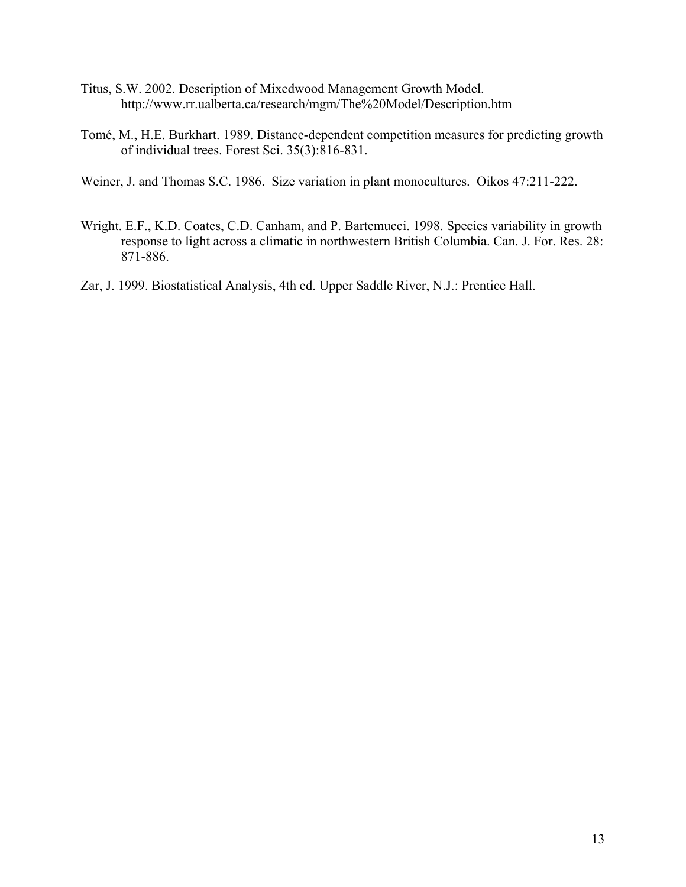Titus, S.W. 2002. Description of Mixedwood Management Growth Model. http://www.rr.ualberta.ca/research/mgm/The%20Model/Description.htm

Tomé, M., H.E. Burkhart. 1989. Distance-dependent competition measures for predicting growth of individual trees. Forest Sci. 35(3):816-831.

Weiner, J. and Thomas S.C. 1986. Size variation in plant monocultures. Oikos 47:211-222.

Wright. E.F., K.D. Coates, C.D. Canham, and P. Bartemucci. 1998. Species variability in growth response to light across a climatic in northwestern British Columbia. Can. J. For. Res. 28: 871-886.

Zar, J. 1999. Biostatistical Analysis, 4th ed. Upper Saddle River, N.J.: Prentice Hall.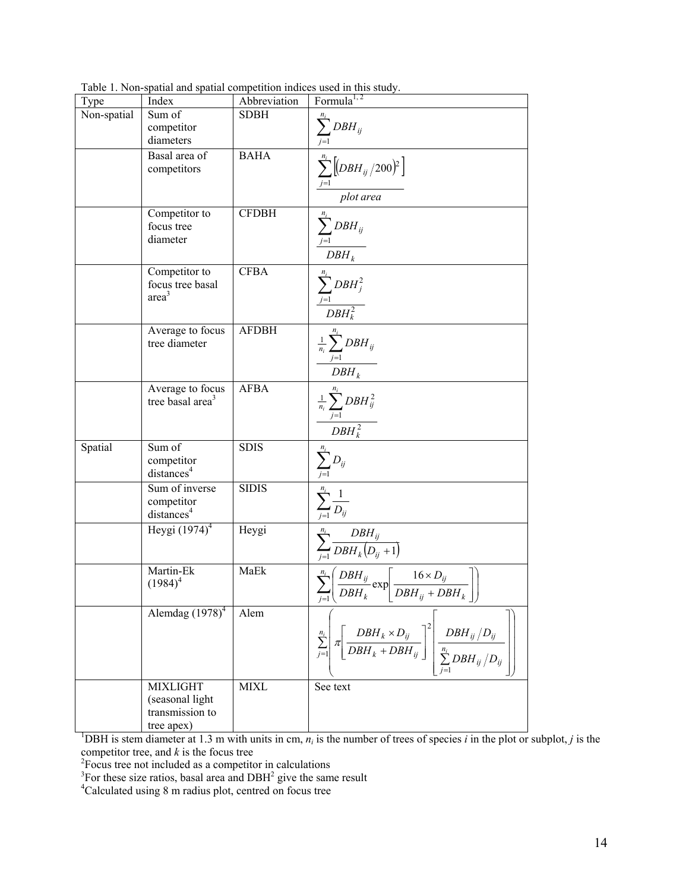Table 1. Non-spatial and spatial competition indices used in this study.

| Type | Index | Abbreviation | Formula[1, 2] |
| --- | --- | --- | --- |
| Non-spatial | Sum of competitor diameters | SDBH | $\sum_{j=1}^{n_i} DBH_{ij}$ |
| | Basal area of competitors | BAHA | $\dfrac{\sum_{j=1}^{n_i}\left[\left(DBH_{ij}/200\right)^2\right]}{plot\ area}$ |
| | Competitor to focus tree diameter | CFDBH | $\dfrac{\sum_{j=1}^{n_i} DBH_{ij}}{DBH_k}$ |
| | Competitor to focus tree basal area[3] | CFBA | $\dfrac{\sum_{j=1}^{n_i} DBH_j^2}{DBH_k^2}$ |
| | Average to focus tree diameter | AFDBH | $\dfrac{\frac{1}{n_i}\sum_{j=1}^{n_i} DBH_{ij}}{DBH_k}$ |
| | Average to focus tree basal area[3] | AFBA | $\dfrac{\frac{1}{n_i}\sum_{j=1}^{n_i} DBH_{ij}^2}{DBH_k^2}$ |
| Spatial | Sum of competitor distances[4] | SDIS | $\sum_{j=1}^{n_i} D_{ij}$ |
| | Sum of inverse competitor distances[4] | SIDIS | $\sum_{j=1}^{n_i} \dfrac{1}{D_{ij}}$ |
| | Heygi (1974)[4] | Heygi | $\sum_{j=1}^{n_i} \dfrac{DBH_{ij}}{DBH_k\left(D_{ij}+1\right)}$ |
| | Martin-Ek (1984)[4] | MaEk | $\sum_{j=1}^{n_i}\left(\dfrac{DBH_{ij}}{DBH_k}\exp\left[\dfrac{16\times D_{ij}}{DBH_{ij}+DBH_k}\right]\right)$ |
| | Alemdag (1978)[4] | Alem | $\sum_{j=1}^{n_i}\left(\pi\left[\dfrac{DBH_k\times D_{ij}}{DBH_k+DBH_{ij}}\right]^2\left[\dfrac{DBH_{ij}/D_{ij}}{\sum_{j=1}^{n_i} DBH_{ij}/D_{ij}}\right]\right)$ |
| | MIXLIGHT (seasonal light transmission to tree apex) | MIXL | See text |

[1]DBH is stem diameter at 1.3 m with units in cm, $n_i$ is the number of trees of species $i$ in the plot or subplot, $j$ is the competitor tree, and $k$ is the focus tree

[2]Focus tree not included as a competitor in calculations

[3]For these size ratios, basal area and $DBH^2$ give the same result

[4]Calculated using 8 m radius plot, centred on focus tree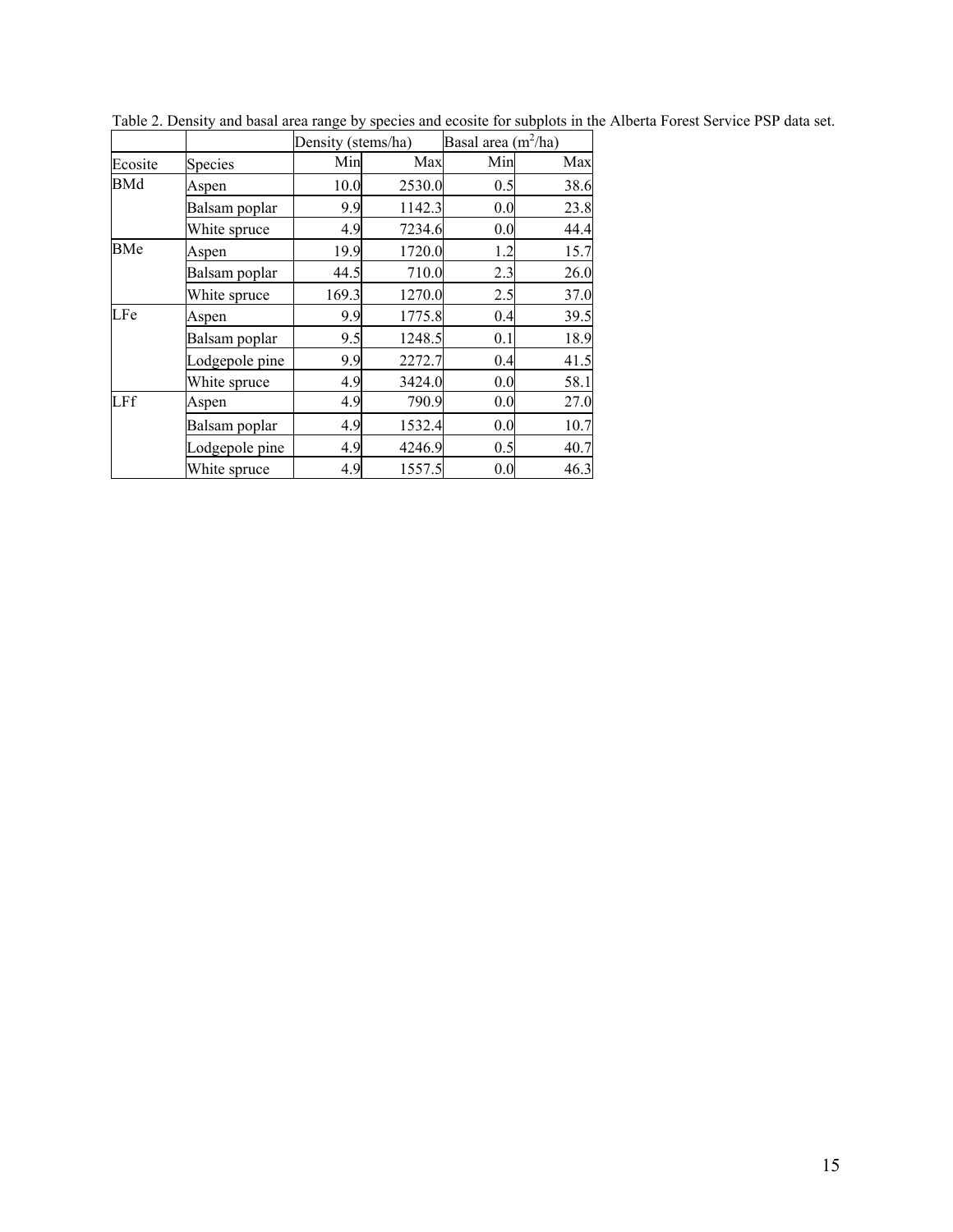Table 2. Density and basal area range by species and ecosite for subplots in the Alberta Forest Service PSP data set.

| | | Density (stems/ha) | | Basal area ($m^2$/ha) | |
|---|---|---|---|---|---|
| Ecosite | Species | Min | Max | Min | Max |
| BMd | Aspen | 10.0 | 2530.0 | 0.5 | 38.6 |
| | Balsam poplar | 9.9 | 1142.3 | 0.0 | 23.8 |
| | White spruce | 4.9 | 7234.6 | 0.0 | 44.4 |
| BMe | Aspen | 19.9 | 1720.0 | 1.2 | 15.7 |
| | Balsam poplar | 44.5 | 710.0 | 2.3 | 26.0 |
| | White spruce | 169.3 | 1270.0 | 2.5 | 37.0 |
| LFe | Aspen | 9.9 | 1775.8 | 0.4 | 39.5 |
| | Balsam poplar | 9.5 | 1248.5 | 0.1 | 18.9 |
| | Lodgepole pine | 9.9 | 2272.7 | 0.4 | 41.5 |
| | White spruce | 4.9 | 3424.0 | 0.0 | 58.1 |
| LFf | Aspen | 4.9 | 790.9 | 0.0 | 27.0 |
| | Balsam poplar | 4.9 | 1532.4 | 0.0 | 10.7 |
| | Lodgepole pine | 4.9 | 4246.9 | 0.5 | 40.7 |
| | White spruce | 4.9 | 1557.5 | 0.0 | 46.3 |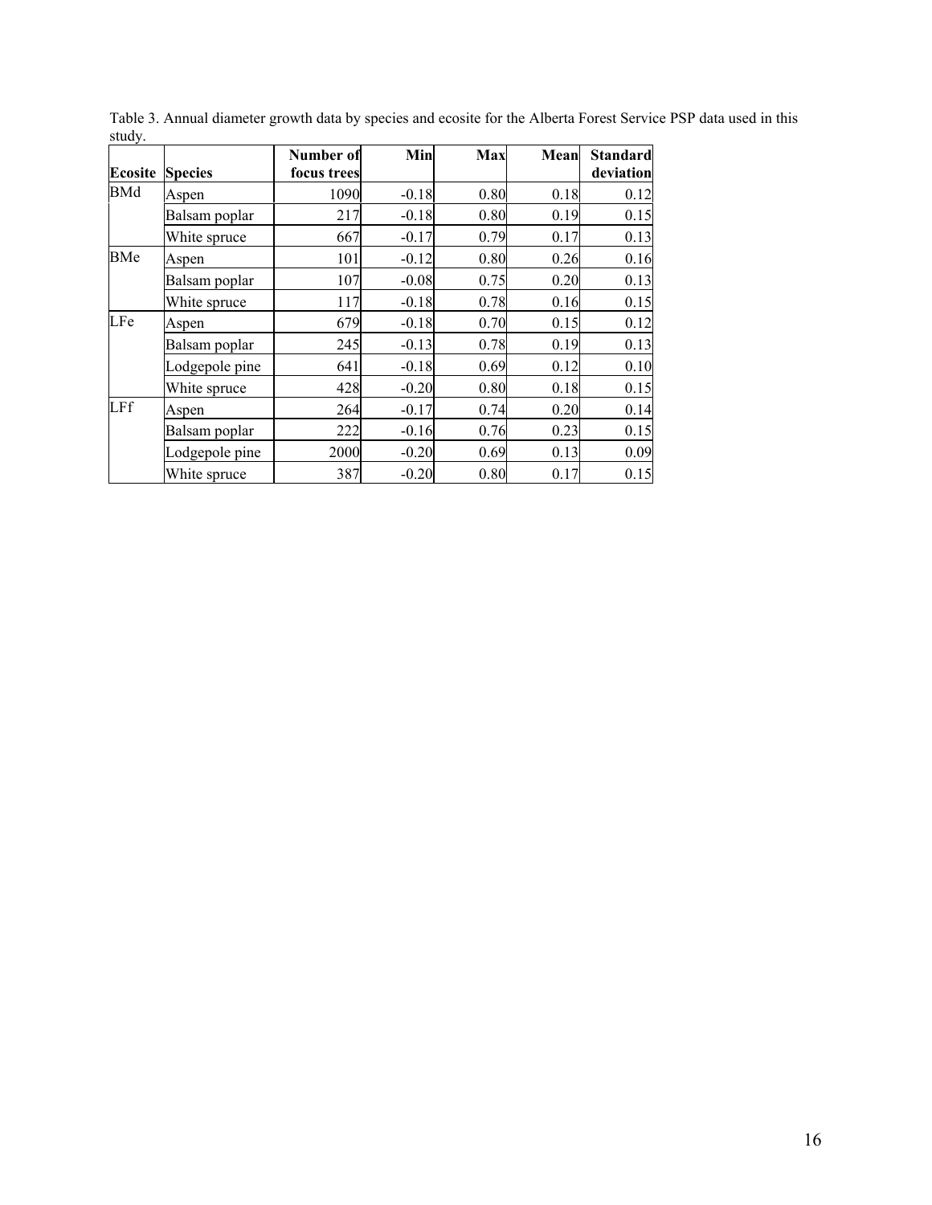Table 3. Annual diameter growth data by species and ecosite for the Alberta Forest Service PSP data used in this study.

| Ecosite | Species | Number of focus trees | Min | Max | Mean | Standard deviation |
|---|---|---|---|---|---|---|
| BMd | Aspen | 1090 | -0.18 | 0.80 | 0.18 | 0.12 |
| | Balsam poplar | 217 | -0.18 | 0.80 | 0.19 | 0.15 |
| | White spruce | 667 | -0.17 | 0.79 | 0.17 | 0.13 |
| BMe | Aspen | 101 | -0.12 | 0.80 | 0.26 | 0.16 |
| | Balsam poplar | 107 | -0.08 | 0.75 | 0.20 | 0.13 |
| | White spruce | 117 | -0.18 | 0.78 | 0.16 | 0.15 |
| LFe | Aspen | 679 | -0.18 | 0.70 | 0.15 | 0.12 |
| | Balsam poplar | 245 | -0.13 | 0.78 | 0.19 | 0.13 |
| | Lodgepole pine | 641 | -0.18 | 0.69 | 0.12 | 0.10 |
| | White spruce | 428 | -0.20 | 0.80 | 0.18 | 0.15 |
| LFf | Aspen | 264 | -0.17 | 0.74 | 0.20 | 0.14 |
| | Balsam poplar | 222 | -0.16 | 0.76 | 0.23 | 0.15 |
| | Lodgepole pine | 2000 | -0.20 | 0.69 | 0.13 | 0.09 |
| | White spruce | 387 | -0.20 | 0.80 | 0.17 | 0.15 |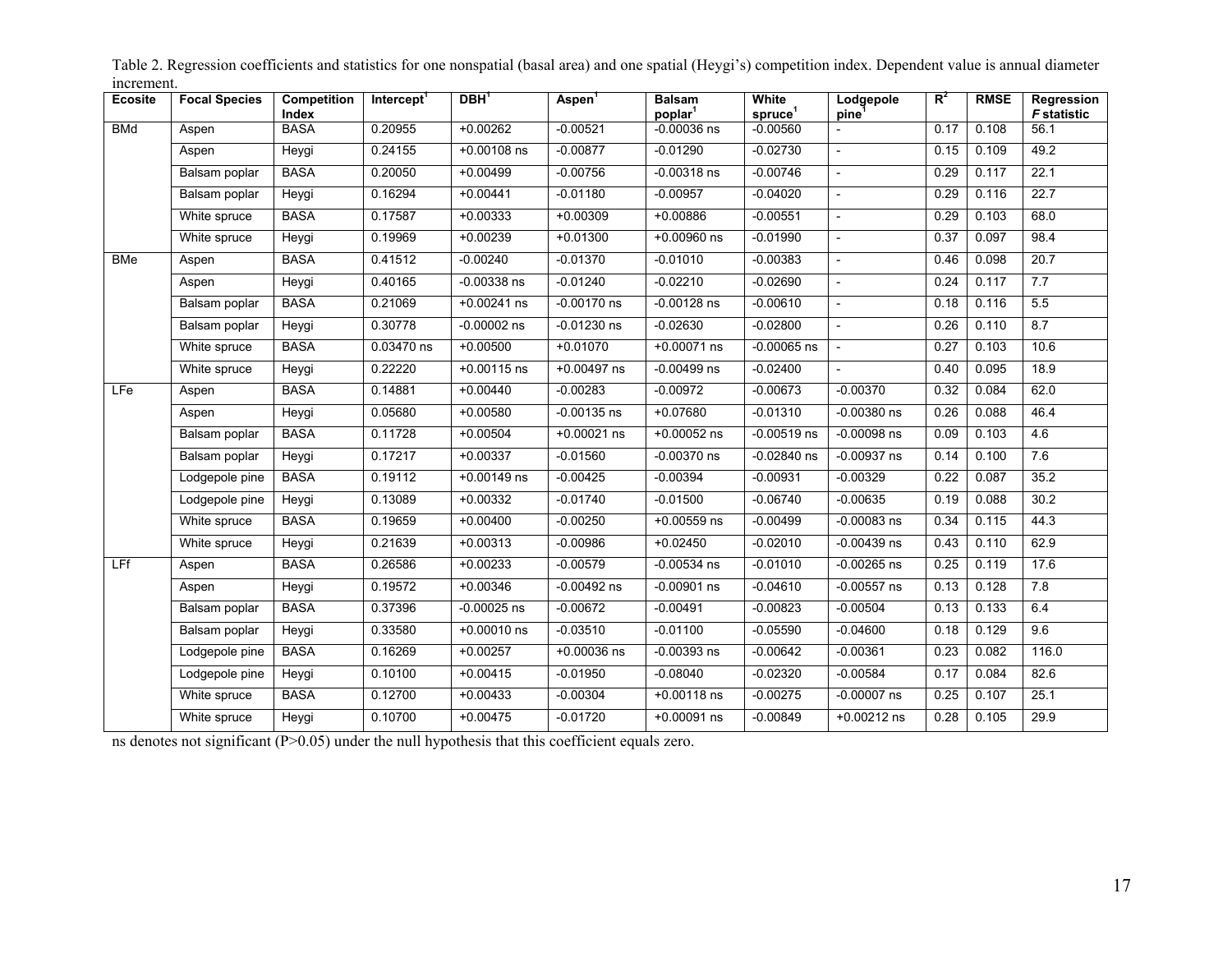Table 2. Regression coefficients and statistics for one nonspatial (basal area) and one spatial (Heygi's) competition index. Dependent value is annual diameter increment.

| Ecosite | Focal Species | Competition Index | Intercept[1] | DBH[1] | Aspen[1] | Balsam poplar[1] | White spruce[1] | Lodgepole pine[1] | $R^2$ | RMSE | Regression *F* statistic |
|---|---|---|---|---|---|---|---|---|---|---|---|
| BMd | Aspen | BASA | 0.20955 | +0.00262 | -0.00521 | -0.00036 ns | -0.00560 | - | 0.17 | 0.108 | 56.1 |
| | Aspen | Heygi | 0.24155 | +0.00108 ns | -0.00877 | -0.01290 | -0.02730 | - | 0.15 | 0.109 | 49.2 |
| | Balsam poplar | BASA | 0.20050 | +0.00499 | -0.00756 | -0.00318 ns | -0.00746 | - | 0.29 | 0.117 | 22.1 |
| | Balsam poplar | Heygi | 0.16294 | +0.00441 | -0.01180 | -0.00957 | -0.04020 | - | 0.29 | 0.116 | 22.7 |
| | White spruce | BASA | 0.17587 | +0.00333 | +0.00309 | +0.00886 | -0.00551 | - | 0.29 | 0.103 | 68.0 |
| | White spruce | Heygi | 0.19969 | +0.00239 | +0.01300 | +0.00960 ns | -0.01990 | - | 0.37 | 0.097 | 98.4 |
| BMe | Aspen | BASA | 0.41512 | -0.00240 | -0.01370 | -0.01010 | -0.00383 | - | 0.46 | 0.098 | 20.7 |
| | Aspen | Heygi | 0.40165 | -0.00338 ns | -0.01240 | -0.02210 | -0.02690 | - | 0.24 | 0.117 | 7.7 |
| | Balsam poplar | BASA | 0.21069 | +0.00241 ns | -0.00170 ns | -0.00128 ns | -0.00610 | - | 0.18 | 0.116 | 5.5 |
| | Balsam poplar | Heygi | 0.30778 | -0.00002 ns | -0.01230 ns | -0.02630 | -0.02800 | - | 0.26 | 0.110 | 8.7 |
| | White spruce | BASA | 0.03470 ns | +0.00500 | +0.01070 | +0.00071 ns | -0.00065 ns | - | 0.27 | 0.103 | 10.6 |
| | White spruce | Heygi | 0.22220 | +0.00115 ns | +0.00497 ns | -0.00499 ns | -0.02400 | - | 0.40 | 0.095 | 18.9 |
| LFe | Aspen | BASA | 0.14881 | +0.00440 | -0.00283 | -0.00972 | -0.00673 | -0.00370 | 0.32 | 0.084 | 62.0 |
| | Aspen | Heygi | 0.05680 | +0.00580 | -0.00135 ns | +0.07680 | -0.01310 | -0.00380 ns | 0.26 | 0.088 | 46.4 |
| | Balsam poplar | BASA | 0.11728 | +0.00504 | +0.00021 ns | +0.00052 ns | -0.00519 ns | -0.00098 ns | 0.09 | 0.103 | 4.6 |
| | Balsam poplar | Heygi | 0.17217 | +0.00337 | -0.01560 | -0.00370 ns | -0.02840 ns | -0.00937 ns | 0.14 | 0.100 | 7.6 |
| | Lodgepole pine | BASA | 0.19112 | +0.00149 ns | -0.00425 | -0.00394 | -0.00931 | -0.00329 | 0.22 | 0.087 | 35.2 |
| | Lodgepole pine | Heygi | 0.13089 | +0.00332 | -0.01740 | -0.01500 | -0.06740 | -0.00635 | 0.19 | 0.088 | 30.2 |
| | White spruce | BASA | 0.19659 | +0.00400 | -0.00250 | +0.00559 ns | -0.00499 | -0.00083 ns | 0.34 | 0.115 | 44.3 |
| | White spruce | Heygi | 0.21639 | +0.00313 | -0.00986 | +0.02450 | -0.02010 | -0.00439 ns | 0.43 | 0.110 | 62.9 |
| LFf | Aspen | BASA | 0.26586 | +0.00233 | -0.00579 | -0.00534 ns | -0.01010 | -0.00265 ns | 0.25 | 0.119 | 17.6 |
| | Aspen | Heygi | 0.19572 | +0.00346 | -0.00492 ns | -0.00901 ns | -0.04610 | -0.00557 ns | 0.13 | 0.128 | 7.8 |
| | Balsam poplar | BASA | 0.37396 | -0.00025 ns | -0.00672 | -0.00491 | -0.00823 | -0.00504 | 0.13 | 0.133 | 6.4 |
| | Balsam poplar | Heygi | 0.33580 | +0.00010 ns | -0.03510 | -0.01100 | -0.05590 | -0.04600 | 0.18 | 0.129 | 9.6 |
| | Lodgepole pine | BASA | 0.16269 | +0.00257 | +0.00036 ns | -0.00393 ns | -0.00642 | -0.00361 | 0.23 | 0.082 | 116.0 |
| | Lodgepole pine | Heygi | 0.10100 | +0.00415 | -0.01950 | -0.08040 | -0.02320 | -0.00584 | 0.17 | 0.084 | 82.6 |
| | White spruce | BASA | 0.12700 | +0.00433 | -0.00304 | +0.00118 ns | -0.00275 | -0.00007 ns | 0.25 | 0.107 | 25.1 |
| | White spruce | Heygi | 0.10700 | +0.00475 | -0.01720 | +0.00091 ns | -0.00849 | +0.00212 ns | 0.28 | 0.105 | 29.9 |

ns denotes not significant (P>0.05) under the null hypothesis that this coefficient equals zero.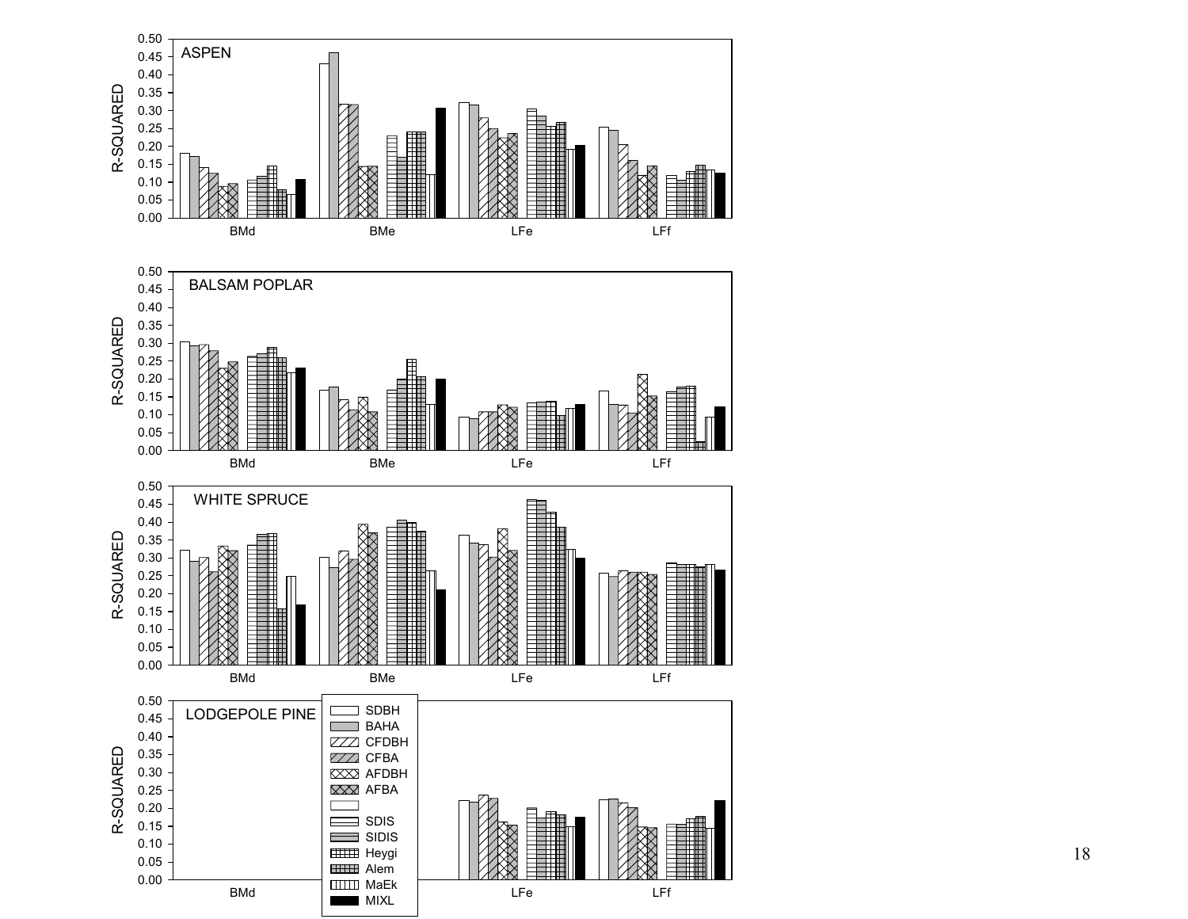ASPEN

BALSAM POPLAR

WHITE SPRUCE

LODGEPOLE PINE

R-SQUARED

BMd BMe LFe LFf

SDBH
BAHA
CFDBH
CFBA
AFDBH
AFBA
SDIS
SIDIS
Heygi
Alem
MaEk
MIXL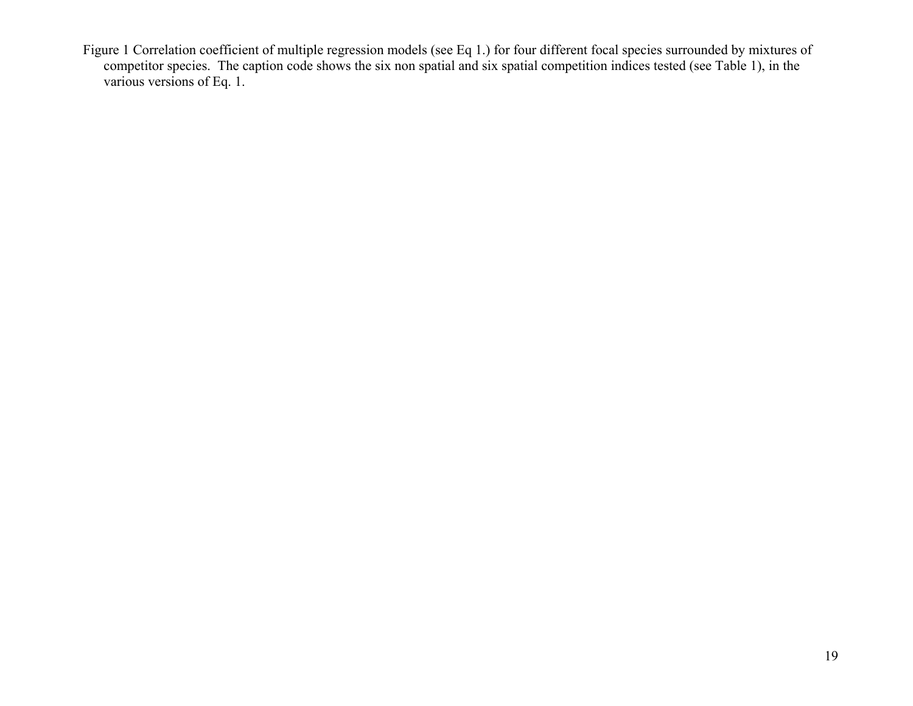Figure 1 Correlation coefficient of multiple regression models (see Eq 1.) for four different focal species surrounded by mixtures of competitor species. The caption code shows the six non spatial and six spatial competition indices tested (see Table 1), in the various versions of Eq. 1.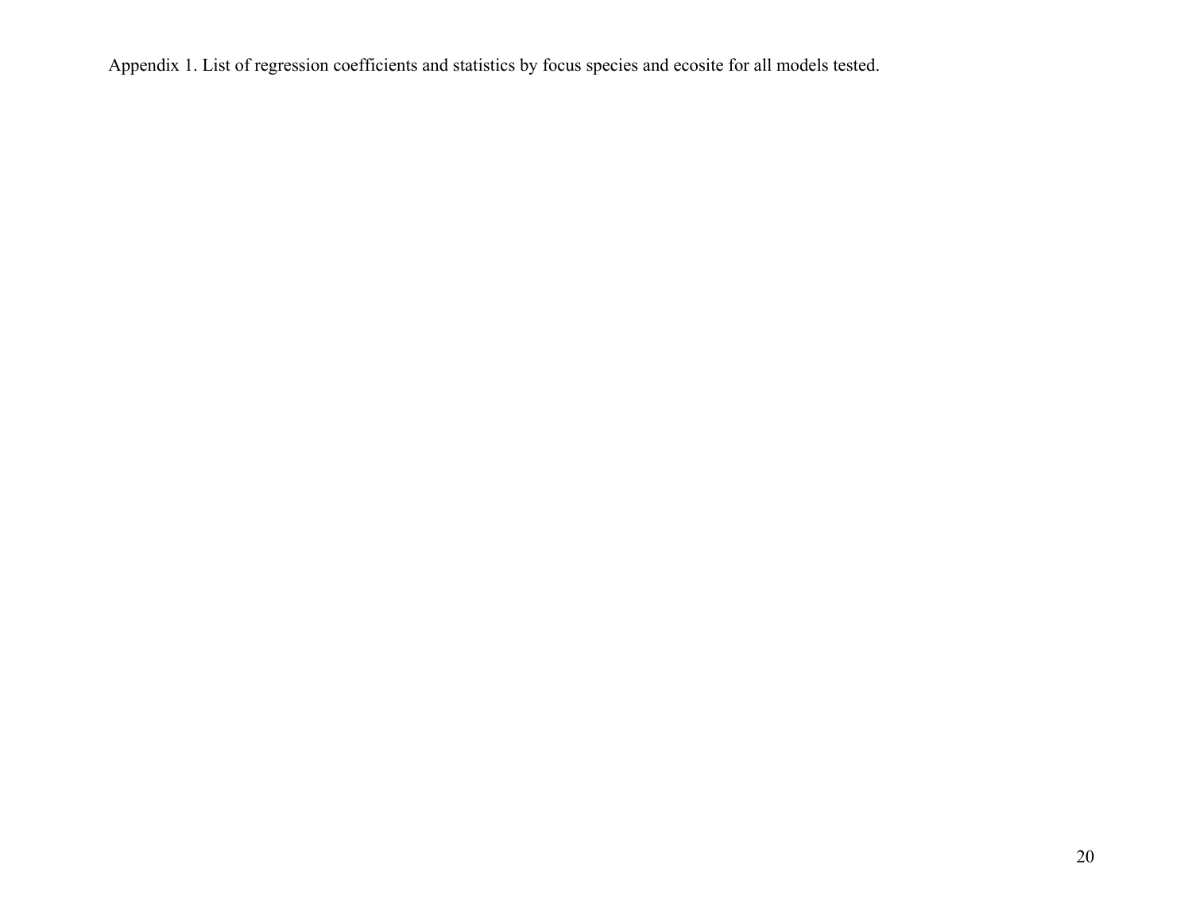Appendix 1. List of regression coefficients and statistics by focus species and ecosite for all models tested.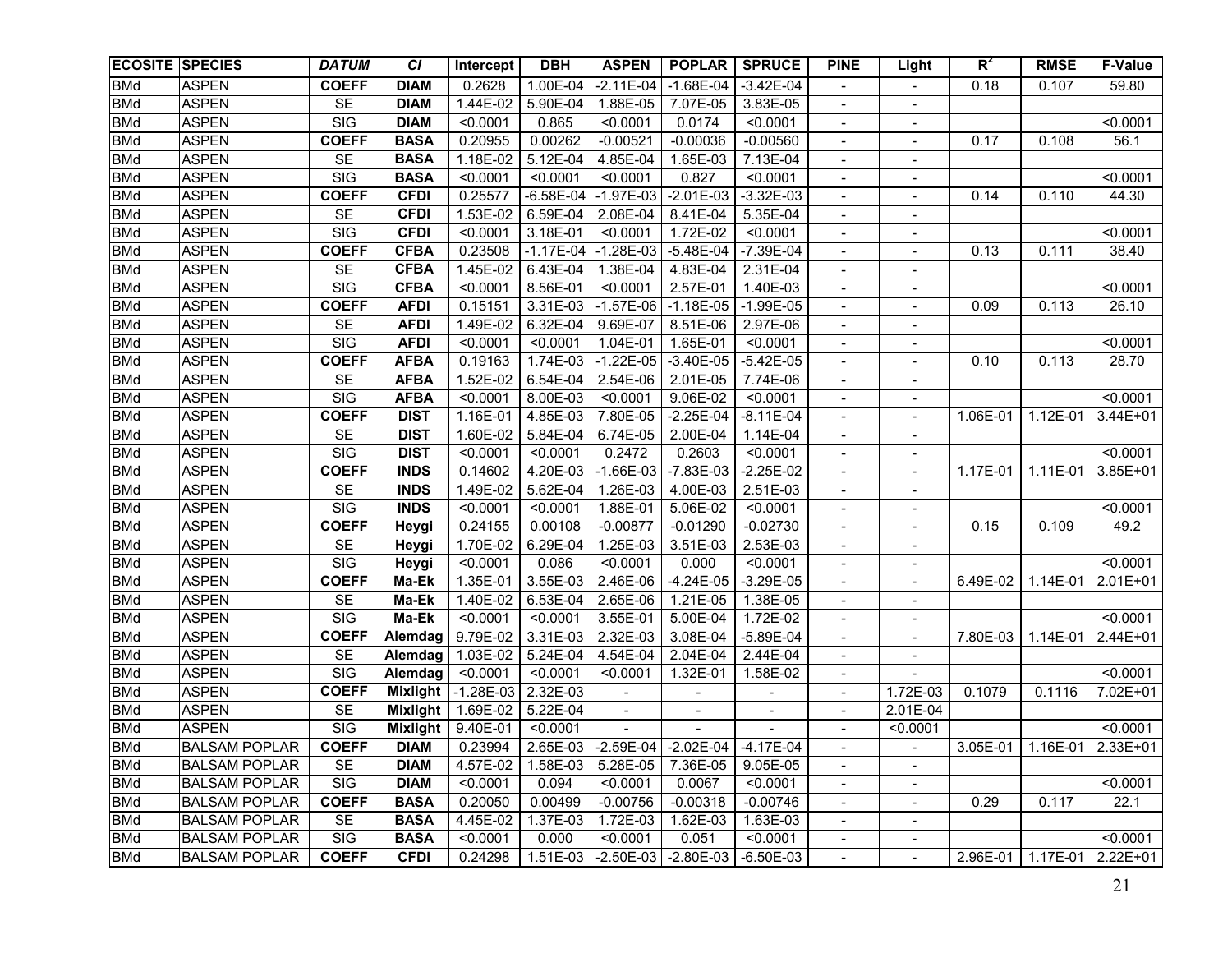| ECOSITE | SPECIES | DATUM | CI | Intercept | DBH | ASPEN | POPLAR | SPRUCE | PINE | Light | $R^2$ | RMSE | F-Value |
|---|---|---|---|---|---|---|---|---|---|---|---|---|---|
| BMd | ASPEN | **COEFF** | **DIAM** | 0.2628 | 1.00E-04 | -2.11E-04 | -1.68E-04 | -3.42E-04 | - | - | 0.18 | 0.107 | 59.80 |
| BMd | ASPEN | SE | **DIAM** | 1.44E-02 | 5.90E-04 | 1.88E-05 | 7.07E-05 | 3.83E-05 | - | - | | | |
| BMd | ASPEN | SIG | **DIAM** | <0.0001 | 0.865 | <0.0001 | 0.0174 | <0.0001 | - | - | | | <0.0001 |
| BMd | ASPEN | **COEFF** | **BASA** | 0.20955 | 0.00262 | -0.00521 | -0.00036 | -0.00560 | - | - | 0.17 | 0.108 | 56.1 |
| BMd | ASPEN | SE | **BASA** | 1.18E-02 | 5.12E-04 | 4.85E-04 | 1.65E-03 | 7.13E-04 | - | - | | | |
| BMd | ASPEN | SIG | **BASA** | <0.0001 | <0.0001 | <0.0001 | 0.827 | <0.0001 | - | - | | | <0.0001 |
| BMd | ASPEN | **COEFF** | **CFDI** | 0.25577 | -6.58E-04 | -1.97E-03 | -2.01E-03 | -3.32E-03 | - | - | 0.14 | 0.110 | 44.30 |
| BMd | ASPEN | SE | **CFDI** | 1.53E-02 | 6.59E-04 | 2.08E-04 | 8.41E-04 | 5.35E-04 | - | - | | | |
| BMd | ASPEN | SIG | **CFDI** | <0.0001 | 3.18E-01 | <0.0001 | 1.72E-02 | <0.0001 | - | - | | | <0.0001 |
| BMd | ASPEN | **COEFF** | **CFBA** | 0.23508 | -1.17E-04 | -1.28E-03 | -5.48E-04 | -7.39E-04 | - | - | 0.13 | 0.111 | 38.40 |
| BMd | ASPEN | SE | **CFBA** | 1.45E-02 | 6.43E-04 | 1.38E-04 | 4.83E-04 | 2.31E-04 | - | - | | | |
| BMd | ASPEN | SIG | **CFBA** | <0.0001 | 8.56E-01 | <0.0001 | 2.57E-01 | 1.40E-03 | - | - | | | <0.0001 |
| BMd | ASPEN | **COEFF** | **AFDI** | 0.15151 | 3.31E-03 | -1.57E-06 | -1.18E-05 | -1.99E-05 | - | - | 0.09 | 0.113 | 26.10 |
| BMd | ASPEN | SE | **AFDI** | 1.49E-02 | 6.32E-04 | 9.69E-07 | 8.51E-06 | 2.97E-06 | - | - | | | |
| BMd | ASPEN | SIG | **AFDI** | <0.0001 | <0.0001 | 1.04E-01 | 1.65E-01 | <0.0001 | - | - | | | <0.0001 |
| BMd | ASPEN | **COEFF** | **AFBA** | 0.19163 | 1.74E-03 | -1.22E-05 | -3.40E-05 | -5.42E-05 | - | - | 0.10 | 0.113 | 28.70 |
| BMd | ASPEN | SE | **AFBA** | 1.52E-02 | 6.54E-04 | 2.54E-06 | 2.01E-05 | 7.74E-06 | - | - | | | |
| BMd | ASPEN | SIG | **AFBA** | <0.0001 | 8.00E-03 | <0.0001 | 9.06E-02 | <0.0001 | - | - | | | <0.0001 |
| BMd | ASPEN | **COEFF** | **DIST** | 1.16E-01 | 4.85E-03 | 7.80E-05 | -2.25E-04 | -8.11E-04 | - | - | 1.06E-01 | 1.12E-01 | 3.44E+01 |
| BMd | ASPEN | SE | **DIST** | 1.60E-02 | 5.84E-04 | 6.74E-05 | 2.00E-04 | 1.14E-04 | - | - | | | |
| BMd | ASPEN | SIG | **DIST** | <0.0001 | <0.0001 | 0.2472 | 0.2603 | <0.0001 | - | - | | | <0.0001 |
| BMd | ASPEN | **COEFF** | **INDS** | 0.14602 | 4.20E-03 | -1.66E-03 | -7.83E-03 | -2.25E-02 | - | - | 1.17E-01 | 1.11E-01 | 3.85E+01 |
| BMd | ASPEN | SE | **INDS** | 1.49E-02 | 5.62E-04 | 1.26E-03 | 4.00E-03 | 2.51E-03 | - | - | | | |
| BMd | ASPEN | SIG | **INDS** | <0.0001 | <0.0001 | 1.88E-01 | 5.06E-02 | <0.0001 | - | - | | | <0.0001 |
| BMd | ASPEN | **COEFF** | **Heygi** | 0.24155 | 0.00108 | -0.00877 | -0.01290 | -0.02730 | - | - | 0.15 | 0.109 | 49.2 |
| BMd | ASPEN | SE | **Heygi** | 1.70E-02 | 6.29E-04 | 1.25E-03 | 3.51E-03 | 2.53E-03 | - | - | | | |
| BMd | ASPEN | SIG | **Heygi** | <0.0001 | 0.086 | <0.0001 | 0.000 | <0.0001 | - | - | | | <0.0001 |
| BMd | ASPEN | **COEFF** | **Ma-Ek** | 1.35E-01 | 3.55E-03 | 2.46E-06 | -4.24E-05 | -3.29E-05 | - | - | 6.49E-02 | 1.14E-01 | 2.01E+01 |
| BMd | ASPEN | SE | **Ma-Ek** | 1.40E-02 | 6.53E-04 | 2.65E-06 | 1.21E-05 | 1.38E-05 | - | - | | | |
| BMd | ASPEN | SIG | **Ma-Ek** | <0.0001 | <0.0001 | 3.55E-01 | 5.00E-04 | 1.72E-02 | - | - | | | <0.0001 |
| BMd | ASPEN | **COEFF** | **Alemdag** | 9.79E-02 | 3.31E-03 | 2.32E-03 | 3.08E-04 | -5.89E-04 | - | - | 7.80E-03 | 1.14E-01 | 2.44E+01 |
| BMd | ASPEN | SE | **Alemdag** | 1.03E-02 | 5.24E-04 | 4.54E-04 | 2.04E-04 | 2.44E-04 | - | - | | | |
| BMd | ASPEN | SIG | **Alemdag** | <0.0001 | <0.0001 | <0.0001 | 1.32E-01 | 1.58E-02 | - | - | | | <0.0001 |
| BMd | ASPEN | **COEFF** | **Mixlight** | -1.28E-03 | 2.32E-03 | - | - | - | - | 1.72E-03 | 0.1079 | 0.1116 | 7.02E+01 |
| BMd | ASPEN | SE | **Mixlight** | 1.69E-02 | 5.22E-04 | - | - | - | - | 2.01E-04 | | | |
| BMd | ASPEN | SIG | **Mixlight** | 9.40E-01 | <0.0001 | - | - | - | - | <0.0001 | | | <0.0001 |
| BMd | BALSAM POPLAR | **COEFF** | **DIAM** | 0.23994 | 2.65E-03 | -2.59E-04 | -2.02E-04 | -4.17E-04 | - | - | 3.05E-01 | 1.16E-01 | 2.33E+01 |
| BMd | BALSAM POPLAR | SE | **DIAM** | 4.57E-02 | 1.58E-03 | 5.28E-05 | 7.36E-05 | 9.05E-05 | - | - | | | |
| BMd | BALSAM POPLAR | SIG | **DIAM** | <0.0001 | 0.094 | <0.0001 | 0.0067 | <0.0001 | - | - | | | <0.0001 |
| BMd | BALSAM POPLAR | **COEFF** | **BASA** | 0.20050 | 0.00499 | -0.00756 | -0.00318 | -0.00746 | - | - | 0.29 | 0.117 | 22.1 |
| BMd | BALSAM POPLAR | SE | **BASA** | 4.45E-02 | 1.37E-03 | 1.72E-03 | 1.62E-03 | 1.63E-03 | - | - | | | |
| BMd | BALSAM POPLAR | SIG | **BASA** | <0.0001 | 0.000 | <0.0001 | 0.051 | <0.0001 | - | - | | | <0.0001 |
| BMd | BALSAM POPLAR | **COEFF** | **CFDI** | 0.24298 | 1.51E-03 | -2.50E-03 | -2.80E-03 | -6.50E-03 | - | - | 2.96E-01 | 1.17E-01 | 2.22E+01 |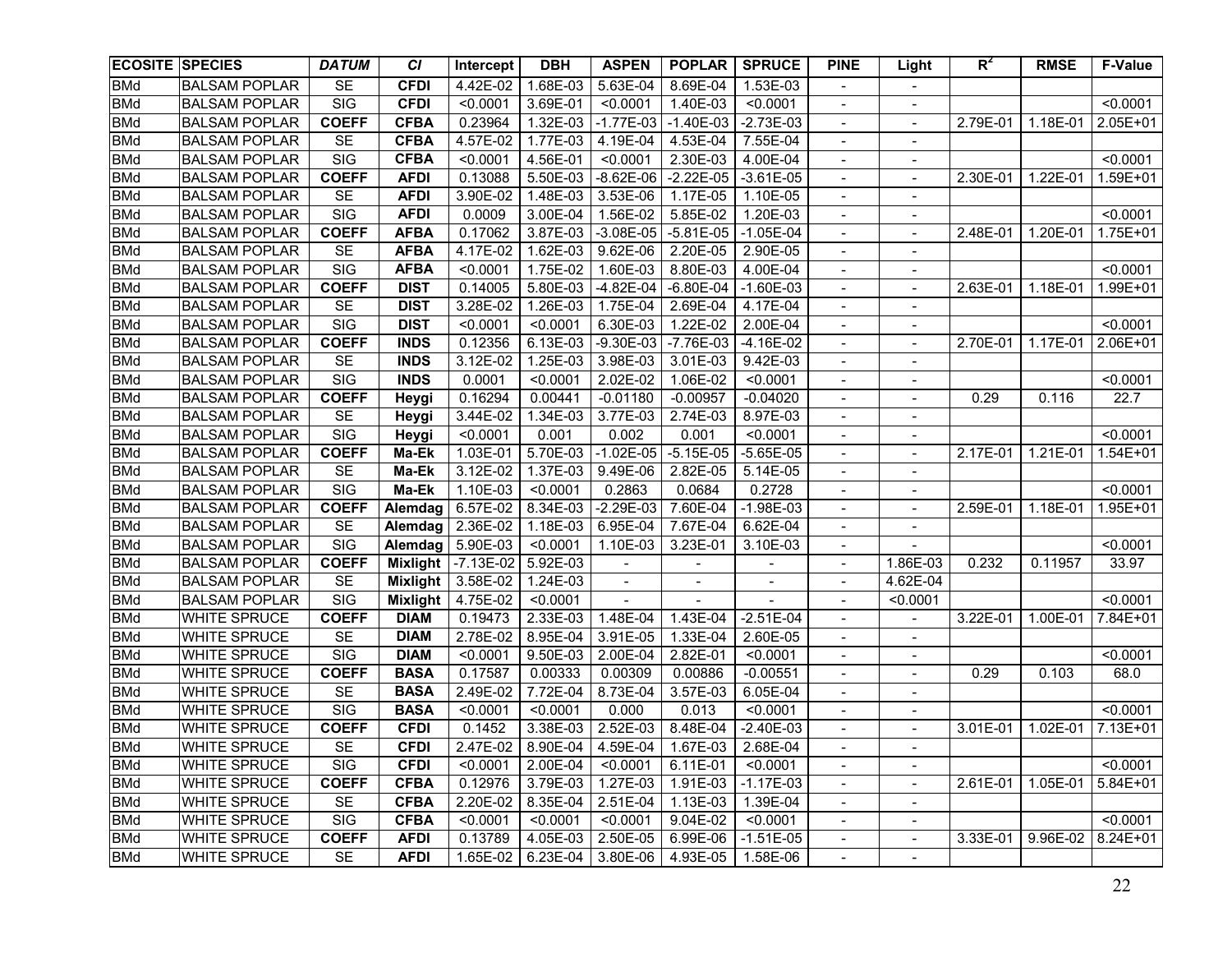| ECOSITE | SPECIES | DATUM | CI | Intercept | DBH | ASPEN | POPLAR | SPRUCE | PINE | Light | $R^2$ | RMSE | F-Value |
|---|---|---|---|---|---|---|---|---|---|---|---|---|---|
| BMd | BALSAM POPLAR | SE | CFDI | 4.42E-02 | 1.68E-03 | 5.63E-04 | 8.69E-04 | 1.53E-03 | - | - | | | |
| BMd | BALSAM POPLAR | SIG | CFDI | <0.0001 | 3.69E-01 | <0.0001 | 1.40E-03 | <0.0001 | - | - | | | <0.0001 |
| BMd | BALSAM POPLAR | COEFF | CFBA | 0.23964 | 1.32E-03 | -1.77E-03 | -1.40E-03 | -2.73E-03 | - | - | 2.79E-01 | 1.18E-01 | 2.05E+01 |
| BMd | BALSAM POPLAR | SE | CFBA | 4.57E-02 | 1.77E-03 | 4.19E-04 | 4.53E-04 | 7.55E-04 | - | - | | | |
| BMd | BALSAM POPLAR | SIG | CFBA | <0.0001 | 4.56E-01 | <0.0001 | 2.30E-03 | 4.00E-04 | - | - | | | <0.0001 |
| BMd | BALSAM POPLAR | COEFF | AFDI | 0.13088 | 5.50E-03 | -8.62E-06 | -2.22E-05 | -3.61E-05 | - | - | 2.30E-01 | 1.22E-01 | 1.59E+01 |
| BMd | BALSAM POPLAR | SE | AFDI | 3.90E-02 | 1.48E-03 | 3.53E-06 | 1.17E-05 | 1.10E-05 | - | - | | | |
| BMd | BALSAM POPLAR | SIG | AFDI | 0.0009 | 3.00E-04 | 1.56E-02 | 5.85E-02 | 1.20E-03 | - | - | | | <0.0001 |
| BMd | BALSAM POPLAR | COEFF | AFBA | 0.17062 | 3.87E-03 | -3.08E-05 | -5.81E-05 | -1.05E-04 | - | - | 2.48E-01 | 1.20E-01 | 1.75E+01 |
| BMd | BALSAM POPLAR | SE | AFBA | 4.17E-02 | 1.62E-03 | 9.62E-06 | 2.20E-05 | 2.90E-05 | - | - | | | |
| BMd | BALSAM POPLAR | SIG | AFBA | <0.0001 | 1.75E-02 | 1.60E-03 | 8.80E-03 | 4.00E-04 | - | - | | | <0.0001 |
| BMd | BALSAM POPLAR | COEFF | DIST | 0.14005 | 5.80E-03 | -4.82E-04 | -6.80E-04 | -1.60E-03 | - | - | 2.63E-01 | 1.18E-01 | 1.99E+01 |
| BMd | BALSAM POPLAR | SE | DIST | 3.28E-02 | 1.26E-03 | 1.75E-04 | 2.69E-04 | 4.17E-04 | - | - | | | |
| BMd | BALSAM POPLAR | SIG | DIST | <0.0001 | <0.0001 | 6.30E-03 | 1.22E-02 | 2.00E-04 | - | - | | | <0.0001 |
| BMd | BALSAM POPLAR | COEFF | INDS | 0.12356 | 6.13E-03 | -9.30E-03 | -7.76E-03 | -4.16E-02 | - | - | 2.70E-01 | 1.17E-01 | 2.06E+01 |
| BMd | BALSAM POPLAR | SE | INDS | 3.12E-02 | 1.25E-03 | 3.98E-03 | 3.01E-03 | 9.42E-03 | - | - | | | |
| BMd | BALSAM POPLAR | SIG | INDS | 0.0001 | <0.0001 | 2.02E-02 | 1.06E-02 | <0.0001 | - | - | | | <0.0001 |
| BMd | BALSAM POPLAR | COEFF | Heygi | 0.16294 | 0.00441 | -0.01180 | -0.00957 | -0.04020 | - | - | 0.29 | 0.116 | 22.7 |
| BMd | BALSAM POPLAR | SE | Heygi | 3.44E-02 | 1.34E-03 | 3.77E-03 | 2.74E-03 | 8.97E-03 | - | - | | | |
| BMd | BALSAM POPLAR | SIG | Heygi | <0.0001 | 0.001 | 0.002 | 0.001 | <0.0001 | - | - | | | <0.0001 |
| BMd | BALSAM POPLAR | COEFF | Ma-Ek | 1.03E-01 | 5.70E-03 | -1.02E-05 | -5.15E-05 | -5.65E-05 | - | - | 2.17E-01 | 1.21E-01 | 1.54E+01 |
| BMd | BALSAM POPLAR | SE | Ma-Ek | 3.12E-02 | 1.37E-03 | 9.49E-06 | 2.82E-05 | 5.14E-05 | - | - | | | |
| BMd | BALSAM POPLAR | SIG | Ma-Ek | 1.10E-03 | <0.0001 | 0.2863 | 0.0684 | 0.2728 | - | - | | | <0.0001 |
| BMd | BALSAM POPLAR | COEFF | Alemdag | 6.57E-02 | 8.34E-03 | -2.29E-03 | 7.60E-04 | -1.98E-03 | - | - | 2.59E-01 | 1.18E-01 | 1.95E+01 |
| BMd | BALSAM POPLAR | SE | Alemdag | 2.36E-02 | 1.18E-03 | 6.95E-04 | 7.67E-04 | 6.62E-04 | - | - | | | |
| BMd | BALSAM POPLAR | SIG | Alemdag | 5.90E-03 | <0.0001 | 1.10E-03 | 3.23E-01 | 3.10E-03 | - | - | | | <0.0001 |
| BMd | BALSAM POPLAR | COEFF | Mixlight | -7.13E-02 | 5.92E-03 | - | - | - | - | 1.86E-03 | 0.232 | 0.11957 | 33.97 |
| BMd | BALSAM POPLAR | SE | Mixlight | 3.58E-02 | 1.24E-03 | - | - | - | - | 4.62E-04 | | | |
| BMd | BALSAM POPLAR | SIG | Mixlight | 4.75E-02 | <0.0001 | - | - | - | - | <0.0001 | | | <0.0001 |
| BMd | WHITE SPRUCE | COEFF | DIAM | 0.19473 | 2.33E-03 | 1.48E-04 | 1.43E-04 | -2.51E-04 | - | - | 3.22E-01 | 1.00E-01 | 7.84E+01 |
| BMd | WHITE SPRUCE | SE | DIAM | 2.78E-02 | 8.95E-04 | 3.91E-05 | 1.33E-04 | 2.60E-05 | - | - | | | |
| BMd | WHITE SPRUCE | SIG | DIAM | <0.0001 | 9.50E-03 | 2.00E-04 | 2.82E-01 | <0.0001 | - | - | | | <0.0001 |
| BMd | WHITE SPRUCE | COEFF | BASA | 0.17587 | 0.00333 | 0.00309 | 0.00886 | -0.00551 | - | - | 0.29 | 0.103 | 68.0 |
| BMd | WHITE SPRUCE | SE | BASA | 2.49E-02 | 7.72E-04 | 8.73E-04 | 3.57E-03 | 6.05E-04 | - | - | | | |
| BMd | WHITE SPRUCE | SIG | BASA | <0.0001 | <0.0001 | 0.000 | 0.013 | <0.0001 | - | - | | | <0.0001 |
| BMd | WHITE SPRUCE | COEFF | CFDI | 0.1452 | 3.38E-03 | 2.52E-03 | 8.48E-04 | -2.40E-03 | - | - | 3.01E-01 | 1.02E-01 | 7.13E+01 |
| BMd | WHITE SPRUCE | SE | CFDI | 2.47E-02 | 8.90E-04 | 4.59E-04 | 1.67E-03 | 2.68E-04 | - | - | | | |
| BMd | WHITE SPRUCE | SIG | CFDI | <0.0001 | 2.00E-04 | <0.0001 | 6.11E-01 | <0.0001 | - | - | | | <0.0001 |
| BMd | WHITE SPRUCE | COEFF | CFBA | 0.12976 | 3.79E-03 | 1.27E-03 | 1.91E-03 | -1.17E-03 | - | - | 2.61E-01 | 1.05E-01 | 5.84E+01 |
| BMd | WHITE SPRUCE | SE | CFBA | 2.20E-02 | 8.35E-04 | 2.51E-04 | 1.13E-03 | 1.39E-04 | - | - | | | |
| BMd | WHITE SPRUCE | SIG | CFBA | <0.0001 | <0.0001 | <0.0001 | 9.04E-02 | <0.0001 | - | - | | | <0.0001 |
| BMd | WHITE SPRUCE | COEFF | AFDI | 0.13789 | 4.05E-03 | 2.50E-05 | 6.99E-06 | -1.51E-05 | - | - | 3.33E-01 | 9.96E-02 | 8.24E+01 |
| BMd | WHITE SPRUCE | SE | AFDI | 1.65E-02 | 6.23E-04 | 3.80E-06 | 4.93E-05 | 1.58E-06 | - | - | | | |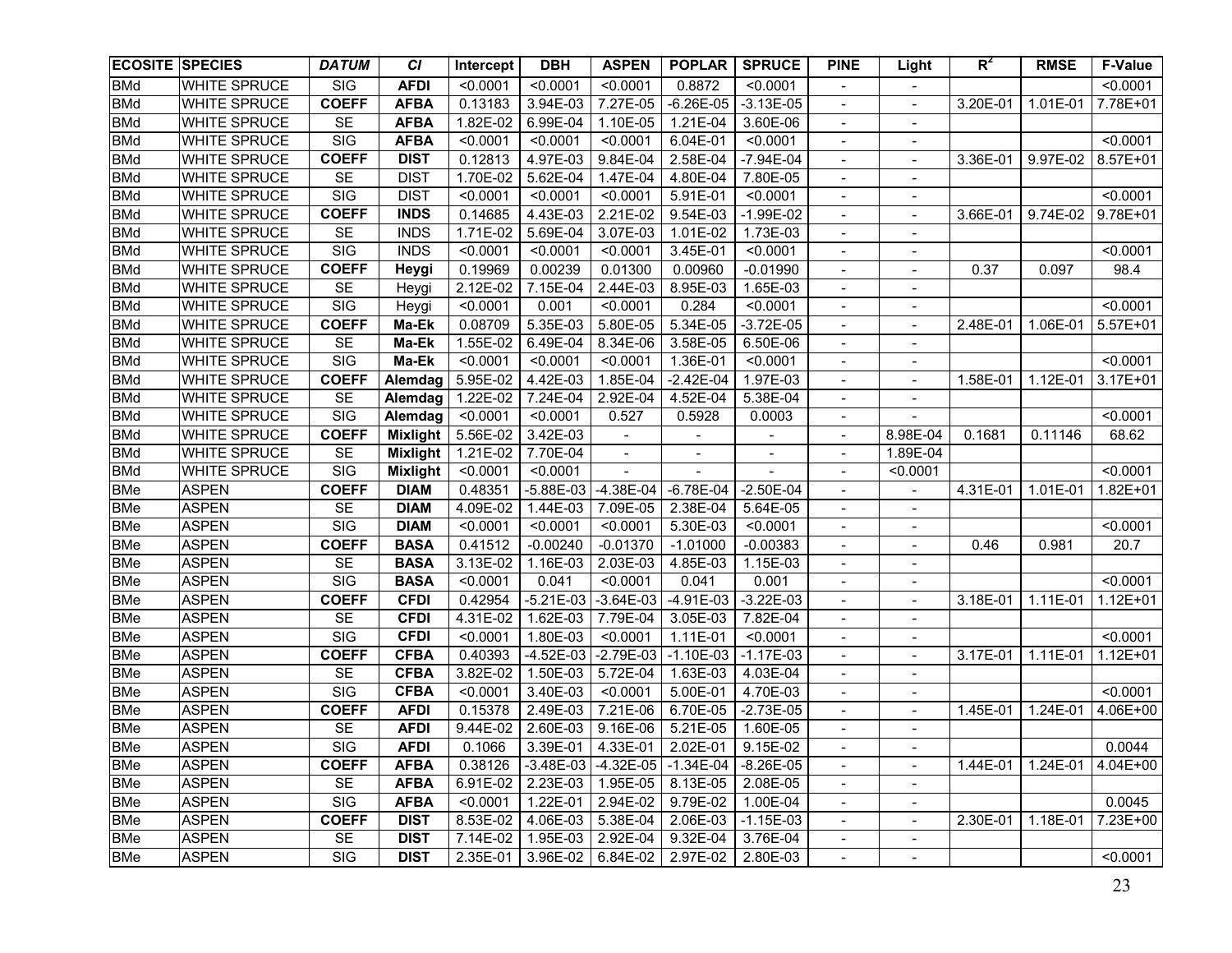| ECOSITE | SPECIES | *DATUM* | *CI* | Intercept | DBH | ASPEN | POPLAR | SPRUCE | PINE | Light | $R^2$ | RMSE | F-Value |
|---|---|---|---|---|---|---|---|---|---|---|---|---|---|
| BMd | WHITE SPRUCE | SIG | **AFDI** | <0.0001 | <0.0001 | <0.0001 | 0.8872 | <0.0001 | - | - | | | <0.0001 |
| BMd | WHITE SPRUCE | **COEFF** | **AFBA** | 0.13183 | 3.94E-03 | 7.27E-05 | -6.26E-05 | -3.13E-05 | - | - | 3.20E-01 | 1.01E-01 | 7.78E+01 |
| BMd | WHITE SPRUCE | SE | **AFBA** | 1.82E-02 | 6.99E-04 | 1.10E-05 | 1.21E-04 | 3.60E-06 | - | - | | | |
| BMd | WHITE SPRUCE | SIG | **AFBA** | <0.0001 | <0.0001 | <0.0001 | 6.04E-01 | <0.0001 | - | - | | | <0.0001 |
| BMd | WHITE SPRUCE | **COEFF** | **DIST** | 0.12813 | 4.97E-03 | 9.84E-04 | 2.58E-04 | -7.94E-04 | - | - | 3.36E-01 | 9.97E-02 | 8.57E+01 |
| BMd | WHITE SPRUCE | SE | DIST | 1.70E-02 | 5.62E-04 | 1.47E-04 | 4.80E-04 | 7.80E-05 | - | - | | | |
| BMd | WHITE SPRUCE | SIG | DIST | <0.0001 | <0.0001 | <0.0001 | 5.91E-01 | <0.0001 | - | - | | | <0.0001 |
| BMd | WHITE SPRUCE | **COEFF** | **INDS** | 0.14685 | 4.43E-03 | 2.21E-02 | 9.54E-03 | -1.99E-02 | - | - | 3.66E-01 | 9.74E-02 | 9.78E+01 |
| BMd | WHITE SPRUCE | SE | INDS | 1.71E-02 | 5.69E-04 | 3.07E-03 | 1.01E-02 | 1.73E-03 | - | - | | | |
| BMd | WHITE SPRUCE | SIG | INDS | <0.0001 | <0.0001 | <0.0001 | 3.45E-01 | <0.0001 | - | - | | | <0.0001 |
| BMd | WHITE SPRUCE | **COEFF** | **Heygi** | 0.19969 | 0.00239 | 0.01300 | 0.00960 | -0.01990 | - | - | 0.37 | 0.097 | 98.4 |
| BMd | WHITE SPRUCE | SE | Heygi | 2.12E-02 | 7.15E-04 | 2.44E-03 | 8.95E-03 | 1.65E-03 | - | - | | | |
| BMd | WHITE SPRUCE | SIG | Heygi | <0.0001 | 0.001 | <0.0001 | 0.284 | <0.0001 | - | - | | | <0.0001 |
| BMd | WHITE SPRUCE | **COEFF** | **Ma-Ek** | 0.08709 | 5.35E-03 | 5.80E-05 | 5.34E-05 | -3.72E-05 | - | - | 2.48E-01 | 1.06E-01 | 5.57E+01 |
| BMd | WHITE SPRUCE | SE | **Ma-Ek** | 1.55E-02 | 6.49E-04 | 8.34E-06 | 3.58E-05 | 6.50E-06 | - | - | | | |
| BMd | WHITE SPRUCE | SIG | **Ma-Ek** | <0.0001 | <0.0001 | <0.0001 | 1.36E-01 | <0.0001 | - | - | | | <0.0001 |
| BMd | WHITE SPRUCE | **COEFF** | **Alemdag** | 5.95E-02 | 4.42E-03 | 1.85E-04 | -2.42E-04 | 1.97E-03 | - | - | 1.58E-01 | 1.12E-01 | 3.17E+01 |
| BMd | WHITE SPRUCE | SE | **Alemdag** | 1.22E-02 | 7.24E-04 | 2.92E-04 | 4.52E-04 | 5.38E-04 | - | - | | | |
| BMd | WHITE SPRUCE | SIG | **Alemdag** | <0.0001 | <0.0001 | 0.527 | 0.5928 | 0.0003 | - | - | | | <0.0001 |
| BMd | WHITE SPRUCE | **COEFF** | **Mixlight** | 5.56E-02 | 3.42E-03 | - | - | - | - | 8.98E-04 | 0.1681 | 0.11146 | 68.62 |
| BMd | WHITE SPRUCE | SE | **Mixlight** | 1.21E-02 | 7.70E-04 | - | - | - | - | 1.89E-04 | | | |
| BMd | WHITE SPRUCE | SIG | **Mixlight** | <0.0001 | <0.0001 | - | - | - | - | <0.0001 | | | <0.0001 |
| BMe | ASPEN | **COEFF** | **DIAM** | 0.48351 | -5.88E-03 | -4.38E-04 | -6.78E-04 | -2.50E-04 | - | - | 4.31E-01 | 1.01E-01 | 1.82E+01 |
| BMe | ASPEN | SE | **DIAM** | 4.09E-02 | 1.44E-03 | 7.09E-05 | 2.38E-04 | 5.64E-05 | - | - | | | |
| BMe | ASPEN | SIG | **DIAM** | <0.0001 | <0.0001 | <0.0001 | 5.30E-03 | <0.0001 | - | - | | | <0.0001 |
| BMe | ASPEN | **COEFF** | **BASA** | 0.41512 | -0.00240 | -0.01370 | -1.01000 | -0.00383 | - | - | 0.46 | 0.981 | 20.7 |
| BMe | ASPEN | SE | **BASA** | 3.13E-02 | 1.16E-03 | 2.03E-03 | 4.85E-03 | 1.15E-03 | - | - | | | |
| BMe | ASPEN | SIG | **BASA** | <0.0001 | 0.041 | <0.0001 | 0.041 | 0.001 | - | - | | | <0.0001 |
| BMe | ASPEN | **COEFF** | **CFDI** | 0.42954 | -5.21E-03 | -3.64E-03 | -4.91E-03 | -3.22E-03 | - | - | 3.18E-01 | 1.11E-01 | 1.12E+01 |
| BMe | ASPEN | SE | **CFDI** | 4.31E-02 | 1.62E-03 | 7.79E-04 | 3.05E-03 | 7.82E-04 | - | - | | | |
| BMe | ASPEN | SIG | **CFDI** | <0.0001 | 1.80E-03 | <0.0001 | 1.11E-01 | <0.0001 | - | - | | | <0.0001 |
| BMe | ASPEN | **COEFF** | **CFBA** | 0.40393 | -4.52E-03 | -2.79E-03 | -1.10E-03 | -1.17E-03 | - | - | 3.17E-01 | 1.11E-01 | 1.12E+01 |
| BMe | ASPEN | SE | **CFBA** | 3.82E-02 | 1.50E-03 | 5.72E-04 | 1.63E-03 | 4.03E-04 | - | - | | | |
| BMe | ASPEN | SIG | **CFBA** | <0.0001 | 3.40E-03 | <0.0001 | 5.00E-01 | 4.70E-03 | - | - | | | <0.0001 |
| BMe | ASPEN | **COEFF** | **AFDI** | 0.15378 | 2.49E-03 | 7.21E-06 | 6.70E-05 | -2.73E-05 | - | - | 1.45E-01 | 1.24E-01 | 4.06E+00 |
| BMe | ASPEN | SE | **AFDI** | 9.44E-02 | 2.60E-03 | 9.16E-06 | 5.21E-05 | 1.60E-05 | - | - | | | |
| BMe | ASPEN | SIG | **AFDI** | 0.1066 | 3.39E-01 | 4.33E-01 | 2.02E-01 | 9.15E-02 | - | - | | | 0.0044 |
| BMe | ASPEN | **COEFF** | **AFBA** | 0.38126 | -3.48E-03 | -4.32E-05 | -1.34E-04 | -8.26E-05 | - | - | 1.44E-01 | 1.24E-01 | 4.04E+00 |
| BMe | ASPEN | SE | **AFBA** | 6.91E-02 | 2.23E-03 | 1.95E-05 | 8.13E-05 | 2.08E-05 | - | - | | | |
| BMe | ASPEN | SIG | **AFBA** | <0.0001 | 1.22E-01 | 2.94E-02 | 9.79E-02 | 1.00E-04 | - | - | | | 0.0045 |
| BMe | ASPEN | **COEFF** | **DIST** | 8.53E-02 | 4.06E-03 | 5.38E-04 | 2.06E-03 | -1.15E-03 | - | - | 2.30E-01 | 1.18E-01 | 7.23E+00 |
| BMe | ASPEN | SE | **DIST** | 7.14E-02 | 1.95E-03 | 2.92E-04 | 9.32E-04 | 3.76E-04 | - | - | | | |
| BMe | ASPEN | SIG | **DIST** | 2.35E-01 | 3.96E-02 | 6.84E-02 | 2.97E-02 | 2.80E-03 | - | - | | | <0.0001 |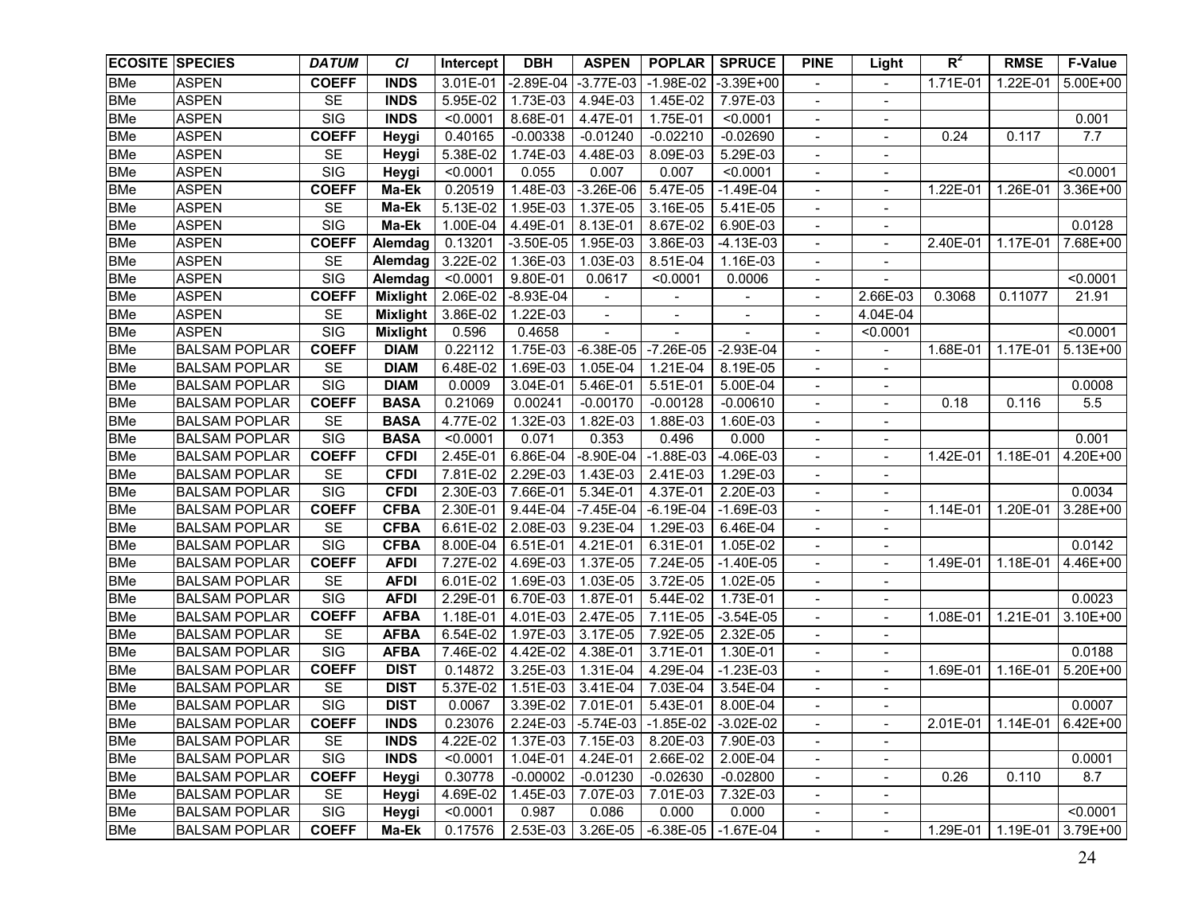| ECOSITE | SPECIES | DATUM | CI | Intercept | DBH | ASPEN | POPLAR | SPRUCE | PINE | Light | $R^2$ | RMSE | F-Value |
|---|---|---|---|---|---|---|---|---|---|---|---|---|---|
| BMe | ASPEN | COEFF | INDS | 3.01E-01 | -2.89E-04 | -3.77E-03 | -1.98E-02 | -3.39E+00 | - | - | 1.71E-01 | 1.22E-01 | 5.00E+00 |
| BMe | ASPEN | SE | INDS | 5.95E-02 | 1.73E-03 | 4.94E-03 | 1.45E-02 | 7.97E-03 | - | - | | | |
| BMe | ASPEN | SIG | INDS | <0.0001 | 8.68E-01 | 4.47E-01 | 1.75E-01 | <0.0001 | - | - | | | 0.001 |
| BMe | ASPEN | COEFF | Heygi | 0.40165 | -0.00338 | -0.01240 | -0.02210 | -0.02690 | - | - | 0.24 | 0.117 | 7.7 |
| BMe | ASPEN | SE | Heygi | 5.38E-02 | 1.74E-03 | 4.48E-03 | 8.09E-03 | 5.29E-03 | - | - | | | |
| BMe | ASPEN | SIG | Heygi | <0.0001 | 0.055 | 0.007 | 0.007 | <0.0001 | - | - | | | <0.0001 |
| BMe | ASPEN | COEFF | Ma-Ek | 0.20519 | 1.48E-03 | -3.26E-06 | 5.47E-05 | -1.49E-04 | - | - | 1.22E-01 | 1.26E-01 | 3.36E+00 |
| BMe | ASPEN | SE | Ma-Ek | 5.13E-02 | 1.95E-03 | 1.37E-05 | 3.16E-05 | 5.41E-05 | - | - | | | |
| BMe | ASPEN | SIG | Ma-Ek | 1.00E-04 | 4.49E-01 | 8.13E-01 | 8.67E-02 | 6.90E-03 | - | - | | | 0.0128 |
| BMe | ASPEN | COEFF | Alemdag | 0.13201 | -3.50E-05 | 1.95E-03 | 3.86E-03 | -4.13E-03 | - | - | 2.40E-01 | 1.17E-01 | 7.68E+00 |
| BMe | ASPEN | SE | Alemdag | 3.22E-02 | 1.36E-03 | 1.03E-03 | 8.51E-04 | 1.16E-03 | - | - | | | |
| BMe | ASPEN | SIG | Alemdag | <0.0001 | 9.80E-01 | 0.0617 | <0.0001 | 0.0006 | - | - | | | <0.0001 |
| BMe | ASPEN | COEFF | Mixlight | 2.06E-02 | -8.93E-04 | - | - | - | - | 2.66E-03 | 0.3068 | 0.11077 | 21.91 |
| BMe | ASPEN | SE | Mixlight | 3.86E-02 | 1.22E-03 | - | - | - | - | 4.04E-04 | | | |
| BMe | ASPEN | SIG | Mixlight | 0.596 | 0.4658 | - | - | - | - | <0.0001 | | | <0.0001 |
| BMe | BALSAM POPLAR | COEFF | DIAM | 0.22112 | 1.75E-03 | -6.38E-05 | -7.26E-05 | -2.93E-04 | - | - | 1.68E-01 | 1.17E-01 | 5.13E+00 |
| BMe | BALSAM POPLAR | SE | DIAM | 6.48E-02 | 1.69E-03 | 1.05E-04 | 1.21E-04 | 8.19E-05 | - | - | | | |
| BMe | BALSAM POPLAR | SIG | DIAM | 0.0009 | 3.04E-01 | 5.46E-01 | 5.51E-01 | 5.00E-04 | - | - | | | 0.0008 |
| BMe | BALSAM POPLAR | COEFF | BASA | 0.21069 | 0.00241 | -0.00170 | -0.00128 | -0.00610 | - | - | 0.18 | 0.116 | 5.5 |
| BMe | BALSAM POPLAR | SE | BASA | 4.77E-02 | 1.32E-03 | 1.82E-03 | 1.88E-03 | 1.60E-03 | - | - | | | |
| BMe | BALSAM POPLAR | SIG | BASA | <0.0001 | 0.071 | 0.353 | 0.496 | 0.000 | - | - | | | 0.001 |
| BMe | BALSAM POPLAR | COEFF | CFDI | 2.45E-01 | 6.86E-04 | -8.90E-04 | -1.88E-03 | -4.06E-03 | - | - | 1.42E-01 | 1.18E-01 | 4.20E+00 |
| BMe | BALSAM POPLAR | SE | CFDI | 7.81E-02 | 2.29E-03 | 1.43E-03 | 2.41E-03 | 1.29E-03 | - | - | | | |
| BMe | BALSAM POPLAR | SIG | CFDI | 2.30E-03 | 7.66E-01 | 5.34E-01 | 4.37E-01 | 2.20E-03 | - | - | | | 0.0034 |
| BMe | BALSAM POPLAR | COEFF | CFBA | 2.30E-01 | 9.44E-04 | -7.45E-04 | -6.19E-04 | -1.69E-03 | - | - | 1.14E-01 | 1.20E-01 | 3.28E+00 |
| BMe | BALSAM POPLAR | SE | CFBA | 6.61E-02 | 2.08E-03 | 9.23E-04 | 1.29E-03 | 6.46E-04 | - | - | | | |
| BMe | BALSAM POPLAR | SIG | CFBA | 8.00E-04 | 6.51E-01 | 4.21E-01 | 6.31E-01 | 1.05E-02 | - | - | | | 0.0142 |
| BMe | BALSAM POPLAR | COEFF | AFDI | 7.27E-02 | 4.69E-03 | 1.37E-05 | 7.24E-05 | -1.40E-05 | - | - | 1.49E-01 | 1.18E-01 | 4.46E+00 |
| BMe | BALSAM POPLAR | SE | AFDI | 6.01E-02 | 1.69E-03 | 1.03E-05 | 3.72E-05 | 1.02E-05 | - | - | | | |
| BMe | BALSAM POPLAR | SIG | AFDI | 2.29E-01 | 6.70E-03 | 1.87E-01 | 5.44E-02 | 1.73E-01 | - | - | | | 0.0023 |
| BMe | BALSAM POPLAR | COEFF | AFBA | 1.18E-01 | 4.01E-03 | 2.47E-05 | 7.11E-05 | -3.54E-05 | - | - | 1.08E-01 | 1.21E-01 | 3.10E+00 |
| BMe | BALSAM POPLAR | SE | AFBA | 6.54E-02 | 1.97E-03 | 3.17E-05 | 7.92E-05 | 2.32E-05 | - | - | | | |
| BMe | BALSAM POPLAR | SIG | AFBA | 7.46E-02 | 4.42E-02 | 4.38E-01 | 3.71E-01 | 1.30E-01 | - | - | | | 0.0188 |
| BMe | BALSAM POPLAR | COEFF | DIST | 0.14872 | 3.25E-03 | 1.31E-04 | 4.29E-04 | -1.23E-03 | - | - | 1.69E-01 | 1.16E-01 | 5.20E+00 |
| BMe | BALSAM POPLAR | SE | DIST | 5.37E-02 | 1.51E-03 | 3.41E-04 | 7.03E-04 | 3.54E-04 | - | - | | | |
| BMe | BALSAM POPLAR | SIG | DIST | 0.0067 | 3.39E-02 | 7.01E-01 | 5.43E-01 | 8.00E-04 | - | - | | | 0.0007 |
| BMe | BALSAM POPLAR | COEFF | INDS | 0.23076 | 2.24E-03 | -5.74E-03 | -1.85E-02 | -3.02E-02 | - | - | 2.01E-01 | 1.14E-01 | 6.42E+00 |
| BMe | BALSAM POPLAR | SE | INDS | 4.22E-02 | 1.37E-03 | 7.15E-03 | 8.20E-03 | 7.90E-03 | - | - | | | |
| BMe | BALSAM POPLAR | SIG | INDS | <0.0001 | 1.04E-01 | 4.24E-01 | 2.66E-02 | 2.00E-04 | - | - | | | 0.0001 |
| BMe | BALSAM POPLAR | COEFF | Heygi | 0.30778 | -0.00002 | -0.01230 | -0.02630 | -0.02800 | - | - | 0.26 | 0.110 | 8.7 |
| BMe | BALSAM POPLAR | SE | Heygi | 4.69E-02 | 1.45E-03 | 7.07E-03 | 7.01E-03 | 7.32E-03 | - | - | | | |
| BMe | BALSAM POPLAR | SIG | Heygi | <0.0001 | 0.987 | 0.086 | 0.000 | 0.000 | - | - | | | <0.0001 |
| BMe | BALSAM POPLAR | COEFF | Ma-Ek | 0.17576 | 2.53E-03 | 3.26E-05 | -6.38E-05 | -1.67E-04 | - | - | 1.29E-01 | 1.19E-01 | 3.79E+00 |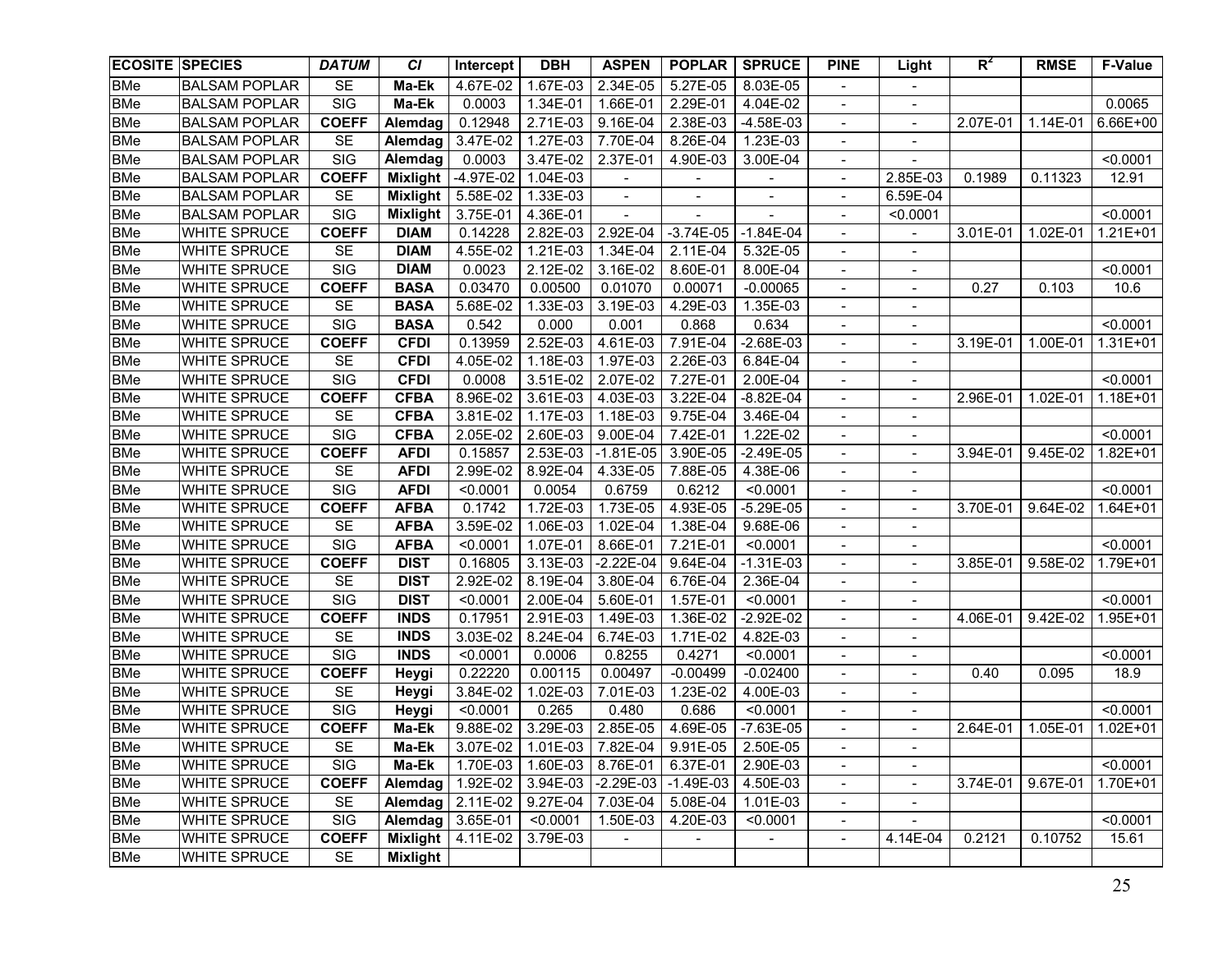| ECOSITE | SPECIES | DATUM | CI | Intercept | DBH | ASPEN | POPLAR | SPRUCE | PINE | Light | $R^2$ | RMSE | F-Value |
|---|---|---|---|---|---|---|---|---|---|---|---|---|---|
| BMe | BALSAM POPLAR | SE | Ma-Ek | 4.67E-02 | 1.67E-03 | 2.34E-05 | 5.27E-05 | 8.03E-05 | - | - | | | |
| BMe | BALSAM POPLAR | SIG | Ma-Ek | 0.0003 | 1.34E-01 | 1.66E-01 | 2.29E-01 | 4.04E-02 | - | - | | | 0.0065 |
| BMe | BALSAM POPLAR | COEFF | Alemdag | 0.12948 | 2.71E-03 | 9.16E-04 | 2.38E-03 | -4.58E-03 | - | - | 2.07E-01 | 1.14E-01 | 6.66E+00 |
| BMe | BALSAM POPLAR | SE | Alemdag | 3.47E-02 | 1.27E-03 | 7.70E-04 | 8.26E-04 | 1.23E-03 | - | - | | | |
| BMe | BALSAM POPLAR | SIG | Alemdag | 0.0003 | 3.47E-02 | 2.37E-01 | 4.90E-03 | 3.00E-04 | - | - | | | <0.0001 |
| BMe | BALSAM POPLAR | COEFF | Mixlight | -4.97E-02 | 1.04E-03 | - | - | - | - | 2.85E-03 | 0.1989 | 0.11323 | 12.91 |
| BMe | BALSAM POPLAR | SE | Mixlight | 5.58E-02 | 1.33E-03 | - | - | - | - | 6.59E-04 | | | |
| BMe | BALSAM POPLAR | SIG | Mixlight | 3.75E-01 | 4.36E-01 | - | - | - | - | <0.0001 | | | <0.0001 |
| BMe | WHITE SPRUCE | COEFF | DIAM | 0.14228 | 2.82E-03 | 2.92E-04 | -3.74E-05 | -1.84E-04 | - | - | 3.01E-01 | 1.02E-01 | 1.21E+01 |
| BMe | WHITE SPRUCE | SE | DIAM | 4.55E-02 | 1.21E-03 | 1.34E-04 | 2.11E-04 | 5.32E-05 | - | - | | | |
| BMe | WHITE SPRUCE | SIG | DIAM | 0.0023 | 2.12E-02 | 3.16E-02 | 8.60E-01 | 8.00E-04 | - | - | | | <0.0001 |
| BMe | WHITE SPRUCE | COEFF | BASA | 0.03470 | 0.00500 | 0.01070 | 0.00071 | -0.00065 | - | - | 0.27 | 0.103 | 10.6 |
| BMe | WHITE SPRUCE | SE | BASA | 5.68E-02 | 1.33E-03 | 3.19E-03 | 4.29E-03 | 1.35E-03 | - | - | | | |
| BMe | WHITE SPRUCE | SIG | BASA | 0.542 | 0.000 | 0.001 | 0.868 | 0.634 | - | - | | | <0.0001 |
| BMe | WHITE SPRUCE | COEFF | CFDI | 0.13959 | 2.52E-03 | 4.61E-03 | 7.91E-04 | -2.68E-03 | - | - | 3.19E-01 | 1.00E-01 | 1.31E+01 |
| BMe | WHITE SPRUCE | SE | CFDI | 4.05E-02 | 1.18E-03 | 1.97E-03 | 2.26E-03 | 6.84E-04 | - | - | | | |
| BMe | WHITE SPRUCE | SIG | CFDI | 0.0008 | 3.51E-02 | 2.07E-02 | 7.27E-01 | 2.00E-04 | - | - | | | <0.0001 |
| BMe | WHITE SPRUCE | COEFF | CFBA | 8.96E-02 | 3.61E-03 | 4.03E-03 | 3.22E-04 | -8.82E-04 | - | - | 2.96E-01 | 1.02E-01 | 1.18E+01 |
| BMe | WHITE SPRUCE | SE | CFBA | 3.81E-02 | 1.17E-03 | 1.18E-03 | 9.75E-04 | 3.46E-04 | - | - | | | |
| BMe | WHITE SPRUCE | SIG | CFBA | 2.05E-02 | 2.60E-03 | 9.00E-04 | 7.42E-01 | 1.22E-02 | - | - | | | <0.0001 |
| BMe | WHITE SPRUCE | COEFF | AFDI | 0.15857 | 2.53E-03 | -1.81E-05 | 3.90E-05 | -2.49E-05 | - | - | 3.94E-01 | 9.45E-02 | 1.82E+01 |
| BMe | WHITE SPRUCE | SE | AFDI | 2.99E-02 | 8.92E-04 | 4.33E-05 | 7.88E-05 | 4.38E-06 | - | - | | | |
| BMe | WHITE SPRUCE | SIG | AFDI | <0.0001 | 0.0054 | 0.6759 | 0.6212 | <0.0001 | - | - | | | <0.0001 |
| BMe | WHITE SPRUCE | COEFF | AFBA | 0.1742 | 1.72E-03 | 1.73E-05 | 4.93E-05 | -5.29E-05 | - | - | 3.70E-01 | 9.64E-02 | 1.64E+01 |
| BMe | WHITE SPRUCE | SE | AFBA | 3.59E-02 | 1.06E-03 | 1.02E-04 | 1.38E-04 | 9.68E-06 | - | - | | | |
| BMe | WHITE SPRUCE | SIG | AFBA | <0.0001 | 1.07E-01 | 8.66E-01 | 7.21E-01 | <0.0001 | - | - | | | <0.0001 |
| BMe | WHITE SPRUCE | COEFF | DIST | 0.16805 | 3.13E-03 | -2.22E-04 | 9.64E-04 | -1.31E-03 | - | - | 3.85E-01 | 9.58E-02 | 1.79E+01 |
| BMe | WHITE SPRUCE | SE | DIST | 2.92E-02 | 8.19E-04 | 3.80E-04 | 6.76E-04 | 2.36E-04 | - | - | | | |
| BMe | WHITE SPRUCE | SIG | DIST | <0.0001 | 2.00E-04 | 5.60E-01 | 1.57E-01 | <0.0001 | - | - | | | <0.0001 |
| BMe | WHITE SPRUCE | COEFF | INDS | 0.17951 | 2.91E-03 | 1.49E-03 | 1.36E-02 | -2.92E-02 | - | - | 4.06E-01 | 9.42E-02 | 1.95E+01 |
| BMe | WHITE SPRUCE | SE | INDS | 3.03E-02 | 8.24E-04 | 6.74E-03 | 1.71E-02 | 4.82E-03 | - | - | | | |
| BMe | WHITE SPRUCE | SIG | INDS | <0.0001 | 0.0006 | 0.8255 | 0.4271 | <0.0001 | - | - | | | <0.0001 |
| BMe | WHITE SPRUCE | COEFF | Heygi | 0.22220 | 0.00115 | 0.00497 | -0.00499 | -0.02400 | - | - | 0.40 | 0.095 | 18.9 |
| BMe | WHITE SPRUCE | SE | Heygi | 3.84E-02 | 1.02E-03 | 7.01E-03 | 1.23E-02 | 4.00E-03 | - | - | | | |
| BMe | WHITE SPRUCE | SIG | Heygi | <0.0001 | 0.265 | 0.480 | 0.686 | <0.0001 | - | - | | | <0.0001 |
| BMe | WHITE SPRUCE | COEFF | Ma-Ek | 9.88E-02 | 3.29E-03 | 2.85E-05 | 4.69E-05 | -7.63E-05 | - | - | 2.64E-01 | 1.05E-01 | 1.02E+01 |
| BMe | WHITE SPRUCE | SE | Ma-Ek | 3.07E-02 | 1.01E-03 | 7.82E-04 | 9.91E-05 | 2.50E-05 | - | - | | | |
| BMe | WHITE SPRUCE | SIG | Ma-Ek | 1.70E-03 | 1.60E-03 | 8.76E-01 | 6.37E-01 | 2.90E-03 | - | - | | | <0.0001 |
| BMe | WHITE SPRUCE | COEFF | Alemdag | 1.92E-02 | 3.94E-03 | -2.29E-03 | -1.49E-03 | 4.50E-03 | - | - | 3.74E-01 | 9.67E-01 | 1.70E+01 |
| BMe | WHITE SPRUCE | SE | Alemdag | 2.11E-02 | 9.27E-04 | 7.03E-04 | 5.08E-04 | 1.01E-03 | - | - | | | |
| BMe | WHITE SPRUCE | SIG | Alemdag | 3.65E-01 | <0.0001 | 1.50E-03 | 4.20E-03 | <0.0001 | - | - | | | <0.0001 |
| BMe | WHITE SPRUCE | COEFF | Mixlight | 4.11E-02 | 3.79E-03 | - | - | - | - | 4.14E-04 | 0.2121 | 0.10752 | 15.61 |
| BMe | WHITE SPRUCE | SE | Mixlight | | | | | | | | | | |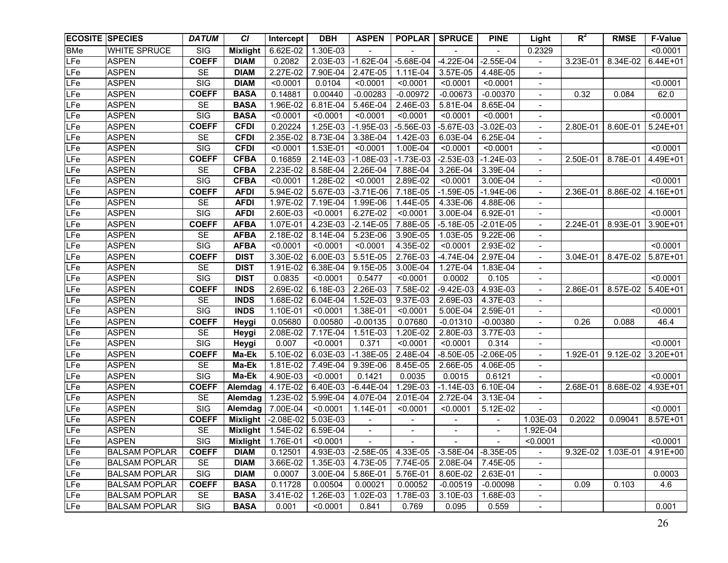| ECOSITE | SPECIES | *DATUM* | *CI* | Intercept | DBH | ASPEN | POPLAR | SPRUCE | PINE | Light | $R^2$ | RMSE | F-Value |
|---|---|---|---|---|---|---|---|---|---|---|---|---|---|
| BMe | WHITE SPRUCE | SIG | **Mixlight** | 6.62E-02 | 1.30E-03 | - | - | - | - | 0.2329 | | | <0.0001 |
| LFe | ASPEN | **COEFF** | **DIAM** | 0.2082 | 2.03E-03 | -1.62E-04 | -5.68E-04 | -4.22E-04 | -2.55E-04 | - | 3.23E-01 | 8.34E-02 | 6.44E+01 |
| LFe | ASPEN | SE | **DIAM** | 2.27E-02 | 7.90E-04 | 2.47E-05 | 1.11E-04 | 3.57E-05 | 4.48E-05 | - | | | |
| LFe | ASPEN | SIG | **DIAM** | <0.0001 | 0.0104 | <0.0001 | <0.0001 | <0.0001 | <0.0001 | - | | | <0.0001 |
| LFe | ASPEN | **COEFF** | **BASA** | 0.14881 | 0.00440 | -0.00283 | -0.00972 | -0.00673 | -0.00370 | - | 0.32 | 0.084 | 62.0 |
| LFe | ASPEN | SE | **BASA** | 1.96E-02 | 6.81E-04 | 5.46E-04 | 2.46E-03 | 5.81E-04 | 8.65E-04 | - | | | |
| LFe | ASPEN | SIG | **BASA** | <0.0001 | <0.0001 | <0.0001 | <0.0001 | <0.0001 | <0.0001 | - | | | <0.0001 |
| LFe | ASPEN | **COEFF** | **CFDI** | 0.20224 | 1.25E-03 | -1.95E-03 | -5.56E-03 | -5.67E-03 | -3.02E-03 | - | 2.80E-01 | 8.60E-01 | 5.24E+01 |
| LFe | ASPEN | SE | **CFDI** | 2.35E-02 | 8.73E-04 | 3.38E-04 | 1.42E-03 | 6.03E-04 | 6.25E-04 | - | | | |
| LFe | ASPEN | SIG | **CFDI** | <0.0001 | 1.53E-01 | <0.0001 | 1.00E-04 | <0.0001 | <0.0001 | - | | | <0.0001 |
| LFe | ASPEN | **COEFF** | **CFBA** | 0.16859 | 2.14E-03 | -1.08E-03 | -1.73E-03 | -2.53E-03 | -1.24E-03 | - | 2.50E-01 | 8.78E-01 | 4.49E+01 |
| LFe | ASPEN | SE | **CFBA** | 2.23E-02 | 8.58E-04 | 2.26E-04 | 7.88E-04 | 3.26E-04 | 3.39E-04 | - | | | |
| LFe | ASPEN | SIG | **CFBA** | <0.0001 | 1.28E-02 | <0.0001 | 2.89E-02 | <0.0001 | 3.00E-04 | - | | | <0.0001 |
| LFe | ASPEN | **COEFF** | **AFDI** | 5.94E-02 | 5.67E-03 | -3.71E-06 | 7.18E-05 | -1.59E-05 | -1.94E-06 | - | 2.36E-01 | 8.86E-02 | 4.16E+01 |
| LFe | ASPEN | SE | **AFDI** | 1.97E-02 | 7.19E-04 | 1.99E-06 | 1.44E-05 | 4.33E-06 | 4.88E-06 | - | | | |
| LFe | ASPEN | SIG | **AFDI** | 2.60E-03 | <0.0001 | 6.27E-02 | <0.0001 | 3.00E-04 | 6.92E-01 | - | | | <0.0001 |
| LFe | ASPEN | **COEFF** | **AFBA** | 1.07E-01 | 4.23E-03 | -2.14E-05 | 7.88E-05 | -5.18E-05 | -2.01E-05 | - | 2.24E-01 | 8.93E-01 | 3.90E+01 |
| LFe | ASPEN | SE | **AFBA** | 2.18E-02 | 8.14E-04 | 5.23E-06 | 3.90E-05 | 1.03E-05 | 9.22E-06 | - | | | |
| LFe | ASPEN | SIG | **AFBA** | <0.0001 | <0.0001 | <0.0001 | 4.35E-02 | <0.0001 | 2.93E-02 | - | | | <0.0001 |
| LFe | ASPEN | **COEFF** | **DIST** | 3.30E-02 | 6.00E-03 | 5.51E-05 | 2.76E-03 | -4.74E-04 | 2.97E-04 | - | 3.04E-01 | 8.47E-02 | 5.87E+01 |
| LFe | ASPEN | SE | **DIST** | 1.91E-02 | 6.38E-04 | 9.15E-05 | 3.00E-04 | 1.27E-04 | 1.83E-04 | - | | | |
| LFe | ASPEN | SIG | **DIST** | 0.0835 | <0.0001 | 0.5477 | <0.0001 | 0.0002 | 0.105 | - | | | <0.0001 |
| LFe | ASPEN | **COEFF** | **INDS** | 2.69E-02 | 6.18E-03 | 2.26E-03 | 7.58E-02 | -9.42E-03 | 4.93E-03 | - | 2.86E-01 | 8.57E-02 | 5.40E+01 |
| LFe | ASPEN | SE | **INDS** | 1.68E-02 | 6.04E-04 | 1.52E-03 | 9.37E-03 | 2.69E-03 | 4.37E-03 | - | | | |
| LFe | ASPEN | SIG | **INDS** | 1.10E-01 | <0.0001 | 1.38E-01 | <0.0001 | 5.00E-04 | 2.59E-01 | - | | | <0.0001 |
| LFe | ASPEN | **COEFF** | **Heygi** | 0.05680 | 0.00580 | -0.00135 | 0.07680 | -0.01310 | -0.00380 | - | 0.26 | 0.088 | 46.4 |
| LFe | ASPEN | SE | **Heygi** | 2.08E-02 | 7.17E-04 | 1.51E-03 | 1.20E-02 | 2.80E-03 | 3.77E-03 | - | | | |
| LFe | ASPEN | SIG | **Heygi** | 0.007 | <0.0001 | 0.371 | <0.0001 | <0.0001 | 0.314 | - | | | <0.0001 |
| LFe | ASPEN | **COEFF** | **Ma-Ek** | 5.10E-02 | 6.03E-03 | -1.38E-05 | 2.48E-04 | -8.50E-05 | -2.06E-05 | - | 1.92E-01 | 9.12E-02 | 3.20E+01 |
| LFe | ASPEN | SE | **Ma-Ek** | 1.81E-02 | 7.49E-04 | 9.39E-06 | 8.45E-05 | 2.66E-05 | 4.06E-05 | - | | | |
| LFe | ASPEN | SIG | **Ma-Ek** | 4.90E-03 | <0.0001 | 0.1421 | 0.0035 | 0.0015 | 0.6121 | - | | | <0.0001 |
| LFe | ASPEN | **COEFF** | **Alemdag** | 4.17E-02 | 6.40E-03 | -6.44E-04 | 1.29E-03 | -1.14E-03 | 6.10E-04 | - | 2.68E-01 | 8.68E-02 | 4.93E+01 |
| LFe | ASPEN | SE | **Alemdag** | 1.23E-02 | 5.99E-04 | 4.07E-04 | 2.01E-04 | 2.72E-04 | 3.13E-04 | - | | | |
| LFe | ASPEN | SIG | **Alemdag** | 7.00E-04 | <0.0001 | 1.14E-01 | <0.0001 | <0.0001 | 5.12E-02 | - | | | <0.0001 |
| LFe | ASPEN | **COEFF** | **Mixlight** | -2.08E-02 | 5.03E-03 | - | - | - | - | 1.03E-03 | 0.2022 | 0.09041 | 8.57E+01 |
| LFe | ASPEN | SE | **Mixlight** | 1.54E-02 | 6.59E-04 | - | - | - | - | 1.92E-04 | | | |
| LFe | ASPEN | SIG | **Mixlight** | 1.76E-01 | <0.0001 | - | - | - | - | <0.0001 | | | <0.0001 |
| LFe | BALSAM POPLAR | **COEFF** | **DIAM** | 0.12501 | 4.93E-03 | -2.58E-05 | 4.33E-05 | -3.58E-04 | -8.35E-05 | - | 9.32E-02 | 1.03E-01 | 4.91E+00 |
| LFe | BALSAM POPLAR | SE | **DIAM** | 3.66E-02 | 1.35E-03 | 4.73E-05 | 7.74E-05 | 2.08E-04 | 7.45E-05 | - | | | |
| LFe | BALSAM POPLAR | SIG | **DIAM** | 0.0007 | 3.00E-04 | 5.86E-01 | 5.76E-01 | 8.60E-02 | 2.63E-01 | - | | | 0.0003 |
| LFe | BALSAM POPLAR | **COEFF** | **BASA** | 0.11728 | 0.00504 | 0.00021 | 0.00052 | -0.00519 | -0.00098 | - | 0.09 | 0.103 | 4.6 |
| LFe | BALSAM POPLAR | SE | **BASA** | 3.41E-02 | 1.26E-03 | 1.02E-03 | 1.78E-03 | 3.10E-03 | 1.68E-03 | - | | | |
| LFe | BALSAM POPLAR | SIG | **BASA** | 0.001 | <0.0001 | 0.841 | 0.769 | 0.095 | 0.559 | - | | | 0.001 |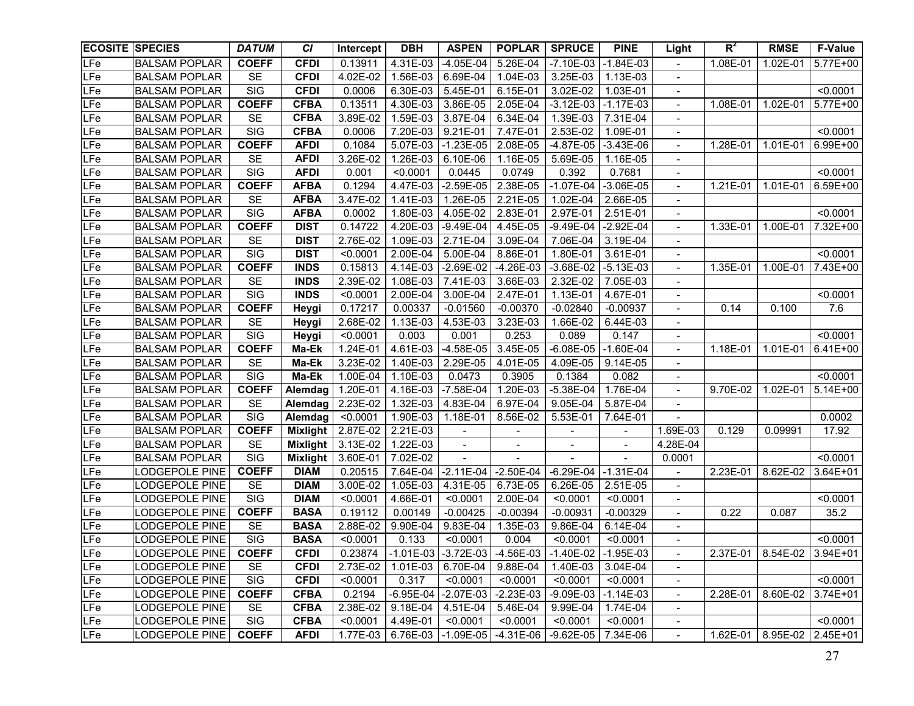| ECOSITE | SPECIES | *DATUM* | *CI* | Intercept | DBH | ASPEN | POPLAR | SPRUCE | PINE | Light | $R^2$ | RMSE | F-Value |
|---|---|---|---|---|---|---|---|---|---|---|---|---|---|
| LFe | BALSAM POPLAR | **COEFF** | **CFDI** | 0.13911 | 4.31E-03 | -4.05E-04 | 5.26E-04 | -7.10E-03 | -1.84E-03 | - | 1.08E-01 | 1.02E-01 | 5.77E+00 |
| LFe | BALSAM POPLAR | SE | **CFDI** | 4.02E-02 | 1.56E-03 | 6.69E-04 | 1.04E-03 | 3.25E-03 | 1.13E-03 | - | | | |
| LFe | BALSAM POPLAR | SIG | **CFDI** | 0.0006 | 6.30E-03 | 5.45E-01 | 6.15E-01 | 3.02E-02 | 1.03E-01 | - | | | <0.0001 |
| LFe | BALSAM POPLAR | **COEFF** | **CFBA** | 0.13511 | 4.30E-03 | 3.86E-05 | 2.05E-04 | -3.12E-03 | -1.17E-03 | - | 1.08E-01 | 1.02E-01 | 5.77E+00 |
| LFe | BALSAM POPLAR | SE | **CFBA** | 3.89E-02 | 1.59E-03 | 3.87E-04 | 6.34E-04 | 1.39E-03 | 7.31E-04 | - | | | |
| LFe | BALSAM POPLAR | SIG | **CFBA** | 0.0006 | 7.20E-03 | 9.21E-01 | 7.47E-01 | 2.53E-02 | 1.09E-01 | - | | | <0.0001 |
| LFe | BALSAM POPLAR | **COEFF** | **AFDI** | 0.1084 | 5.07E-03 | -1.23E-05 | 2.08E-05 | -4.87E-05 | -3.43E-06 | - | 1.28E-01 | 1.01E-01 | 6.99E+00 |
| LFe | BALSAM POPLAR | SE | **AFDI** | 3.26E-02 | 1.26E-03 | 6.10E-06 | 1.16E-05 | 5.69E-05 | 1.16E-05 | - | | | |
| LFe | BALSAM POPLAR | SIG | **AFDI** | 0.001 | <0.0001 | 0.0445 | 0.0749 | 0.392 | 0.7681 | - | | | <0.0001 |
| LFe | BALSAM POPLAR | **COEFF** | **AFBA** | 0.1294 | 4.47E-03 | -2.59E-05 | 2.38E-05 | -1.07E-04 | -3.06E-05 | - | 1.21E-01 | 1.01E-01 | 6.59E+00 |
| LFe | BALSAM POPLAR | SE | **AFBA** | 3.47E-02 | 1.41E-03 | 1.26E-05 | 2.21E-05 | 1.02E-04 | 2.66E-05 | - | | | |
| LFe | BALSAM POPLAR | SIG | **AFBA** | 0.0002 | 1.80E-03 | 4.05E-02 | 2.83E-01 | 2.97E-01 | 2.51E-01 | - | | | <0.0001 |
| LFe | BALSAM POPLAR | **COEFF** | **DIST** | 0.14722 | 4.20E-03 | -9.49E-04 | 4.45E-05 | -9.49E-04 | -2.92E-04 | - | 1.33E-01 | 1.00E-01 | 7.32E+00 |
| LFe | BALSAM POPLAR | SE | **DIST** | 2.76E-02 | 1.09E-03 | 2.71E-04 | 3.09E-04 | 7.06E-04 | 3.19E-04 | - | | | |
| LFe | BALSAM POPLAR | SIG | **DIST** | <0.0001 | 2.00E-04 | 5.00E-04 | 8.86E-01 | 1.80E-01 | 3.61E-01 | - | | | <0.0001 |
| LFe | BALSAM POPLAR | **COEFF** | **INDS** | 0.15813 | 4.14E-03 | -2.69E-02 | -4.26E-03 | -3.68E-02 | -5.13E-03 | - | 1.35E-01 | 1.00E-01 | 7.43E+00 |
| LFe | BALSAM POPLAR | SE | **INDS** | 2.39E-02 | 1.08E-03 | 7.41E-03 | 3.66E-03 | 2.32E-02 | 7.05E-03 | - | | | |
| LFe | BALSAM POPLAR | SIG | **INDS** | <0.0001 | 2.00E-04 | 3.00E-04 | 2.47E-01 | 1.13E-01 | 4.67E-01 | - | | | <0.0001 |
| LFe | BALSAM POPLAR | **COEFF** | **Heygi** | 0.17217 | 0.00337 | -0.01560 | -0.00370 | -0.02840 | -0.00937 | - | 0.14 | 0.100 | 7.6 |
| LFe | BALSAM POPLAR | SE | **Heygi** | 2.68E-02 | 1.13E-03 | 4.53E-03 | 3.23E-03 | 1.66E-02 | 6.44E-03 | - | | | |
| LFe | BALSAM POPLAR | SIG | **Heygi** | <0.0001 | 0.003 | 0.001 | 0.253 | 0.089 | 0.147 | - | | | <0.0001 |
| LFe | BALSAM POPLAR | **COEFF** | **Ma-Ek** | 1.24E-01 | 4.61E-03 | -4.58E-05 | 3.45E-05 | -6.08E-05 | -1.60E-04 | - | 1.18E-01 | 1.01E-01 | 6.41E+00 |
| LFe | BALSAM POPLAR | SE | **Ma-Ek** | 3.23E-02 | 1.40E-03 | 2.29E-05 | 4.01E-05 | 4.09E-05 | 9.14E-05 | - | | | |
| LFe | BALSAM POPLAR | SIG | **Ma-Ek** | 1.00E-04 | 1.10E-03 | 0.0473 | 0.3905 | 0.1384 | 0.082 | - | | | <0.0001 |
| LFe | BALSAM POPLAR | **COEFF** | **Alemdag** | 1.20E-01 | 4.16E-03 | -7.58E-04 | 1.20E-03 | -5.38E-04 | 1.76E-04 | - | 9.70E-02 | 1.02E-01 | 5.14E+00 |
| LFe | BALSAM POPLAR | SE | **Alemdag** | 2.23E-02 | 1.32E-03 | 4.83E-04 | 6.97E-04 | 9.05E-04 | 5.87E-04 | - | | | |
| LFe | BALSAM POPLAR | SIG | **Alemdag** | <0.0001 | 1.90E-03 | 1.18E-01 | 8.56E-02 | 5.53E-01 | 7.64E-01 | - | | | 0.0002 |
| LFe | BALSAM POPLAR | **COEFF** | **Mixlight** | 2.87E-02 | 2.21E-03 | - | - | - | - | 1.69E-03 | 0.129 | 0.09991 | 17.92 |
| LFe | BALSAM POPLAR | SE | **Mixlight** | 3.13E-02 | 1.22E-03 | - | - | - | - | 4.28E-04 | | | |
| LFe | BALSAM POPLAR | SIG | **Mixlight** | 3.60E-01 | 7.02E-02 | - | - | - | - | 0.0001 | | | <0.0001 |
| LFe | LODGEPOLE PINE | **COEFF** | **DIAM** | 0.20515 | 7.64E-04 | -2.11E-04 | -2.50E-04 | -6.29E-04 | -1.31E-04 | - | 2.23E-01 | 8.62E-02 | 3.64E+01 |
| LFe | LODGEPOLE PINE | SE | **DIAM** | 3.00E-02 | 1.05E-03 | 4.31E-05 | 6.73E-05 | 6.26E-05 | 2.51E-05 | - | | | |
| LFe | LODGEPOLE PINE | SIG | **DIAM** | <0.0001 | 4.66E-01 | <0.0001 | 2.00E-04 | <0.0001 | <0.0001 | - | | | <0.0001 |
| LFe | LODGEPOLE PINE | **COEFF** | **BASA** | 0.19112 | 0.00149 | -0.00425 | -0.00394 | -0.00931 | -0.00329 | - | 0.22 | 0.087 | 35.2 |
| LFe | LODGEPOLE PINE | SE | **BASA** | 2.88E-02 | 9.90E-04 | 9.83E-04 | 1.35E-03 | 9.86E-04 | 6.14E-04 | - | | | |
| LFe | LODGEPOLE PINE | SIG | **BASA** | <0.0001 | 0.133 | <0.0001 | 0.004 | <0.0001 | <0.0001 | - | | | <0.0001 |
| LFe | LODGEPOLE PINE | **COEFF** | **CFDI** | 0.23874 | -1.01E-03 | -3.72E-03 | -4.56E-03 | -1.40E-02 | -1.95E-03 | - | 2.37E-01 | 8.54E-02 | 3.94E+01 |
| LFe | LODGEPOLE PINE | SE | **CFDI** | 2.73E-02 | 1.01E-03 | 6.70E-04 | 9.88E-04 | 1.40E-03 | 3.04E-04 | - | | | |
| LFe | LODGEPOLE PINE | SIG | **CFDI** | <0.0001 | 0.317 | <0.0001 | <0.0001 | <0.0001 | <0.0001 | - | | | <0.0001 |
| LFe | LODGEPOLE PINE | **COEFF** | **CFBA** | 0.2194 | -6.95E-04 | -2.07E-03 | -2.23E-03 | -9.09E-03 | -1.14E-03 | - | 2.28E-01 | 8.60E-02 | 3.74E+01 |
| LFe | LODGEPOLE PINE | SE | **CFBA** | 2.38E-02 | 9.18E-04 | 4.51E-04 | 5.46E-04 | 9.99E-04 | 1.74E-04 | - | | | |
| LFe | LODGEPOLE PINE | SIG | **CFBA** | <0.0001 | 4.49E-01 | <0.0001 | <0.0001 | <0.0001 | <0.0001 | - | | | <0.0001 |
| LFe | LODGEPOLE PINE | **COEFF** | **AFDI** | 1.77E-03 | 6.76E-03 | -1.09E-05 | -4.31E-06 | -9.62E-05 | 7.34E-06 | - | 1.62E-01 | 8.95E-02 | 2.45E+01 |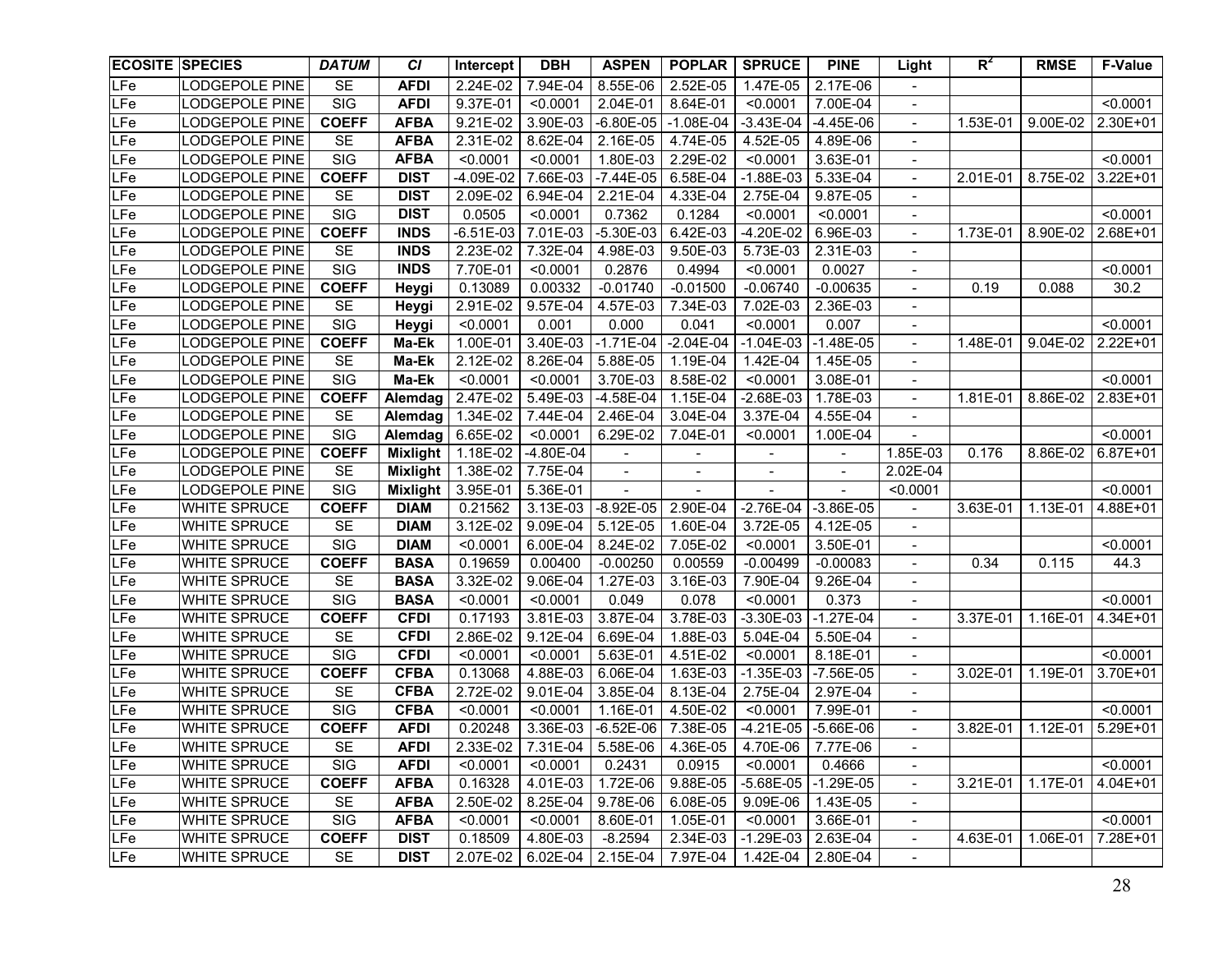| ECOSITE | SPECIES | *DATUM* | *CI* | Intercept | DBH | ASPEN | POPLAR | SPRUCE | PINE | Light | $R^2$ | RMSE | F-Value |
|---|---|---|---|---|---|---|---|---|---|---|---|---|---|
| LFe | LODGEPOLE PINE | SE | **AFDI** | 2.24E-02 | 7.94E-04 | 8.55E-06 | 2.52E-05 | 1.47E-05 | 2.17E-06 | - | | | |
| LFe | LODGEPOLE PINE | SIG | **AFDI** | 9.37E-01 | <0.0001 | 2.04E-01 | 8.64E-01 | <0.0001 | 7.00E-04 | - | | | <0.0001 |
| LFe | LODGEPOLE PINE | **COEFF** | **AFBA** | 9.21E-02 | 3.90E-03 | -6.80E-05 | -1.08E-04 | -3.43E-04 | -4.45E-06 | - | 1.53E-01 | 9.00E-02 | 2.30E+01 |
| LFe | LODGEPOLE PINE | SE | **AFBA** | 2.31E-02 | 8.62E-04 | 2.16E-05 | 4.74E-05 | 4.52E-05 | 4.89E-06 | - | | | |
| LFe | LODGEPOLE PINE | SIG | **AFBA** | <0.0001 | <0.0001 | 1.80E-03 | 2.29E-02 | <0.0001 | 3.63E-01 | - | | | <0.0001 |
| LFe | LODGEPOLE PINE | **COEFF** | **DIST** | -4.09E-02 | 7.66E-03 | -7.44E-05 | 6.58E-04 | -1.88E-03 | 5.33E-04 | - | 2.01E-01 | 8.75E-02 | 3.22E+01 |
| LFe | LODGEPOLE PINE | SE | **DIST** | 2.09E-02 | 6.94E-04 | 2.21E-04 | 4.33E-04 | 2.75E-04 | 9.87E-05 | - | | | |
| LFe | LODGEPOLE PINE | SIG | **DIST** | 0.0505 | <0.0001 | 0.7362 | 0.1284 | <0.0001 | <0.0001 | - | | | <0.0001 |
| LFe | LODGEPOLE PINE | **COEFF** | **INDS** | -6.51E-03 | 7.01E-03 | -5.30E-03 | 6.42E-03 | -4.20E-02 | 6.96E-03 | - | 1.73E-01 | 8.90E-02 | 2.68E+01 |
| LFe | LODGEPOLE PINE | SE | **INDS** | 2.23E-02 | 7.32E-04 | 4.98E-03 | 9.50E-03 | 5.73E-03 | 2.31E-03 | - | | | |
| LFe | LODGEPOLE PINE | SIG | **INDS** | 7.70E-01 | <0.0001 | 0.2876 | 0.4994 | <0.0001 | 0.0027 | - | | | <0.0001 |
| LFe | LODGEPOLE PINE | **COEFF** | **Heygi** | 0.13089 | 0.00332 | -0.01740 | -0.01500 | -0.06740 | -0.00635 | - | 0.19 | 0.088 | 30.2 |
| LFe | LODGEPOLE PINE | SE | **Heygi** | 2.91E-02 | 9.57E-04 | 4.57E-03 | 7.34E-03 | 7.02E-03 | 2.36E-03 | - | | | |
| LFe | LODGEPOLE PINE | SIG | **Heygi** | <0.0001 | 0.001 | 0.000 | 0.041 | <0.0001 | 0.007 | - | | | <0.0001 |
| LFe | LODGEPOLE PINE | **COEFF** | **Ma-Ek** | 1.00E-01 | 3.40E-03 | -1.71E-04 | -2.04E-04 | -1.04E-03 | -1.48E-05 | - | 1.48E-01 | 9.04E-02 | 2.22E+01 |
| LFe | LODGEPOLE PINE | SE | **Ma-Ek** | 2.12E-02 | 8.26E-04 | 5.88E-05 | 1.19E-04 | 1.42E-04 | 1.45E-05 | - | | | |
| LFe | LODGEPOLE PINE | SIG | **Ma-Ek** | <0.0001 | <0.0001 | 3.70E-03 | 8.58E-02 | <0.0001 | 3.08E-01 | - | | | <0.0001 |
| LFe | LODGEPOLE PINE | **COEFF** | **Alemdag** | 2.47E-02 | 5.49E-03 | -4.58E-04 | 1.15E-04 | -2.68E-03 | 1.78E-03 | - | 1.81E-01 | 8.86E-02 | 2.83E+01 |
| LFe | LODGEPOLE PINE | SE | **Alemdag** | 1.34E-02 | 7.44E-04 | 2.46E-04 | 3.04E-04 | 3.37E-04 | 4.55E-04 | - | | | |
| LFe | LODGEPOLE PINE | SIG | **Alemdag** | 6.65E-02 | <0.0001 | 6.29E-02 | 7.04E-01 | <0.0001 | 1.00E-04 | - | | | <0.0001 |
| LFe | LODGEPOLE PINE | **COEFF** | **Mixlight** | 1.18E-02 | -4.80E-04 | - | - | - | - | 1.85E-03 | 0.176 | 8.86E-02 | 6.87E+01 |
| LFe | LODGEPOLE PINE | SE | **Mixlight** | 1.38E-02 | 7.75E-04 | - | - | - | - | 2.02E-04 | | | |
| LFe | LODGEPOLE PINE | SIG | **Mixlight** | 3.95E-01 | 5.36E-01 | - | - | - | - | <0.0001 | | | <0.0001 |
| LFe | WHITE SPRUCE | **COEFF** | **DIAM** | 0.21562 | 3.13E-03 | -8.92E-05 | 2.90E-04 | -2.76E-04 | -3.86E-05 | - | 3.63E-01 | 1.13E-01 | 4.88E+01 |
| LFe | WHITE SPRUCE | SE | **DIAM** | 3.12E-02 | 9.09E-04 | 5.12E-05 | 1.60E-04 | 3.72E-05 | 4.12E-05 | - | | | |
| LFe | WHITE SPRUCE | SIG | **DIAM** | <0.0001 | 6.00E-04 | 8.24E-02 | 7.05E-02 | <0.0001 | 3.50E-01 | - | | | <0.0001 |
| LFe | WHITE SPRUCE | **COEFF** | **BASA** | 0.19659 | 0.00400 | -0.00250 | 0.00559 | -0.00499 | -0.00083 | - | 0.34 | 0.115 | 44.3 |
| LFe | WHITE SPRUCE | SE | **BASA** | 3.32E-02 | 9.06E-04 | 1.27E-03 | 3.16E-03 | 7.90E-04 | 9.26E-04 | - | | | |
| LFe | WHITE SPRUCE | SIG | **BASA** | <0.0001 | <0.0001 | 0.049 | 0.078 | <0.0001 | 0.373 | - | | | <0.0001 |
| LFe | WHITE SPRUCE | **COEFF** | **CFDI** | 0.17193 | 3.81E-03 | 3.87E-04 | 3.78E-03 | -3.30E-03 | -1.27E-04 | - | 3.37E-01 | 1.16E-01 | 4.34E+01 |
| LFe | WHITE SPRUCE | SE | **CFDI** | 2.86E-02 | 9.12E-04 | 6.69E-04 | 1.88E-03 | 5.04E-04 | 5.50E-04 | - | | | |
| LFe | WHITE SPRUCE | SIG | **CFDI** | <0.0001 | <0.0001 | 5.63E-01 | 4.51E-02 | <0.0001 | 8.18E-01 | - | | | <0.0001 |
| LFe | WHITE SPRUCE | **COEFF** | **CFBA** | 0.13068 | 4.88E-03 | 6.06E-04 | 1.63E-03 | -1.35E-03 | -7.56E-05 | - | 3.02E-01 | 1.19E-01 | 3.70E+01 |
| LFe | WHITE SPRUCE | SE | **CFBA** | 2.72E-02 | 9.01E-04 | 3.85E-04 | 8.13E-04 | 2.75E-04 | 2.97E-04 | - | | | |
| LFe | WHITE SPRUCE | SIG | **CFBA** | <0.0001 | <0.0001 | 1.16E-01 | 4.50E-02 | <0.0001 | 7.99E-01 | - | | | <0.0001 |
| LFe | WHITE SPRUCE | **COEFF** | **AFDI** | 0.20248 | 3.36E-03 | -6.52E-06 | 7.38E-05 | -4.21E-05 | -5.66E-06 | - | 3.82E-01 | 1.12E-01 | 5.29E+01 |
| LFe | WHITE SPRUCE | SE | **AFDI** | 2.33E-02 | 7.31E-04 | 5.58E-06 | 4.36E-05 | 4.70E-06 | 7.77E-06 | - | | | |
| LFe | WHITE SPRUCE | SIG | **AFDI** | <0.0001 | <0.0001 | 0.2431 | 0.0915 | <0.0001 | 0.4666 | - | | | <0.0001 |
| LFe | WHITE SPRUCE | **COEFF** | **AFBA** | 0.16328 | 4.01E-03 | 1.72E-06 | 9.88E-05 | -5.68E-05 | -1.29E-05 | - | 3.21E-01 | 1.17E-01 | 4.04E+01 |
| LFe | WHITE SPRUCE | SE | **AFBA** | 2.50E-02 | 8.25E-04 | 9.78E-06 | 6.08E-05 | 9.09E-06 | 1.43E-05 | - | | | |
| LFe | WHITE SPRUCE | SIG | **AFBA** | <0.0001 | <0.0001 | 8.60E-01 | 1.05E-01 | <0.0001 | 3.66E-01 | - | | | <0.0001 |
| LFe | WHITE SPRUCE | **COEFF** | **DIST** | 0.18509 | 4.80E-03 | -8.2594 | 2.34E-03 | -1.29E-03 | 2.63E-04 | - | 4.63E-01 | 1.06E-01 | 7.28E+01 |
| LFe | WHITE SPRUCE | SE | **DIST** | 2.07E-02 | 6.02E-04 | 2.15E-04 | 7.97E-04 | 1.42E-04 | 2.80E-04 | - | | | |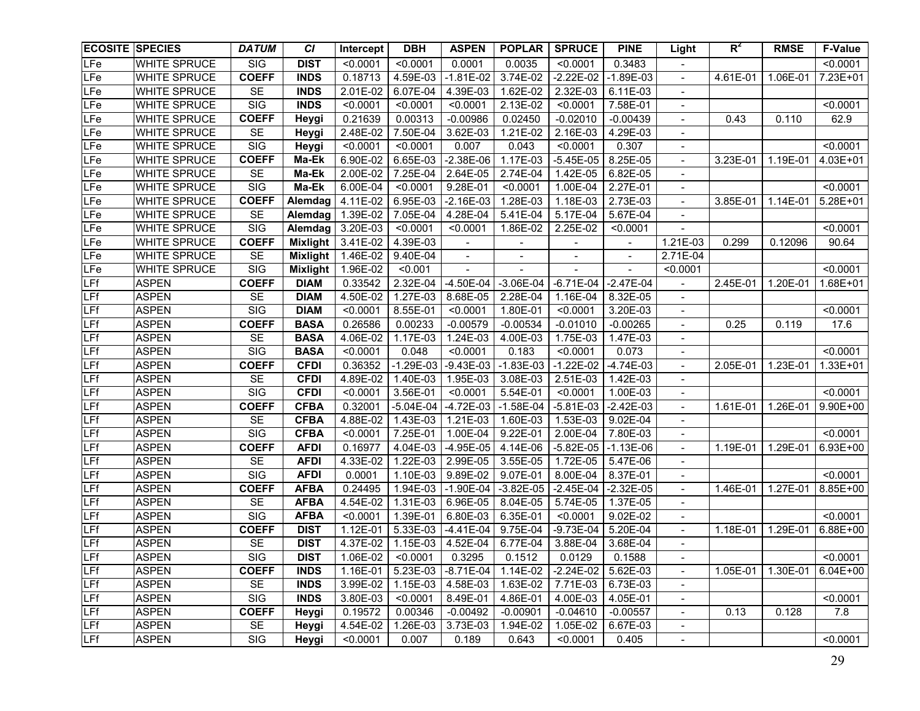| ECOSITE | SPECIES | *DATUM* | *CI* | Intercept | DBH | ASPEN | POPLAR | SPRUCE | PINE | Light | $R^2$ | RMSE | F-Value |
|---|---|---|---|---|---|---|---|---|---|---|---|---|---|
| LFe | WHITE SPRUCE | SIG | **DIST** | <0.0001 | <0.0001 | 0.0001 | 0.0035 | <0.0001 | 0.3483 | - | | | <0.0001 |
| LFe | WHITE SPRUCE | **COEFF** | **INDS** | 0.18713 | 4.59E-03 | -1.81E-02 | 3.74E-02 | -2.22E-02 | -1.89E-03 | - | 4.61E-01 | 1.06E-01 | 7.23E+01 |
| LFe | WHITE SPRUCE | SE | **INDS** | 2.01E-02 | 6.07E-04 | 4.39E-03 | 1.62E-02 | 2.32E-03 | 6.11E-03 | - | | | |
| LFe | WHITE SPRUCE | SIG | **INDS** | <0.0001 | <0.0001 | <0.0001 | 2.13E-02 | <0.0001 | 7.58E-01 | - | | | <0.0001 |
| LFe | WHITE SPRUCE | **COEFF** | **Heygi** | 0.21639 | 0.00313 | -0.00986 | 0.02450 | -0.02010 | -0.00439 | - | 0.43 | 0.110 | 62.9 |
| LFe | WHITE SPRUCE | SE | **Heygi** | 2.48E-02 | 7.50E-04 | 3.62E-03 | 1.21E-02 | 2.16E-03 | 4.29E-03 | - | | | |
| LFe | WHITE SPRUCE | SIG | **Heygi** | <0.0001 | <0.0001 | 0.007 | 0.043 | <0.0001 | 0.307 | - | | | <0.0001 |
| LFe | WHITE SPRUCE | **COEFF** | **Ma-Ek** | 6.90E-02 | 6.65E-03 | -2.38E-06 | 1.17E-03 | -5.45E-05 | 8.25E-05 | - | 3.23E-01 | 1.19E-01 | 4.03E+01 |
| LFe | WHITE SPRUCE | SE | **Ma-Ek** | 2.00E-02 | 7.25E-04 | 2.64E-05 | 2.74E-04 | 1.42E-05 | 6.82E-05 | - | | | |
| LFe | WHITE SPRUCE | SIG | **Ma-Ek** | 6.00E-04 | <0.0001 | 9.28E-01 | <0.0001 | 1.00E-04 | 2.27E-01 | - | | | <0.0001 |
| LFe | WHITE SPRUCE | **COEFF** | **Alemdag** | 4.11E-02 | 6.95E-03 | -2.16E-03 | 1.28E-03 | 1.18E-03 | 2.73E-03 | - | 3.85E-01 | 1.14E-01 | 5.28E+01 |
| LFe | WHITE SPRUCE | SE | **Alemdag** | 1.39E-02 | 7.05E-04 | 4.28E-04 | 5.41E-04 | 5.17E-04 | 5.67E-04 | - | | | |
| LFe | WHITE SPRUCE | SIG | **Alemdag** | 3.20E-03 | <0.0001 | <0.0001 | 1.86E-02 | 2.25E-02 | <0.0001 | - | | | <0.0001 |
| LFe | WHITE SPRUCE | **COEFF** | **Mixlight** | 3.41E-02 | 4.39E-03 | - | - | - | - | 1.21E-03 | 0.299 | 0.12096 | 90.64 |
| LFe | WHITE SPRUCE | SE | **Mixlight** | 1.46E-02 | 9.40E-04 | - | - | - | - | 2.71E-04 | | | |
| LFe | WHITE SPRUCE | SIG | **Mixlight** | 1.96E-02 | <0.001 | - | - | - | - | <0.0001 | | | <0.0001 |
| LFf | ASPEN | **COEFF** | **DIAM** | 0.33542 | 2.32E-04 | -4.50E-04 | -3.06E-04 | -6.71E-04 | -2.47E-04 | - | 2.45E-01 | 1.20E-01 | 1.68E+01 |
| LFf | ASPEN | SE | **DIAM** | 4.50E-02 | 1.27E-03 | 8.68E-05 | 2.28E-04 | 1.16E-04 | 8.32E-05 | - | | | |
| LFf | ASPEN | SIG | **DIAM** | <0.0001 | 8.55E-01 | <0.0001 | 1.80E-01 | <0.0001 | 3.20E-03 | - | | | <0.0001 |
| LFf | ASPEN | **COEFF** | **BASA** | 0.26586 | 0.00233 | -0.00579 | -0.00534 | -0.01010 | -0.00265 | - | 0.25 | 0.119 | 17.6 |
| LFf | ASPEN | SE | **BASA** | 4.06E-02 | 1.17E-03 | 1.24E-03 | 4.00E-03 | 1.75E-03 | 1.47E-03 | - | | | |
| LFf | ASPEN | SIG | **BASA** | <0.0001 | 0.048 | <0.0001 | 0.183 | <0.0001 | 0.073 | - | | | <0.0001 |
| LFf | ASPEN | **COEFF** | **CFDI** | 0.36352 | -1.29E-03 | -9.43E-03 | -1.83E-03 | -1.22E-02 | -4.74E-03 | - | 2.05E-01 | 1.23E-01 | 1.33E+01 |
| LFf | ASPEN | SE | **CFDI** | 4.89E-02 | 1.40E-03 | 1.95E-03 | 3.08E-03 | 2.51E-03 | 1.42E-03 | - | | | |
| LFf | ASPEN | SIG | **CFDI** | <0.0001 | 3.56E-01 | <0.0001 | 5.54E-01 | <0.0001 | 1.00E-03 | - | | | <0.0001 |
| LFf | ASPEN | **COEFF** | **CFBA** | 0.32001 | -5.04E-04 | -4.72E-03 | -1.58E-04 | -5.81E-03 | -2.42E-03 | - | 1.61E-01 | 1.26E-01 | 9.90E+00 |
| LFf | ASPEN | SE | **CFBA** | 4.88E-02 | 1.43E-03 | 1.21E-03 | 1.60E-03 | 1.53E-03 | 9.02E-04 | - | | | |
| LFf | ASPEN | SIG | **CFBA** | <0.0001 | 7.25E-01 | 1.00E-04 | 9.22E-01 | 2.00E-04 | 7.80E-03 | - | | | <0.0001 |
| LFf | ASPEN | **COEFF** | **AFDI** | 0.16977 | 4.04E-03 | -4.95E-05 | 4.14E-06 | -5.82E-05 | -1.13E-06 | - | 1.19E-01 | 1.29E-01 | 6.93E+00 |
| LFf | ASPEN | SE | **AFDI** | 4.33E-02 | 1.22E-03 | 2.99E-05 | 3.55E-05 | 1.72E-05 | 5.47E-06 | - | | | |
| LFf | ASPEN | SIG | **AFDI** | 0.0001 | 1.10E-03 | 9.89E-02 | 9.07E-01 | 8.00E-04 | 8.37E-01 | - | | | <0.0001 |
| LFf | ASPEN | **COEFF** | **AFBA** | 0.24495 | 1.94E-03 | -1.90E-04 | -3.82E-05 | -2.45E-04 | -2.32E-05 | - | 1.46E-01 | 1.27E-01 | 8.85E+00 |
| LFf | ASPEN | SE | **AFBA** | 4.54E-02 | 1.31E-03 | 6.96E-05 | 8.04E-05 | 5.74E-05 | 1.37E-05 | - | | | |
| LFf | ASPEN | SIG | **AFBA** | <0.0001 | 1.39E-01 | 6.80E-03 | 6.35E-01 | <0.0001 | 9.02E-02 | - | | | <0.0001 |
| LFf | ASPEN | **COEFF** | **DIST** | 1.12E-01 | 5.33E-03 | -4.41E-04 | 9.75E-04 | -9.73E-04 | 5.20E-04 | - | 1.18E-01 | 1.29E-01 | 6.88E+00 |
| LFf | ASPEN | SE | **DIST** | 4.37E-02 | 1.15E-03 | 4.52E-04 | 6.77E-04 | 3.88E-04 | 3.68E-04 | - | | | |
| LFf | ASPEN | SIG | **DIST** | 1.06E-02 | <0.0001 | 0.3295 | 0.1512 | 0.0129 | 0.1588 | - | | | <0.0001 |
| LFf | ASPEN | **COEFF** | **INDS** | 1.16E-01 | 5.23E-03 | -8.71E-04 | 1.14E-02 | -2.24E-02 | 5.62E-03 | - | 1.05E-01 | 1.30E-01 | 6.04E+00 |
| LFf | ASPEN | SE | **INDS** | 3.99E-02 | 1.15E-03 | 4.58E-03 | 1.63E-02 | 7.71E-03 | 6.73E-03 | - | | | |
| LFf | ASPEN | SIG | **INDS** | 3.80E-03 | <0.0001 | 8.49E-01 | 4.86E-01 | 4.00E-03 | 4.05E-01 | - | | | <0.0001 |
| LFf | ASPEN | **COEFF** | **Heygi** | 0.19572 | 0.00346 | -0.00492 | -0.00901 | -0.04610 | -0.00557 | - | 0.13 | 0.128 | 7.8 |
| LFf | ASPEN | SE | **Heygi** | 4.54E-02 | 1.26E-03 | 3.73E-03 | 1.94E-02 | 1.05E-02 | 6.67E-03 | - | | | |
| LFf | ASPEN | SIG | **Heygi** | <0.0001 | 0.007 | 0.189 | 0.643 | <0.0001 | 0.405 | - | | | <0.0001 |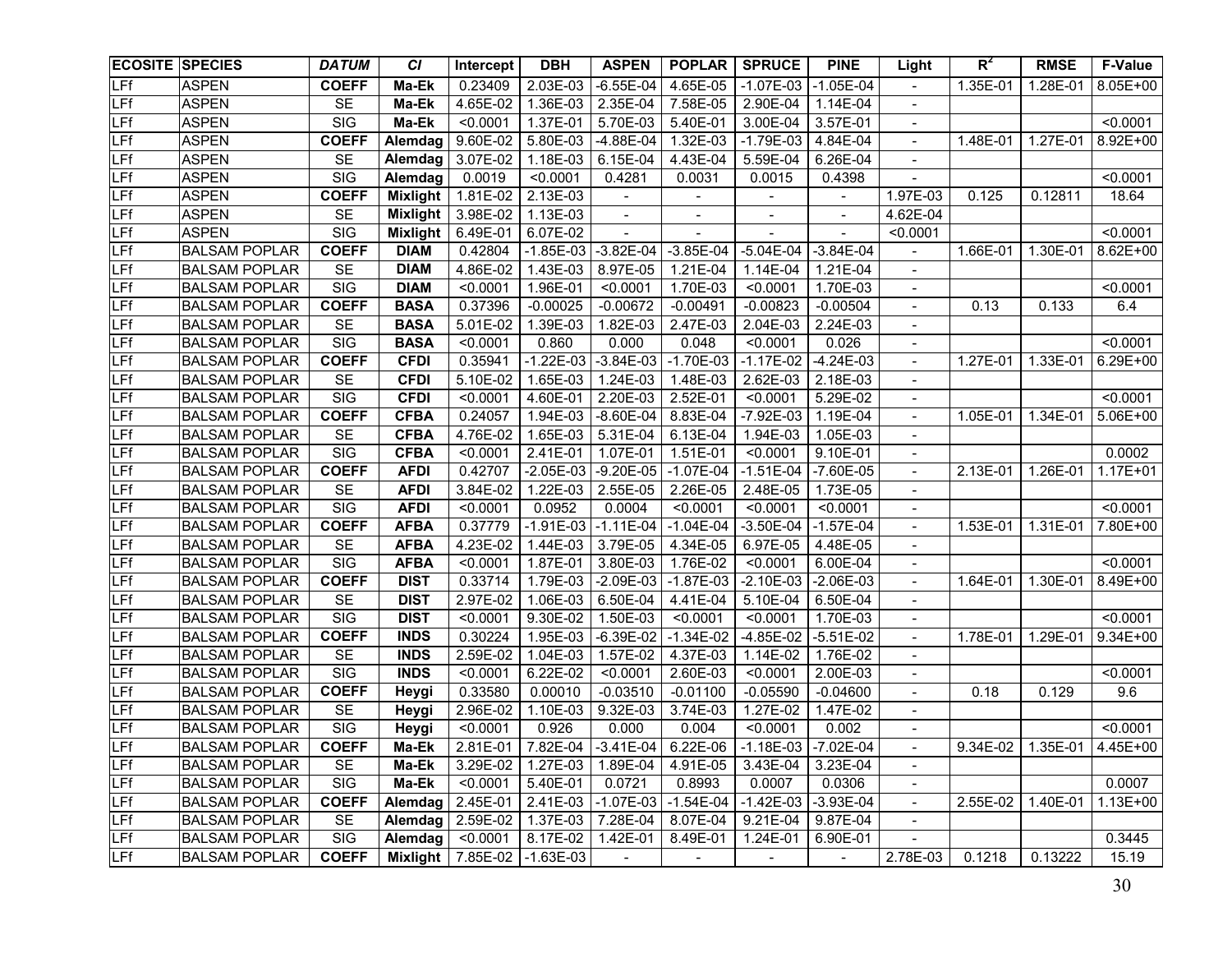| ECOSITE | SPECIES | *DATUM* | *CI* | Intercept | DBH | ASPEN | POPLAR | SPRUCE | PINE | Light | $R^2$ | RMSE | F-Value |
|---|---|---|---|---|---|---|---|---|---|---|---|---|---|
| LFf | ASPEN | **COEFF** | **Ma-Ek** | 0.23409 | 2.03E-03 | -6.55E-04 | 4.65E-05 | -1.07E-03 | -1.05E-04 | - | 1.35E-01 | 1.28E-01 | 8.05E+00 |
| LFf | ASPEN | SE | **Ma-Ek** | 4.65E-02 | 1.36E-03 | 2.35E-04 | 7.58E-05 | 2.90E-04 | 1.14E-04 | - | | | |
| LFf | ASPEN | SIG | **Ma-Ek** | <0.0001 | 1.37E-01 | 5.70E-03 | 5.40E-01 | 3.00E-04 | 3.57E-01 | - | | | <0.0001 |
| LFf | ASPEN | **COEFF** | **Alemdag** | 9.60E-02 | 5.80E-03 | -4.88E-04 | 1.32E-03 | -1.79E-03 | 4.84E-04 | - | 1.48E-01 | 1.27E-01 | 8.92E+00 |
| LFf | ASPEN | SE | **Alemdag** | 3.07E-02 | 1.18E-03 | 6.15E-04 | 4.43E-04 | 5.59E-04 | 6.26E-04 | - | | | |
| LFf | ASPEN | SIG | **Alemdag** | 0.0019 | <0.0001 | 0.4281 | 0.0031 | 0.0015 | 0.4398 | - | | | <0.0001 |
| LFf | ASPEN | **COEFF** | **Mixlight** | 1.81E-02 | 2.13E-03 | - | - | - | - | 1.97E-03 | 0.125 | 0.12811 | 18.64 |
| LFf | ASPEN | SE | **Mixlight** | 3.98E-02 | 1.13E-03 | - | - | - | - | 4.62E-04 | | | |
| LFf | ASPEN | SIG | **Mixlight** | 6.49E-01 | 6.07E-02 | - | - | - | - | <0.0001 | | | <0.0001 |
| LFf | BALSAM POPLAR | **COEFF** | **DIAM** | 0.42804 | -1.85E-03 | -3.82E-04 | -3.85E-04 | -5.04E-04 | -3.84E-04 | - | 1.66E-01 | 1.30E-01 | 8.62E+00 |
| LFf | BALSAM POPLAR | SE | **DIAM** | 4.86E-02 | 1.43E-03 | 8.97E-05 | 1.21E-04 | 1.14E-04 | 1.21E-04 | - | | | |
| LFf | BALSAM POPLAR | SIG | **DIAM** | <0.0001 | 1.96E-01 | <0.0001 | 1.70E-03 | <0.0001 | 1.70E-03 | - | | | <0.0001 |
| LFf | BALSAM POPLAR | **COEFF** | **BASA** | 0.37396 | -0.00025 | -0.00672 | -0.00491 | -0.00823 | -0.00504 | - | 0.13 | 0.133 | 6.4 |
| LFf | BALSAM POPLAR | SE | **BASA** | 5.01E-02 | 1.39E-03 | 1.82E-03 | 2.47E-03 | 2.04E-03 | 2.24E-03 | - | | | |
| LFf | BALSAM POPLAR | SIG | **BASA** | <0.0001 | 0.860 | 0.000 | 0.048 | <0.0001 | 0.026 | - | | | <0.0001 |
| LFf | BALSAM POPLAR | **COEFF** | **CFDI** | 0.35941 | -1.22E-03 | -3.84E-03 | -1.70E-03 | -1.17E-02 | -4.24E-03 | - | 1.27E-01 | 1.33E-01 | 6.29E+00 |
| LFf | BALSAM POPLAR | SE | **CFDI** | 5.10E-02 | 1.65E-03 | 1.24E-03 | 1.48E-03 | 2.62E-03 | 2.18E-03 | - | | | |
| LFf | BALSAM POPLAR | SIG | **CFDI** | <0.0001 | 4.60E-01 | 2.20E-03 | 2.52E-01 | <0.0001 | 5.29E-02 | - | | | <0.0001 |
| LFf | BALSAM POPLAR | **COEFF** | **CFBA** | 0.24057 | 1.94E-03 | -8.60E-04 | 8.83E-04 | -7.92E-03 | 1.19E-04 | - | 1.05E-01 | 1.34E-01 | 5.06E+00 |
| LFf | BALSAM POPLAR | SE | **CFBA** | 4.76E-02 | 1.65E-03 | 5.31E-04 | 6.13E-04 | 1.94E-03 | 1.05E-03 | - | | | |
| LFf | BALSAM POPLAR | SIG | **CFBA** | <0.0001 | 2.41E-01 | 1.07E-01 | 1.51E-01 | <0.0001 | 9.10E-01 | - | | | 0.0002 |
| LFf | BALSAM POPLAR | **COEFF** | **AFDI** | 0.42707 | -2.05E-03 | -9.20E-05 | -1.07E-04 | -1.51E-04 | -7.60E-05 | - | 2.13E-01 | 1.26E-01 | 1.17E+01 |
| LFf | BALSAM POPLAR | SE | **AFDI** | 3.84E-02 | 1.22E-03 | 2.55E-05 | 2.26E-05 | 2.48E-05 | 1.73E-05 | - | | | |
| LFf | BALSAM POPLAR | SIG | **AFDI** | <0.0001 | 0.0952 | 0.0004 | <0.0001 | <0.0001 | <0.0001 | - | | | <0.0001 |
| LFf | BALSAM POPLAR | **COEFF** | **AFBA** | 0.37779 | -1.91E-03 | -1.11E-04 | -1.04E-04 | -3.50E-04 | -1.57E-04 | - | 1.53E-01 | 1.31E-01 | 7.80E+00 |
| LFf | BALSAM POPLAR | SE | **AFBA** | 4.23E-02 | 1.44E-03 | 3.79E-05 | 4.34E-05 | 6.97E-05 | 4.48E-05 | - | | | |
| LFf | BALSAM POPLAR | SIG | **AFBA** | <0.0001 | 1.87E-01 | 3.80E-03 | 1.76E-02 | <0.0001 | 6.00E-04 | - | | | <0.0001 |
| LFf | BALSAM POPLAR | **COEFF** | **DIST** | 0.33714 | 1.79E-03 | -2.09E-03 | -1.87E-03 | -2.10E-03 | -2.06E-03 | - | 1.64E-01 | 1.30E-01 | 8.49E+00 |
| LFf | BALSAM POPLAR | SE | **DIST** | 2.97E-02 | 1.06E-03 | 6.50E-04 | 4.41E-04 | 5.10E-04 | 6.50E-04 | - | | | |
| LFf | BALSAM POPLAR | SIG | **DIST** | <0.0001 | 9.30E-02 | 1.50E-03 | <0.0001 | <0.0001 | 1.70E-03 | - | | | <0.0001 |
| LFf | BALSAM POPLAR | **COEFF** | **INDS** | 0.30224 | 1.95E-03 | -6.39E-02 | -1.34E-02 | -4.85E-02 | -5.51E-02 | - | 1.78E-01 | 1.29E-01 | 9.34E+00 |
| LFf | BALSAM POPLAR | SE | **INDS** | 2.59E-02 | 1.04E-03 | 1.57E-02 | 4.37E-03 | 1.14E-02 | 1.76E-02 | - | | | |
| LFf | BALSAM POPLAR | SIG | **INDS** | <0.0001 | 6.22E-02 | <0.0001 | 2.60E-03 | <0.0001 | 2.00E-03 | - | | | <0.0001 |
| LFf | BALSAM POPLAR | **COEFF** | **Heygi** | 0.33580 | 0.00010 | -0.03510 | -0.01100 | -0.05590 | -0.04600 | - | 0.18 | 0.129 | 9.6 |
| LFf | BALSAM POPLAR | SE | **Heygi** | 2.96E-02 | 1.10E-03 | 9.32E-03 | 3.74E-03 | 1.27E-02 | 1.47E-02 | - | | | |
| LFf | BALSAM POPLAR | SIG | **Heygi** | <0.0001 | 0.926 | 0.000 | 0.004 | <0.0001 | 0.002 | - | | | <0.0001 |
| LFf | BALSAM POPLAR | **COEFF** | **Ma-Ek** | 2.81E-01 | 7.82E-04 | -3.41E-04 | 6.22E-06 | -1.18E-03 | -7.02E-04 | - | 9.34E-02 | 1.35E-01 | 4.45E+00 |
| LFf | BALSAM POPLAR | SE | **Ma-Ek** | 3.29E-02 | 1.27E-03 | 1.89E-04 | 4.91E-05 | 3.43E-04 | 3.23E-04 | - | | | |
| LFf | BALSAM POPLAR | SIG | **Ma-Ek** | <0.0001 | 5.40E-01 | 0.0721 | 0.8993 | 0.0007 | 0.0306 | - | | | 0.0007 |
| LFf | BALSAM POPLAR | **COEFF** | **Alemdag** | 2.45E-01 | 2.41E-03 | -1.07E-03 | -1.54E-04 | -1.42E-03 | -3.93E-04 | - | 2.55E-02 | 1.40E-01 | 1.13E+00 |
| LFf | BALSAM POPLAR | SE | **Alemdag** | 2.59E-02 | 1.37E-03 | 7.28E-04 | 8.07E-04 | 9.21E-04 | 9.87E-04 | - | | | |
| LFf | BALSAM POPLAR | SIG | **Alemdag** | <0.0001 | 8.17E-02 | 1.42E-01 | 8.49E-01 | 1.24E-01 | 6.90E-01 | - | | | 0.3445 |
| LFf | BALSAM POPLAR | **COEFF** | **Mixlight** | 7.85E-02 | -1.63E-03 | - | - | - | - | 2.78E-03 | 0.1218 | 0.13222 | 15.19 |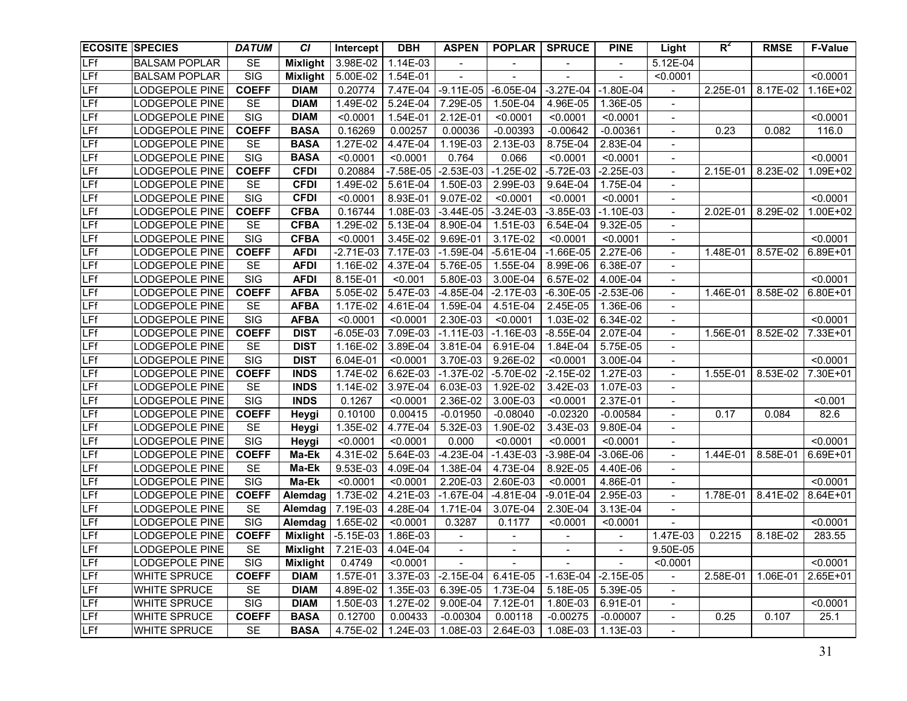| ECOSITE | SPECIES | *DATUM* | *CI* | Intercept | DBH | ASPEN | POPLAR | SPRUCE | PINE | Light | $R^2$ | RMSE | F-Value |
|---|---|---|---|---|---|---|---|---|---|---|---|---|---|
| LFf | BALSAM POPLAR | SE | **Mixlight** | 3.98E-02 | 1.14E-03 | - | - | - | - | 5.12E-04 | | | |
| LFf | BALSAM POPLAR | SIG | **Mixlight** | 5.00E-02 | 1.54E-01 | - | - | - | - | <0.0001 | | | <0.0001 |
| LFf | LODGEPOLE PINE | **COEFF** | **DIAM** | 0.20774 | 7.47E-04 | -9.11E-05 | -6.05E-04 | -3.27E-04 | -1.80E-04 | - | 2.25E-01 | 8.17E-02 | 1.16E+02 |
| LFf | LODGEPOLE PINE | SE | **DIAM** | 1.49E-02 | 5.24E-04 | 7.29E-05 | 1.50E-04 | 4.96E-05 | 1.36E-05 | - | | | |
| LFf | LODGEPOLE PINE | SIG | **DIAM** | <0.0001 | 1.54E-01 | 2.12E-01 | <0.0001 | <0.0001 | <0.0001 | - | | | <0.0001 |
| LFf | LODGEPOLE PINE | **COEFF** | **BASA** | 0.16269 | 0.00257 | 0.00036 | -0.00393 | -0.00642 | -0.00361 | - | 0.23 | 0.082 | 116.0 |
| LFf | LODGEPOLE PINE | SE | **BASA** | 1.27E-02 | 4.47E-04 | 1.19E-03 | 2.13E-03 | 8.75E-04 | 2.83E-04 | - | | | |
| LFf | LODGEPOLE PINE | SIG | **BASA** | <0.0001 | <0.0001 | 0.764 | 0.066 | <0.0001 | <0.0001 | - | | | <0.0001 |
| LFf | LODGEPOLE PINE | **COEFF** | **CFDI** | 0.20884 | -7.58E-05 | -2.53E-03 | -1.25E-02 | -5.72E-03 | -2.25E-03 | - | 2.15E-01 | 8.23E-02 | 1.09E+02 |
| LFf | LODGEPOLE PINE | SE | **CFDI** | 1.49E-02 | 5.61E-04 | 1.50E-03 | 2.99E-03 | 9.64E-04 | 1.75E-04 | - | | | |
| LFf | LODGEPOLE PINE | SIG | **CFDI** | <0.0001 | 8.93E-01 | 9.07E-02 | <0.0001 | <0.0001 | <0.0001 | - | | | <0.0001 |
| LFf | LODGEPOLE PINE | **COEFF** | **CFBA** | 0.16744 | 1.08E-03 | -3.44E-05 | -3.24E-03 | -3.85E-03 | -1.10E-03 | - | 2.02E-01 | 8.29E-02 | 1.00E+02 |
| LFf | LODGEPOLE PINE | SE | **CFBA** | 1.29E-02 | 5.13E-04 | 8.90E-04 | 1.51E-03 | 6.54E-04 | 9.32E-05 | - | | | |
| LFf | LODGEPOLE PINE | SIG | **CFBA** | <0.0001 | 3.45E-02 | 9.69E-01 | 3.17E-02 | <0.0001 | <0.0001 | - | | | <0.0001 |
| LFf | LODGEPOLE PINE | **COEFF** | **AFDI** | -2.71E-03 | 7.17E-03 | -1.59E-04 | -5.61E-04 | -1.66E-05 | 2.27E-06 | - | 1.48E-01 | 8.57E-02 | 6.89E+01 |
| LFf | LODGEPOLE PINE | SE | **AFDI** | 1.16E-02 | 4.37E-04 | 5.76E-05 | 1.55E-04 | 8.99E-06 | 6.38E-07 | - | | | |
| LFf | LODGEPOLE PINE | SIG | **AFDI** | 8.15E-01 | <0.001 | 5.80E-03 | 3.00E-04 | 6.57E-02 | 4.00E-04 | - | | | <0.0001 |
| LFf | LODGEPOLE PINE | **COEFF** | **AFBA** | 5.05E-02 | 5.47E-03 | -4.85E-04 | -2.17E-03 | -6.30E-05 | -2.53E-06 | - | 1.46E-01 | 8.58E-02 | 6.80E+01 |
| LFf | LODGEPOLE PINE | SE | **AFBA** | 1.17E-02 | 4.61E-04 | 1.59E-04 | 4.51E-04 | 2.45E-05 | 1.36E-06 | - | | | |
| LFf | LODGEPOLE PINE | SIG | **AFBA** | <0.0001 | <0.0001 | 2.30E-03 | <0.0001 | 1.03E-02 | 6.34E-02 | - | | | <0.0001 |
| LFf | LODGEPOLE PINE | **COEFF** | **DIST** | -6.05E-03 | 7.09E-03 | -1.11E-03 | -1.16E-03 | -8.55E-04 | 2.07E-04 | - | 1.56E-01 | 8.52E-02 | 7.33E+01 |
| LFf | LODGEPOLE PINE | SE | **DIST** | 1.16E-02 | 3.89E-04 | 3.81E-04 | 6.91E-04 | 1.84E-04 | 5.75E-05 | - | | | |
| LFf | LODGEPOLE PINE | SIG | **DIST** | 6.04E-01 | <0.0001 | 3.70E-03 | 9.26E-02 | <0.0001 | 3.00E-04 | - | | | <0.0001 |
| LFf | LODGEPOLE PINE | **COEFF** | **INDS** | 1.74E-02 | 6.62E-03 | -1.37E-02 | -5.70E-02 | -2.15E-02 | 1.27E-03 | - | 1.55E-01 | 8.53E-02 | 7.30E+01 |
| LFf | LODGEPOLE PINE | SE | **INDS** | 1.14E-02 | 3.97E-04 | 6.03E-03 | 1.92E-02 | 3.42E-03 | 1.07E-03 | - | | | |
| LFf | LODGEPOLE PINE | SIG | **INDS** | 0.1267 | <0.0001 | 2.36E-02 | 3.00E-03 | <0.0001 | 2.37E-01 | - | | | <0.001 |
| LFf | LODGEPOLE PINE | **COEFF** | **Heygi** | 0.10100 | 0.00415 | -0.01950 | -0.08040 | -0.02320 | -0.00584 | - | 0.17 | 0.084 | 82.6 |
| LFf | LODGEPOLE PINE | SE | **Heygi** | 1.35E-02 | 4.77E-04 | 5.32E-03 | 1.90E-02 | 3.43E-03 | 9.80E-04 | - | | | |
| LFf | LODGEPOLE PINE | SIG | **Heygi** | <0.0001 | <0.0001 | 0.000 | <0.0001 | <0.0001 | <0.0001 | - | | | <0.0001 |
| LFf | LODGEPOLE PINE | **COEFF** | **Ma-Ek** | 4.31E-02 | 5.64E-03 | -4.23E-04 | -1.43E-03 | -3.98E-04 | -3.06E-06 | - | 1.44E-01 | 8.58E-01 | 6.69E+01 |
| LFf | LODGEPOLE PINE | SE | **Ma-Ek** | 9.53E-03 | 4.09E-04 | 1.38E-04 | 4.73E-04 | 8.92E-05 | 4.40E-06 | - | | | |
| LFf | LODGEPOLE PINE | SIG | **Ma-Ek** | <0.0001 | <0.0001 | 2.20E-03 | 2.60E-03 | <0.0001 | 4.86E-01 | - | | | <0.0001 |
| LFf | LODGEPOLE PINE | **COEFF** | **Alemdag** | 1.73E-02 | 4.21E-03 | -1.67E-04 | -4.81E-04 | -9.01E-04 | 2.95E-03 | - | 1.78E-01 | 8.41E-02 | 8.64E+01 |
| LFf | LODGEPOLE PINE | SE | **Alemdag** | 7.19E-03 | 4.28E-04 | 1.71E-04 | 3.07E-04 | 2.30E-04 | 3.13E-04 | - | | | |
| LFf | LODGEPOLE PINE | SIG | **Alemdag** | 1.65E-02 | <0.0001 | 0.3287 | 0.1177 | <0.0001 | <0.0001 | - | | | <0.0001 |
| LFf | LODGEPOLE PINE | **COEFF** | **Mixlight** | -5.15E-03 | 1.86E-03 | - | - | - | - | 1.47E-03 | 0.2215 | 8.18E-02 | 283.55 |
| LFf | LODGEPOLE PINE | SE | **Mixlight** | 7.21E-03 | 4.04E-04 | - | - | - | - | 9.50E-05 | | | |
| LFf | LODGEPOLE PINE | SIG | **Mixlight** | 0.4749 | <0.0001 | - | - | - | - | <0.0001 | | | <0.0001 |
| LFf | WHITE SPRUCE | **COEFF** | **DIAM** | 1.57E-01 | 3.37E-03 | -2.15E-04 | 6.41E-05 | -1.63E-04 | -2.15E-05 | - | 2.58E-01 | 1.06E-01 | 2.65E+01 |
| LFf | WHITE SPRUCE | SE | **DIAM** | 4.89E-02 | 1.35E-03 | 6.39E-05 | 1.73E-04 | 5.18E-05 | 5.39E-05 | - | | | |
| LFf | WHITE SPRUCE | SIG | **DIAM** | 1.50E-03 | 1.27E-02 | 9.00E-04 | 7.12E-01 | 1.80E-03 | 6.91E-01 | - | | | <0.0001 |
| LFf | WHITE SPRUCE | **COEFF** | **BASA** | 0.12700 | 0.00433 | -0.00304 | 0.00118 | -0.00275 | -0.00007 | - | 0.25 | 0.107 | 25.1 |
| LFf | WHITE SPRUCE | SE | **BASA** | 4.75E-02 | 1.24E-03 | 1.08E-03 | 2.64E-03 | 1.08E-03 | 1.13E-03 | - | | | |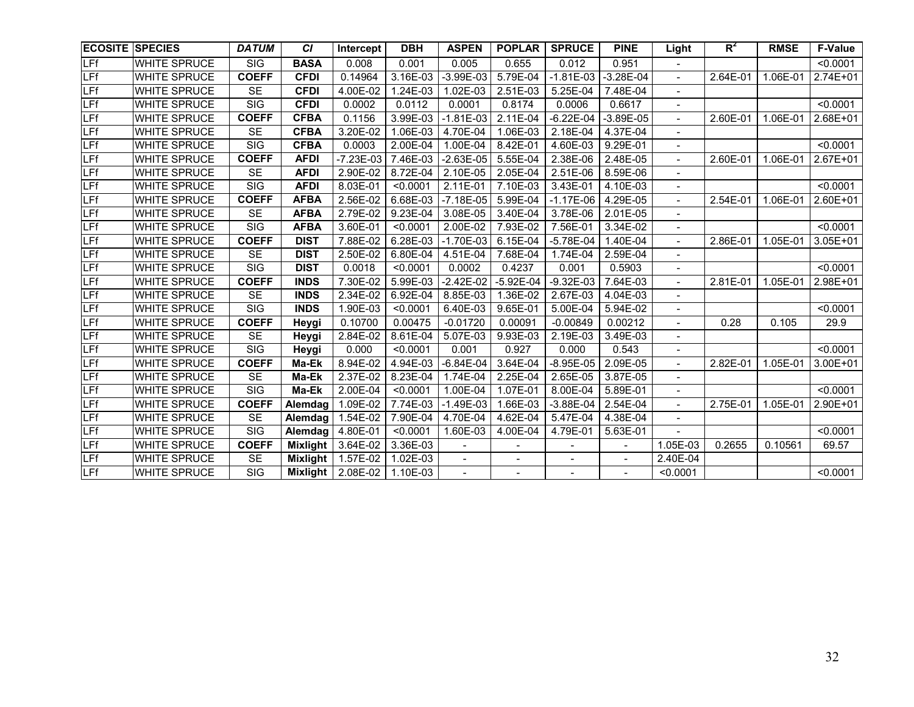| ECOSITE | SPECIES | *DATUM* | *CI* | Intercept | DBH | ASPEN | POPLAR | SPRUCE | PINE | Light | $R^2$ | RMSE | F-Value |
|---|---|---|---|---|---|---|---|---|---|---|---|---|---|
| LFf | WHITE SPRUCE | SIG | **BASA** | 0.008 | 0.001 | 0.005 | 0.655 | 0.012 | 0.951 | - | | | <0.0001 |
| LFf | WHITE SPRUCE | **COEFF** | **CFDI** | 0.14964 | 3.16E-03 | -3.99E-03 | 5.79E-04 | -1.81E-03 | -3.28E-04 | - | 2.64E-01 | 1.06E-01 | 2.74E+01 |
| LFf | WHITE SPRUCE | SE | **CFDI** | 4.00E-02 | 1.24E-03 | 1.02E-03 | 2.51E-03 | 5.25E-04 | 7.48E-04 | - | | | |
| LFf | WHITE SPRUCE | SIG | **CFDI** | 0.0002 | 0.0112 | 0.0001 | 0.8174 | 0.0006 | 0.6617 | - | | | <0.0001 |
| LFf | WHITE SPRUCE | **COEFF** | **CFBA** | 0.1156 | 3.99E-03 | -1.81E-03 | 2.11E-04 | -6.22E-04 | -3.89E-05 | - | 2.60E-01 | 1.06E-01 | 2.68E+01 |
| LFf | WHITE SPRUCE | SE | **CFBA** | 3.20E-02 | 1.06E-03 | 4.70E-04 | 1.06E-03 | 2.18E-04 | 4.37E-04 | - | | | |
| LFf | WHITE SPRUCE | SIG | **CFBA** | 0.0003 | 2.00E-04 | 1.00E-04 | 8.42E-01 | 4.60E-03 | 9.29E-01 | - | | | <0.0001 |
| LFf | WHITE SPRUCE | **COEFF** | **AFDI** | -7.23E-03 | 7.46E-03 | -2.63E-05 | 5.55E-04 | 2.38E-06 | 2.48E-05 | - | 2.60E-01 | 1.06E-01 | 2.67E+01 |
| LFf | WHITE SPRUCE | SE | **AFDI** | 2.90E-02 | 8.72E-04 | 2.10E-05 | 2.05E-04 | 2.51E-06 | 8.59E-06 | - | | | |
| LFf | WHITE SPRUCE | SIG | **AFDI** | 8.03E-01 | <0.0001 | 2.11E-01 | 7.10E-03 | 3.43E-01 | 4.10E-03 | - | | | <0.0001 |
| LFf | WHITE SPRUCE | **COEFF** | **AFBA** | 2.56E-02 | 6.68E-03 | -7.18E-05 | 5.99E-04 | -1.17E-06 | 4.29E-05 | - | 2.54E-01 | 1.06E-01 | 2.60E+01 |
| LFf | WHITE SPRUCE | SE | **AFBA** | 2.79E-02 | 9.23E-04 | 3.08E-05 | 3.40E-04 | 3.78E-06 | 2.01E-05 | - | | | |
| LFf | WHITE SPRUCE | SIG | **AFBA** | 3.60E-01 | <0.0001 | 2.00E-02 | 7.93E-02 | 7.56E-01 | 3.34E-02 | - | | | <0.0001 |
| LFf | WHITE SPRUCE | **COEFF** | **DIST** | 7.88E-02 | 6.28E-03 | -1.70E-03 | 6.15E-04 | -5.78E-04 | 1.40E-04 | - | 2.86E-01 | 1.05E-01 | 3.05E+01 |
| LFf | WHITE SPRUCE | SE | **DIST** | 2.50E-02 | 6.80E-04 | 4.51E-04 | 7.68E-04 | 1.74E-04 | 2.59E-04 | - | | | |
| LFf | WHITE SPRUCE | SIG | **DIST** | 0.0018 | <0.0001 | 0.0002 | 0.4237 | 0.001 | 0.5903 | - | | | <0.0001 |
| LFf | WHITE SPRUCE | **COEFF** | **INDS** | 7.30E-02 | 5.99E-03 | -2.42E-02 | -5.92E-04 | -9.32E-03 | 7.64E-03 | - | 2.81E-01 | 1.05E-01 | 2.98E+01 |
| LFf | WHITE SPRUCE | SE | **INDS** | 2.34E-02 | 6.92E-04 | 8.85E-03 | 1.36E-02 | 2.67E-03 | 4.04E-03 | - | | | |
| LFf | WHITE SPRUCE | SIG | **INDS** | 1.90E-03 | <0.0001 | 6.40E-03 | 9.65E-01 | 5.00E-04 | 5.94E-02 | - | | | <0.0001 |
| LFf | WHITE SPRUCE | **COEFF** | **Heygi** | 0.10700 | 0.00475 | -0.01720 | 0.00091 | -0.00849 | 0.00212 | - | 0.28 | 0.105 | 29.9 |
| LFf | WHITE SPRUCE | SE | **Heygi** | 2.84E-02 | 8.61E-04 | 5.07E-03 | 9.93E-03 | 2.19E-03 | 3.49E-03 | - | | | |
| LFf | WHITE SPRUCE | SIG | **Heygi** | 0.000 | <0.0001 | 0.001 | 0.927 | 0.000 | 0.543 | - | | | <0.0001 |
| LFf | WHITE SPRUCE | **COEFF** | **Ma-Ek** | 8.94E-02 | 4.94E-03 | -6.84E-04 | 3.64E-04 | -8.95E-05 | 2.09E-05 | - | 2.82E-01 | 1.05E-01 | 3.00E+01 |
| LFf | WHITE SPRUCE | SE | **Ma-Ek** | 2.37E-02 | 8.23E-04 | 1.74E-04 | 2.25E-04 | 2.65E-05 | 3.87E-05 | - | | | |
| LFf | WHITE SPRUCE | SIG | **Ma-Ek** | 2.00E-04 | <0.0001 | 1.00E-04 | 1.07E-01 | 8.00E-04 | 5.89E-01 | - | | | <0.0001 |
| LFf | WHITE SPRUCE | **COEFF** | **Alemdag** | 1.09E-02 | 7.74E-03 | -1.49E-03 | 1.66E-03 | -3.88E-04 | 2.54E-04 | - | 2.75E-01 | 1.05E-01 | 2.90E+01 |
| LFf | WHITE SPRUCE | SE | **Alemdag** | 1.54E-02 | 7.90E-04 | 4.70E-04 | 4.62E-04 | 5.47E-04 | 4.38E-04 | - | | | |
| LFf | WHITE SPRUCE | SIG | **Alemdag** | 4.80E-01 | <0.0001 | 1.60E-03 | 4.00E-04 | 4.79E-01 | 5.63E-01 | - | | | <0.0001 |
| LFf | WHITE SPRUCE | **COEFF** | **Mixlight** | 3.64E-02 | 3.36E-03 | - | - | - | - | 1.05E-03 | 0.2655 | 0.10561 | 69.57 |
| LFf | WHITE SPRUCE | SE | **Mixlight** | 1.57E-02 | 1.02E-03 | - | - | - | - | 2.40E-04 | | | |
| LFf | WHITE SPRUCE | SIG | **Mixlight** | 2.08E-02 | 1.10E-03 | - | - | - | - | <0.0001 | | | <0.0001 |